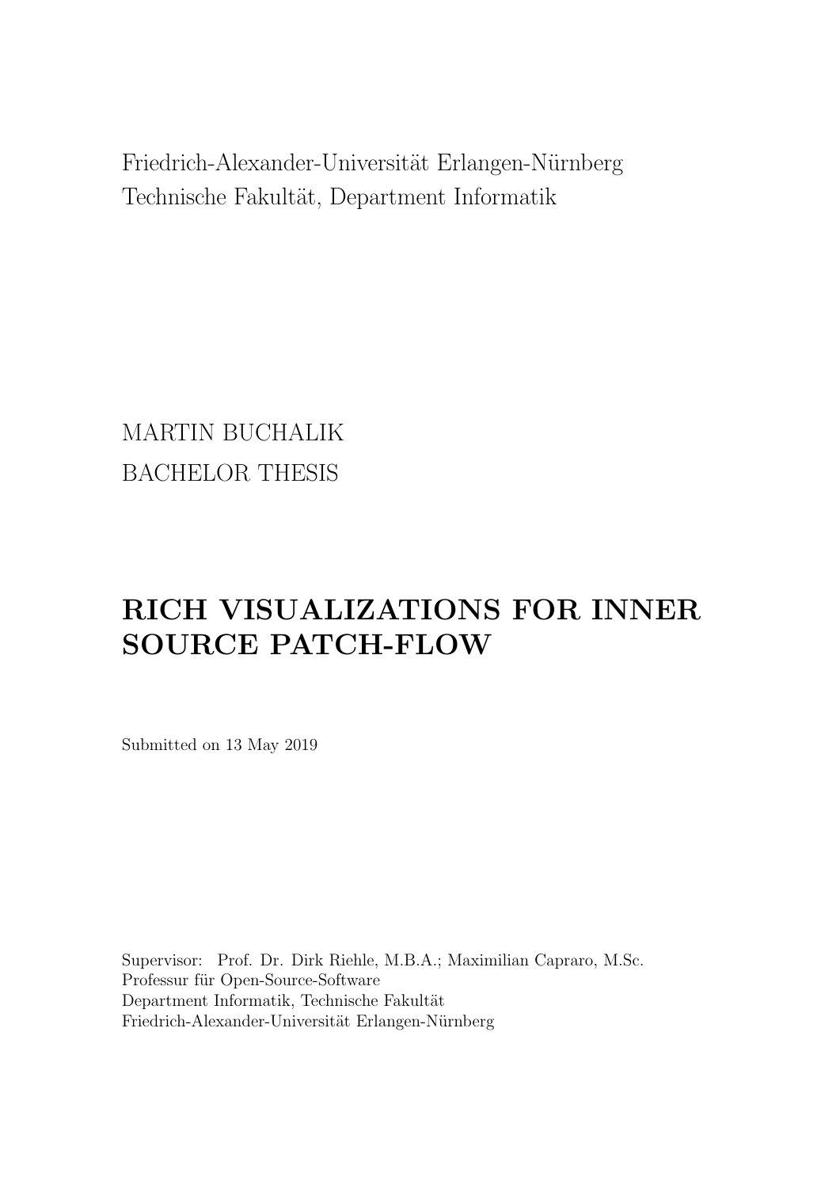Friedrich-Alexander-Universität Erlangen-Nürnberg
Technische Fakultät, Department Informatik

MARTIN BUCHALIK

BACHELOR THESIS

# RICH VISUALIZATIONS FOR INNER SOURCE PATCH-FLOW

Submitted on 13 May 2019

Supervisor: Prof. Dr. Dirk Riehle, M.B.A.; Maximilian Capraro, M.Sc.
Professur für Open-Source-Software
Department Informatik, Technische Fakultät
Friedrich-Alexander-Universität Erlangen-Nürnberg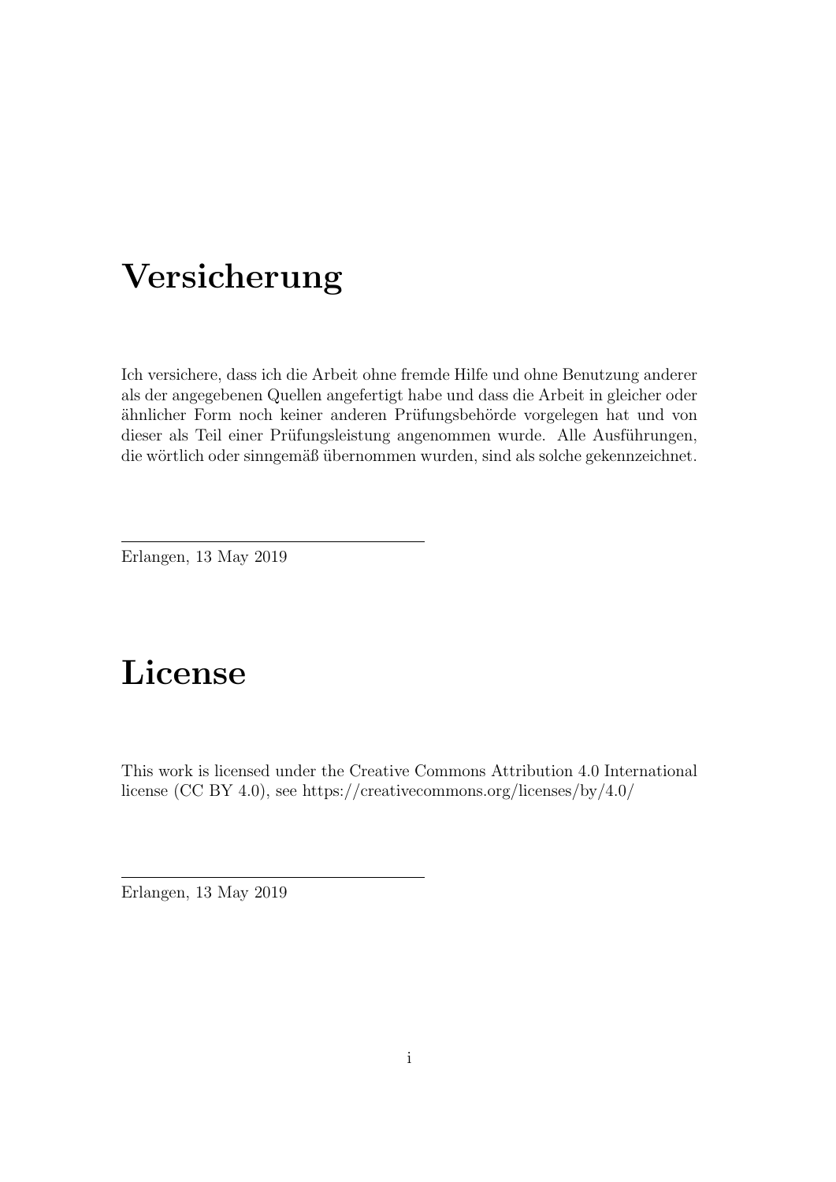# Versicherung

Ich versichere, dass ich die Arbeit ohne fremde Hilfe und ohne Benutzung anderer als der angegebenen Quellen angefertigt habe und dass die Arbeit in gleicher oder ähnlicher Form noch keiner anderen Prüfungsbehörde vorgelegen hat und von dieser als Teil einer Prüfungsleistung angenommen wurde. Alle Ausführungen, die wörtlich oder sinngemäß übernommen wurden, sind als solche gekennzeichnet.

---

Erlangen, 13 May 2019

# License

This work is licensed under the Creative Commons Attribution 4.0 International license (CC BY 4.0), see https://creativecommons.org/licenses/by/4.0/

---

Erlangen, 13 May 2019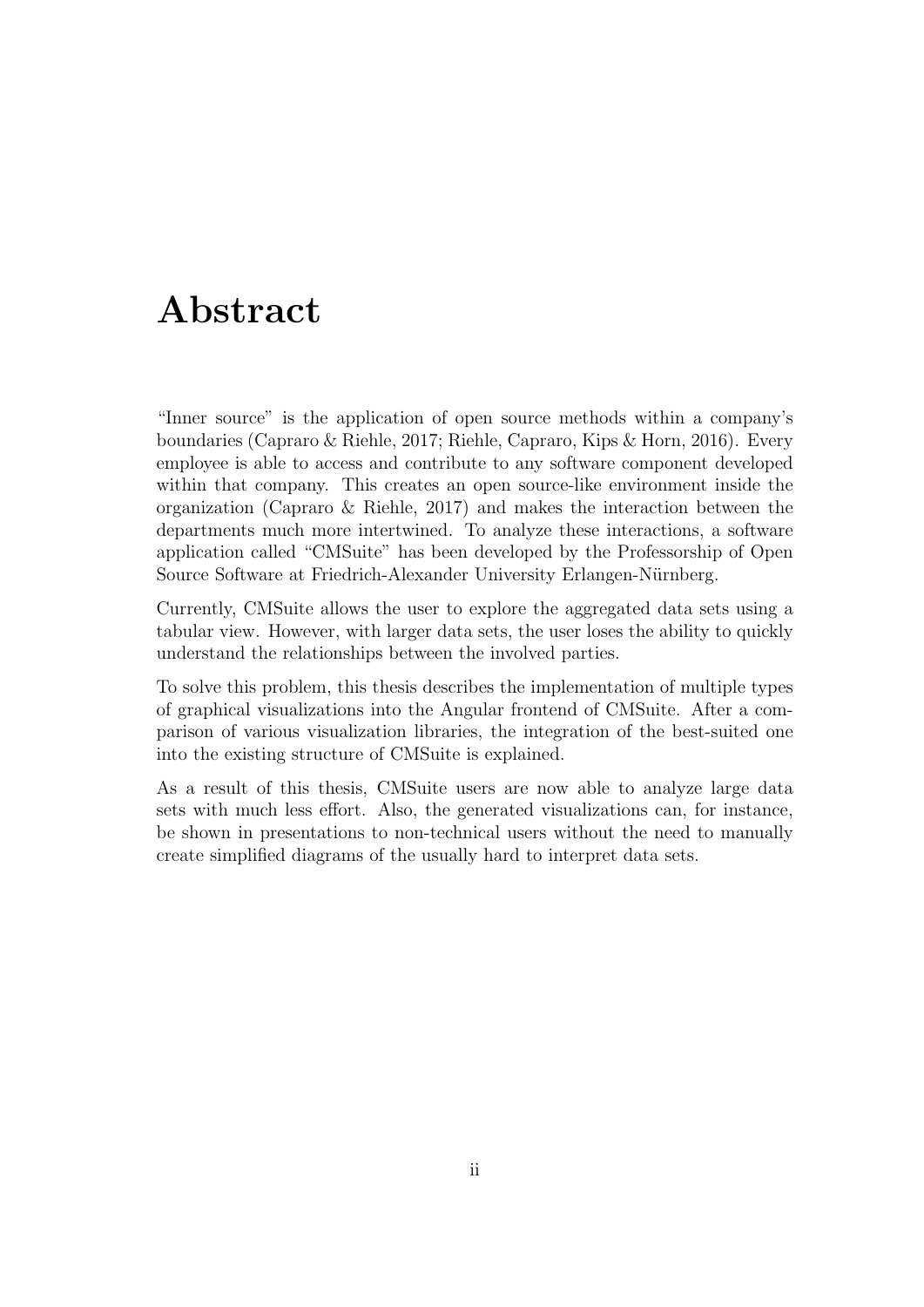# Abstract

"Inner source" is the application of open source methods within a company's boundaries (Capraro & Riehle, 2017; Riehle, Capraro, Kips & Horn, 2016). Every employee is able to access and contribute to any software component developed within that company. This creates an open source-like environment inside the organization (Capraro & Riehle, 2017) and makes the interaction between the departments much more intertwined. To analyze these interactions, a software application called "CMSuite" has been developed by the Professorship of Open Source Software at Friedrich-Alexander University Erlangen-Nürnberg.

Currently, CMSuite allows the user to explore the aggregated data sets using a tabular view. However, with larger data sets, the user loses the ability to quickly understand the relationships between the involved parties.

To solve this problem, this thesis describes the implementation of multiple types of graphical visualizations into the Angular frontend of CMSuite. After a comparison of various visualization libraries, the integration of the best-suited one into the existing structure of CMSuite is explained.

As a result of this thesis, CMSuite users are now able to analyze large data sets with much less effort. Also, the generated visualizations can, for instance, be shown in presentations to non-technical users without the need to manually create simplified diagrams of the usually hard to interpret data sets.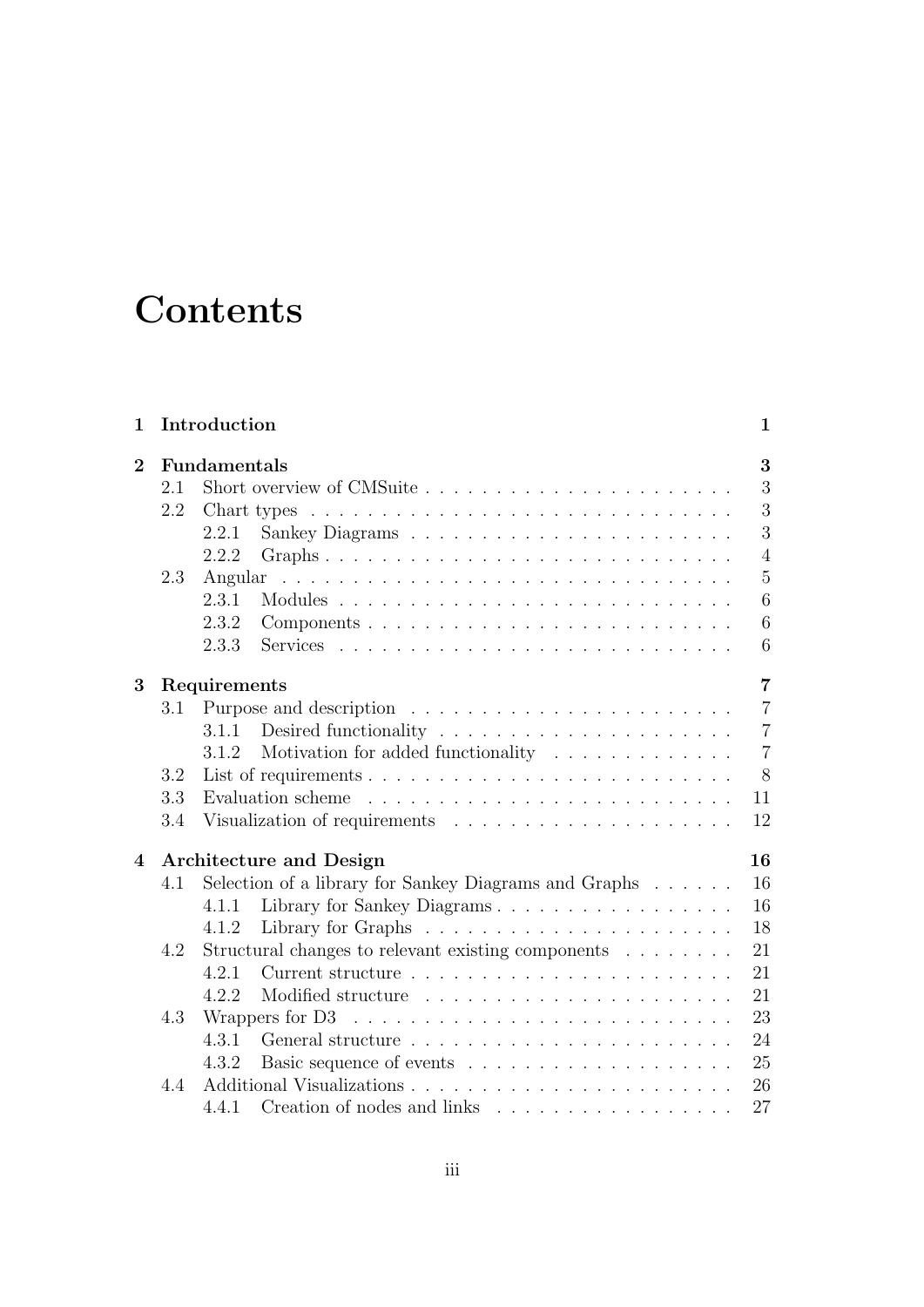# Contents

| | | |
|---|---|---|
| **1** | **Introduction** | **1** |
| **2** | **Fundamentals** | **3** |
| 2.1 | Short overview of CMSuite | 3 |
| 2.2 | Chart types | 3 |
| 2.2.1 | Sankey Diagrams | 3 |
| 2.2.2 | Graphs | 4 |
| 2.3 | Angular | 5 |
| 2.3.1 | Modules | 6 |
| 2.3.2 | Components | 6 |
| 2.3.3 | Services | 6 |
| **3** | **Requirements** | **7** |
| 3.1 | Purpose and description | 7 |
| 3.1.1 | Desired functionality | 7 |
| 3.1.2 | Motivation for added functionality | 7 |
| 3.2 | List of requirements | 8 |
| 3.3 | Evaluation scheme | 11 |
| 3.4 | Visualization of requirements | 12 |
| **4** | **Architecture and Design** | **16** |
| 4.1 | Selection of a library for Sankey Diagrams and Graphs | 16 |
| 4.1.1 | Library for Sankey Diagrams | 16 |
| 4.1.2 | Library for Graphs | 18 |
| 4.2 | Structural changes to relevant existing components | 21 |
| 4.2.1 | Current structure | 21 |
| 4.2.2 | Modified structure | 21 |
| 4.3 | Wrappers for D3 | 23 |
| 4.3.1 | General structure | 24 |
| 4.3.2 | Basic sequence of events | 25 |
| 4.4 | Additional Visualizations | 26 |
| 4.4.1 | Creation of nodes and links | 27 |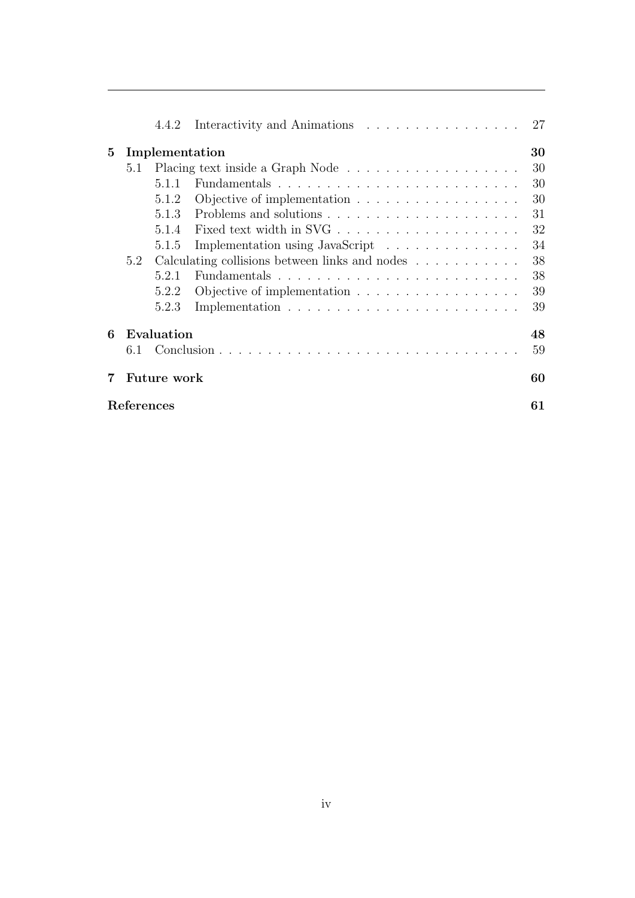- 4.4.2 Interactivity and Animations . . . . . . . . . . . . . . . . 27

**5 Implementation** **30**

- 5.1 Placing text inside a Graph Node . . . . . . . . . . . . . . . . . . 30
  - 5.1.1 Fundamentals . . . . . . . . . . . . . . . . . . . . . . . . . 30
  - 5.1.2 Objective of implementation . . . . . . . . . . . . . . . . . 30
  - 5.1.3 Problems and solutions . . . . . . . . . . . . . . . . . . . . 31
  - 5.1.4 Fixed text width in SVG . . . . . . . . . . . . . . . . . . . 32
  - 5.1.5 Implementation using JavaScript . . . . . . . . . . . . . . 34
- 5.2 Calculating collisions between links and nodes . . . . . . . . . . . 38
  - 5.2.1 Fundamentals . . . . . . . . . . . . . . . . . . . . . . . . . 38
  - 5.2.2 Objective of implementation . . . . . . . . . . . . . . . . . 39
  - 5.2.3 Implementation . . . . . . . . . . . . . . . . . . . . . . . . 39

**6 Evaluation** **48**

- 6.1 Conclusion . . . . . . . . . . . . . . . . . . . . . . . . . . . . . . . 59

**7 Future work** **60**

**References** **61**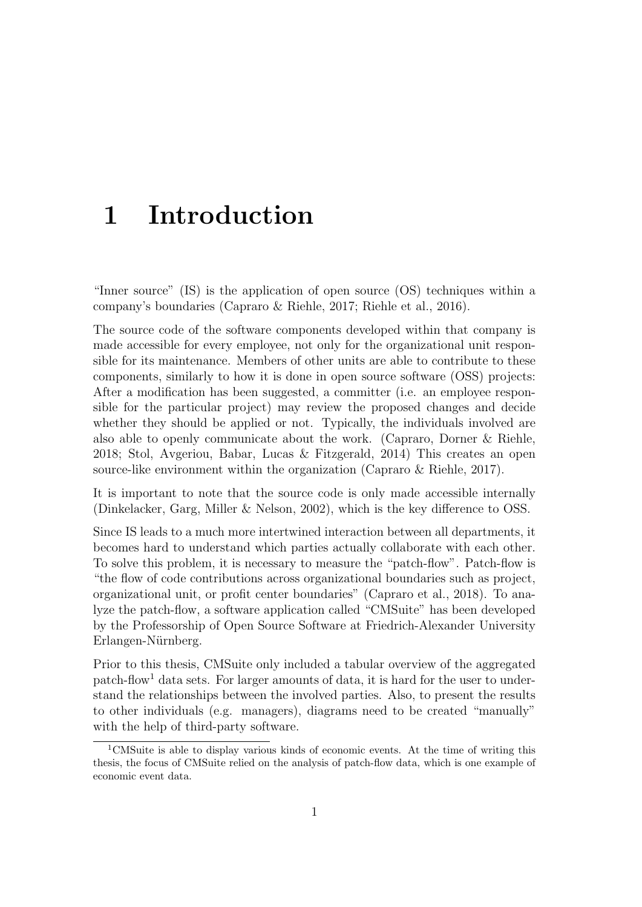# 1 Introduction

"Inner source" (IS) is the application of open source (OS) techniques within a company's boundaries (Capraro & Riehle, 2017; Riehle et al., 2016).

The source code of the software components developed within that company is made accessible for every employee, not only for the organizational unit responsible for its maintenance. Members of other units are able to contribute to these components, similarly to how it is done in open source software (OSS) projects: After a modification has been suggested, a committer (i.e. an employee responsible for the particular project) may review the proposed changes and decide whether they should be applied or not. Typically, the individuals involved are also able to openly communicate about the work. (Capraro, Dorner & Riehle, 2018; Stol, Avgeriou, Babar, Lucas & Fitzgerald, 2014) This creates an open source-like environment within the organization (Capraro & Riehle, 2017).

It is important to note that the source code is only made accessible internally (Dinkelacker, Garg, Miller & Nelson, 2002), which is the key difference to OSS.

Since IS leads to a much more intertwined interaction between all departments, it becomes hard to understand which parties actually collaborate with each other. To solve this problem, it is necessary to measure the "patch-flow". Patch-flow is "the flow of code contributions across organizational boundaries such as project, organizational unit, or profit center boundaries" (Capraro et al., 2018). To analyze the patch-flow, a software application called "CMSuite" has been developed by the Professorship of Open Source Software at Friedrich-Alexander University Erlangen-Nürnberg.

Prior to this thesis, CMSuite only included a tabular overview of the aggregated patch-flow[1] data sets. For larger amounts of data, it is hard for the user to understand the relationships between the involved parties. Also, to present the results to other individuals (e.g. managers), diagrams need to be created "manually" with the help of third-party software.

[1] CMSuite is able to display various kinds of economic events. At the time of writing this thesis, the focus of CMSuite relied on the analysis of patch-flow data, which is one example of economic event data.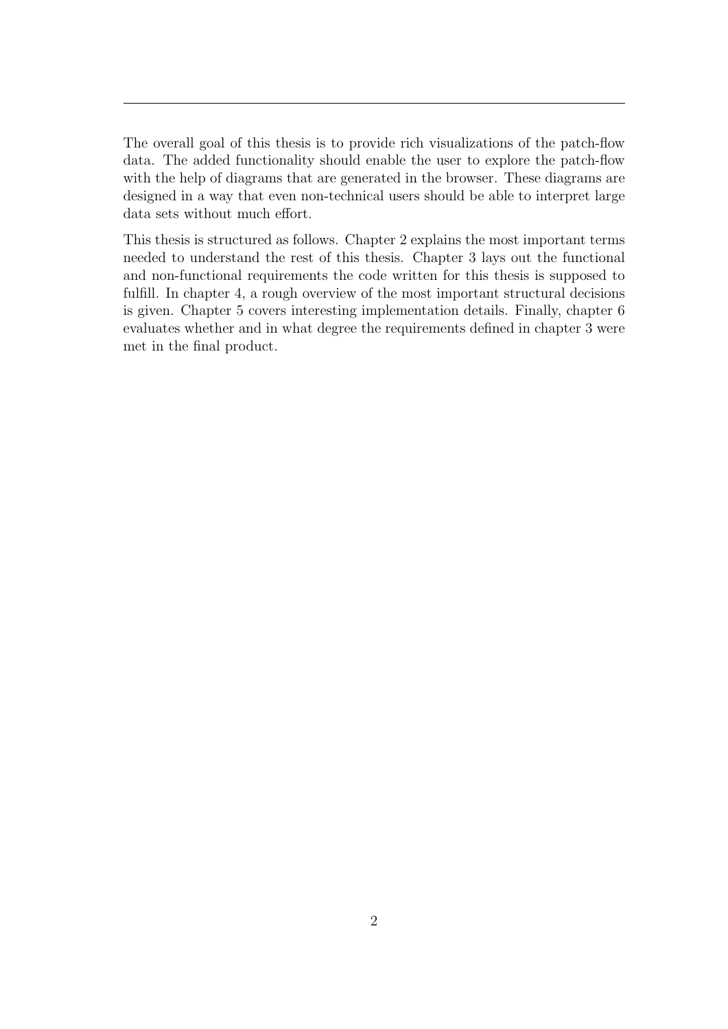The overall goal of this thesis is to provide rich visualizations of the patch-flow data. The added functionality should enable the user to explore the patch-flow with the help of diagrams that are generated in the browser. These diagrams are designed in a way that even non-technical users should be able to interpret large data sets without much effort.

This thesis is structured as follows. Chapter 2 explains the most important terms needed to understand the rest of this thesis. Chapter 3 lays out the functional and non-functional requirements the code written for this thesis is supposed to fulfill. In chapter 4, a rough overview of the most important structural decisions is given. Chapter 5 covers interesting implementation details. Finally, chapter 6 evaluates whether and in what degree the requirements defined in chapter 3 were met in the final product.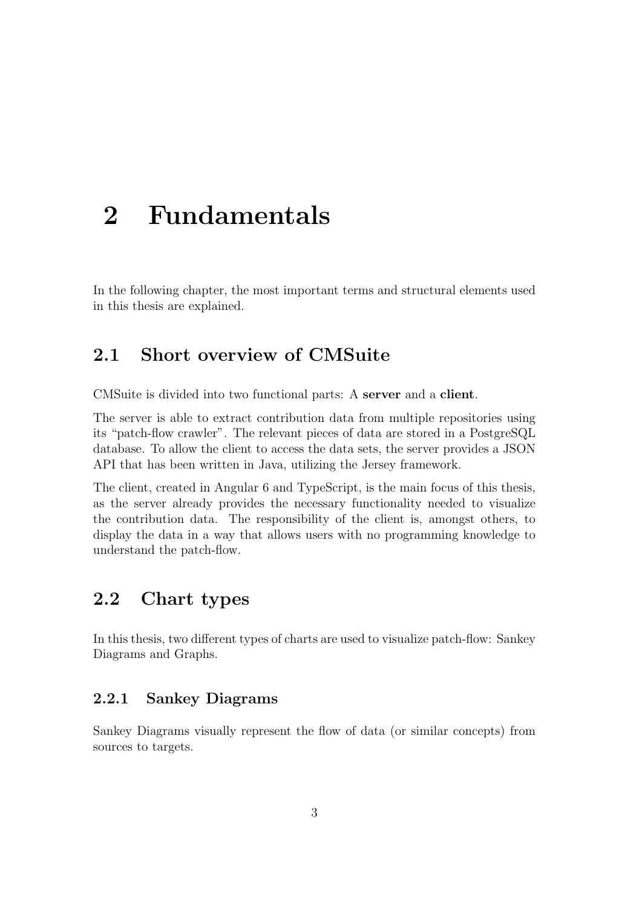# 2 Fundamentals

In the following chapter, the most important terms and structural elements used in this thesis are explained.

## 2.1 Short overview of CMSuite

CMSuite is divided into two functional parts: A **server** and a **client**.

The server is able to extract contribution data from multiple repositories using its "patch-flow crawler". The relevant pieces of data are stored in a PostgreSQL database. To allow the client to access the data sets, the server provides a JSON API that has been written in Java, utilizing the Jersey framework.

The client, created in Angular 6 and TypeScript, is the main focus of this thesis, as the server already provides the necessary functionality needed to visualize the contribution data. The responsibility of the client is, amongst others, to display the data in a way that allows users with no programming knowledge to understand the patch-flow.

## 2.2 Chart types

In this thesis, two different types of charts are used to visualize patch-flow: Sankey Diagrams and Graphs.

### 2.2.1 Sankey Diagrams

Sankey Diagrams visually represent the flow of data (or similar concepts) from sources to targets.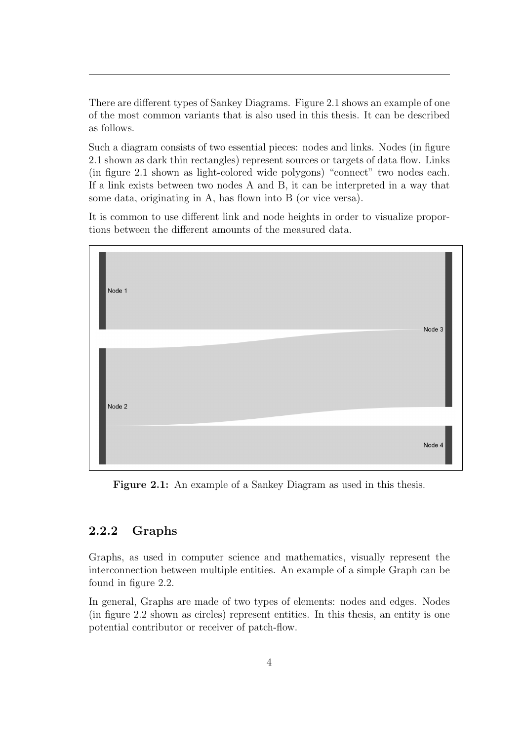There are different types of Sankey Diagrams. Figure 2.1 shows an example of one of the most common variants that is also used in this thesis. It can be described as follows.

Such a diagram consists of two essential pieces: nodes and links. Nodes (in figure 2.1 shown as dark thin rectangles) represent sources or targets of data flow. Links (in figure 2.1 shown as light-colored wide polygons) "connect" two nodes each. If a link exists between two nodes A and B, it can be interpreted in a way that some data, originating in A, has flown into B (or vice versa).

It is common to use different link and node heights in order to visualize proportions between the different amounts of the measured data.

**Figure 2.1:** An example of a Sankey Diagram as used in this thesis.

### 2.2.2 Graphs

Graphs, as used in computer science and mathematics, visually represent the interconnection between multiple entities. An example of a simple Graph can be found in figure 2.2.

In general, Graphs are made of two types of elements: nodes and edges. Nodes (in figure 2.2 shown as circles) represent entities. In this thesis, an entity is one potential contributor or receiver of patch-flow.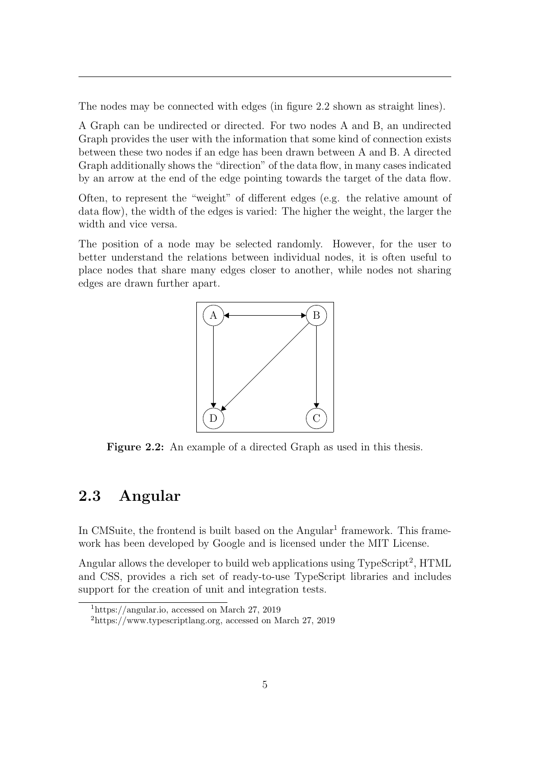The nodes may be connected with edges (in figure 2.2 shown as straight lines).

A Graph can be undirected or directed. For two nodes A and B, an undirected Graph provides the user with the information that some kind of connection exists between these two nodes if an edge has been drawn between A and B. A directed Graph additionally shows the "direction" of the data flow, in many cases indicated by an arrow at the end of the edge pointing towards the target of the data flow.

Often, to represent the "weight" of different edges (e.g. the relative amount of data flow), the width of the edges is varied: The higher the weight, the larger the width and vice versa.

The position of a node may be selected randomly. However, for the user to better understand the relations between individual nodes, it is often useful to place nodes that share many edges closer to another, while nodes not sharing edges are drawn further apart.

**Figure 2.2:** An example of a directed Graph as used in this thesis.

## 2.3 Angular

In CMSuite, the frontend is built based on the Angular[1] framework. This framework has been developed by Google and is licensed under the MIT License.

Angular allows the developer to build web applications using TypeScript[2], HTML and CSS, provides a rich set of ready-to-use TypeScript libraries and includes support for the creation of unit and integration tests.

[1] https://angular.io, accessed on March 27, 2019

[2] https://www.typescriptlang.org, accessed on March 27, 2019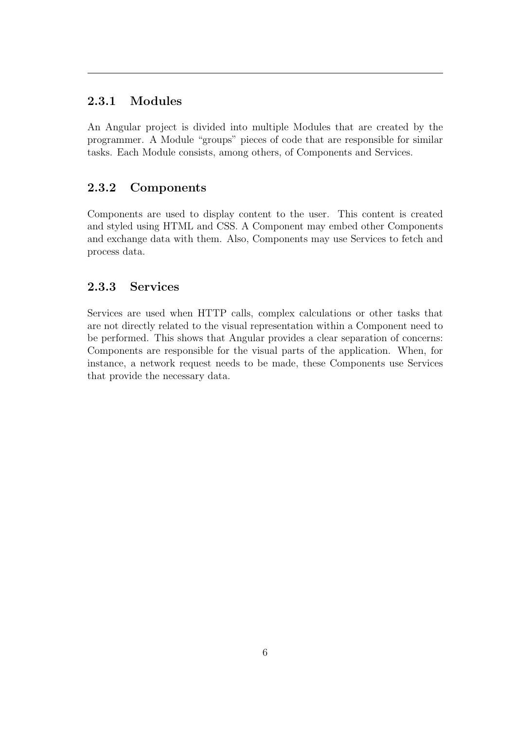### 2.3.1 Modules

An Angular project is divided into multiple Modules that are created by the programmer. A Module "groups" pieces of code that are responsible for similar tasks. Each Module consists, among others, of Components and Services.

### 2.3.2 Components

Components are used to display content to the user. This content is created and styled using HTML and CSS. A Component may embed other Components and exchange data with them. Also, Components may use Services to fetch and process data.

### 2.3.3 Services

Services are used when HTTP calls, complex calculations or other tasks that are not directly related to the visual representation within a Component need to be performed. This shows that Angular provides a clear separation of concerns: Components are responsible for the visual parts of the application. When, for instance, a network request needs to be made, these Components use Services that provide the necessary data.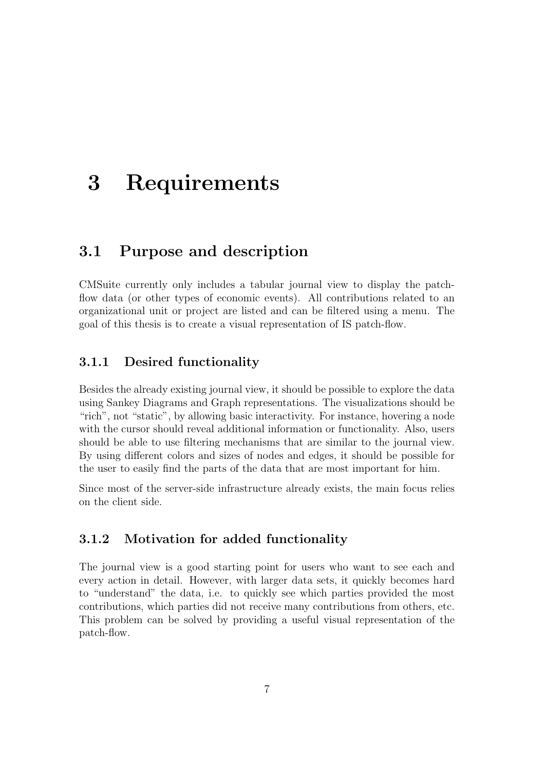# 3 Requirements

## 3.1 Purpose and description

CMSuite currently only includes a tabular journal view to display the patch-flow data (or other types of economic events). All contributions related to an organizational unit or project are listed and can be filtered using a menu. The goal of this thesis is to create a visual representation of IS patch-flow.

### 3.1.1 Desired functionality

Besides the already existing journal view, it should be possible to explore the data using Sankey Diagrams and Graph representations. The visualizations should be "rich", not "static", by allowing basic interactivity. For instance, hovering a node with the cursor should reveal additional information or functionality. Also, users should be able to use filtering mechanisms that are similar to the journal view. By using different colors and sizes of nodes and edges, it should be possible for the user to easily find the parts of the data that are most important for him.

Since most of the server-side infrastructure already exists, the main focus relies on the client side.

### 3.1.2 Motivation for added functionality

The journal view is a good starting point for users who want to see each and every action in detail. However, with larger data sets, it quickly becomes hard to "understand" the data, i.e. to quickly see which parties provided the most contributions, which parties did not receive many contributions from others, etc. This problem can be solved by providing a useful visual representation of the patch-flow.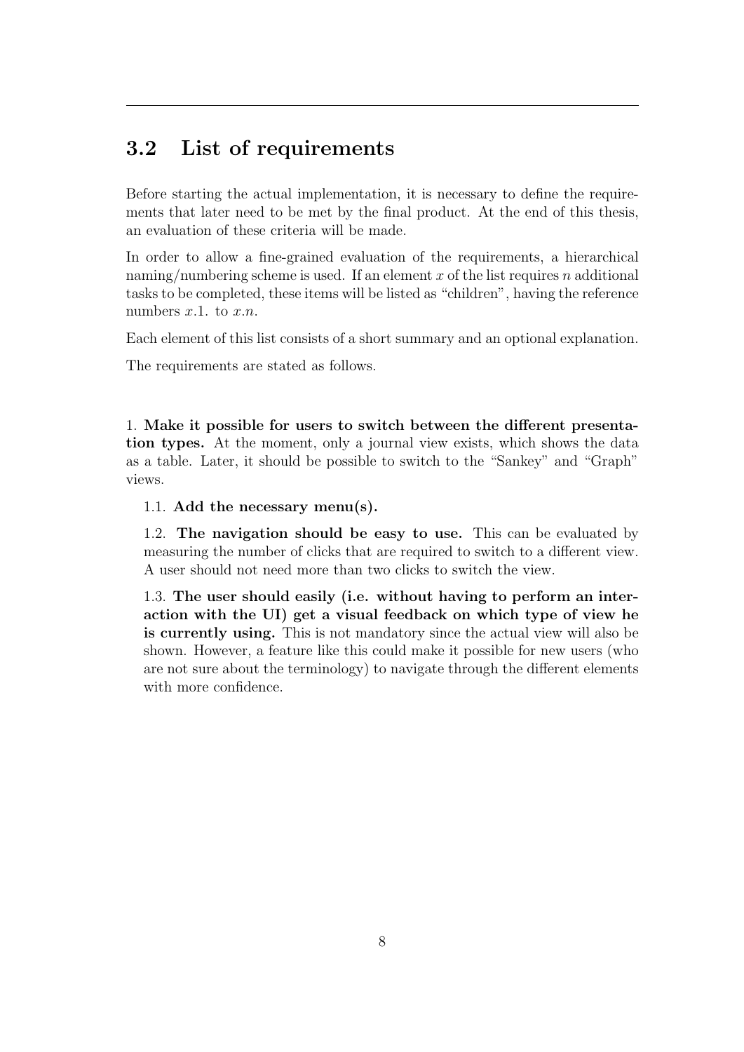## 3.2 List of requirements

Before starting the actual implementation, it is necessary to define the requirements that later need to be met by the final product. At the end of this thesis, an evaluation of these criteria will be made.

In order to allow a fine-grained evaluation of the requirements, a hierarchical naming/numbering scheme is used. If an element $x$ of the list requires $n$ additional tasks to be completed, these items will be listed as "children", having the reference numbers $x.1.$ to $x.n.$

Each element of this list consists of a short summary and an optional explanation.

The requirements are stated as follows.

1. **Make it possible for users to switch between the different presentation types.** At the moment, only a journal view exists, which shows the data as a table. Later, it should be possible to switch to the "Sankey" and "Graph" views.

   1.1. **Add the necessary menu(s).**

   1.2. **The navigation should be easy to use.** This can be evaluated by measuring the number of clicks that are required to switch to a different view. A user should not need more than two clicks to switch the view.

   1.3. **The user should easily (i.e. without having to perform an interaction with the UI) get a visual feedback on which type of view he is currently using.** This is not mandatory since the actual view will also be shown. However, a feature like this could make it possible for new users (who are not sure about the terminology) to navigate through the different elements with more confidence.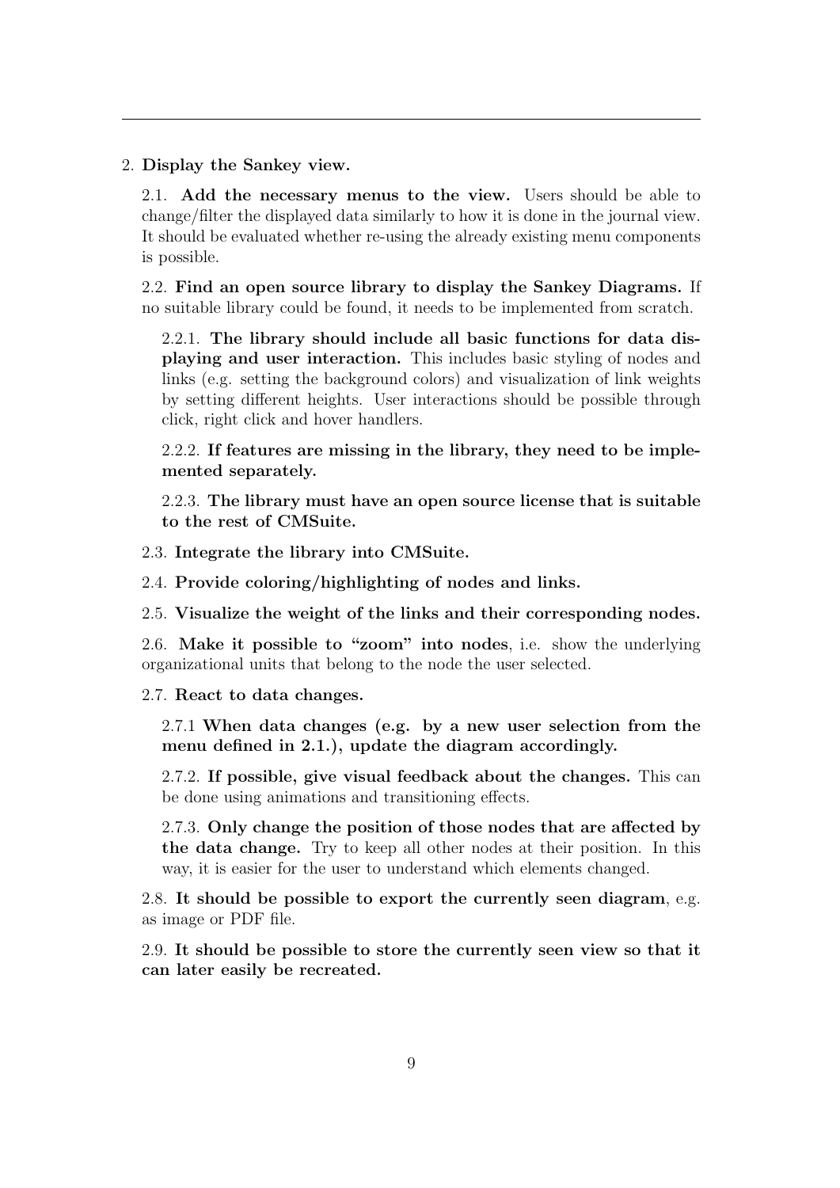2. **Display the Sankey view.**

   2.1. **Add the necessary menus to the view.** Users should be able to change/filter the displayed data similarly to how it is done in the journal view. It should be evaluated whether re-using the already existing menu components is possible.

   2.2. **Find an open source library to display the Sankey Diagrams.** If no suitable library could be found, it needs to be implemented from scratch.

      2.2.1. **The library should include all basic functions for data displaying and user interaction.** This includes basic styling of nodes and links (e.g. setting the background colors) and visualization of link weights by setting different heights. User interactions should be possible through click, right click and hover handlers.

      2.2.2. **If features are missing in the library, they need to be implemented separately.**

      2.2.3. **The library must have an open source license that is suitable to the rest of CMSuite.**

   2.3. **Integrate the library into CMSuite.**

   2.4. **Provide coloring/highlighting of nodes and links.**

   2.5. **Visualize the weight of the links and their corresponding nodes.**

   2.6. **Make it possible to "zoom" into nodes**, i.e. show the underlying organizational units that belong to the node the user selected.

   2.7. **React to data changes.**

      2.7.1 **When data changes (e.g. by a new user selection from the menu defined in 2.1.), update the diagram accordingly.**

      2.7.2. **If possible, give visual feedback about the changes.** This can be done using animations and transitioning effects.

      2.7.3. **Only change the position of those nodes that are affected by the data change.** Try to keep all other nodes at their position. In this way, it is easier for the user to understand which elements changed.

   2.8. **It should be possible to export the currently seen diagram**, e.g. as image or PDF file.

   2.9. **It should be possible to store the currently seen view so that it can later easily be recreated.**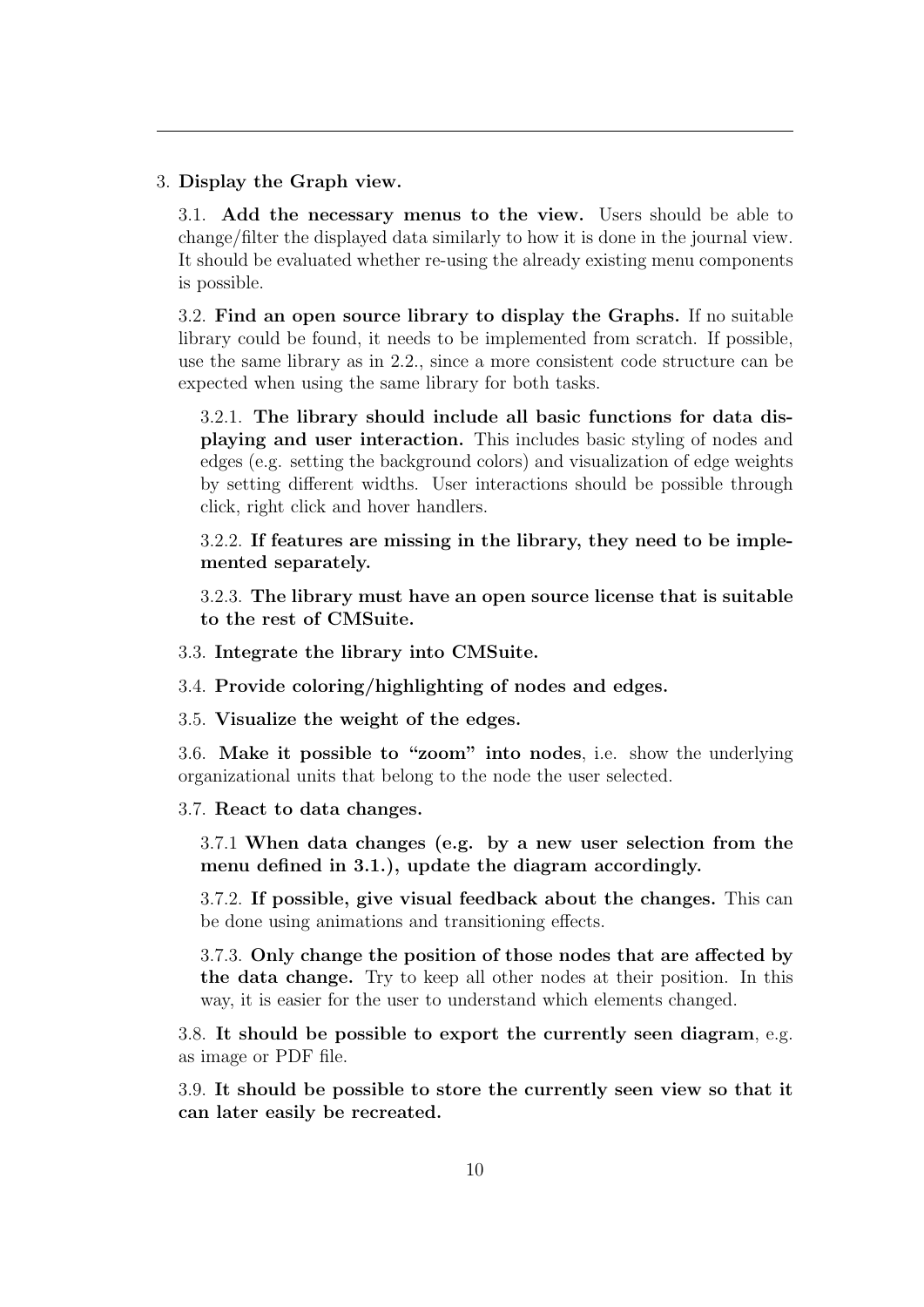3. **Display the Graph view.**

   3.1. **Add the necessary menus to the view.** Users should be able to change/filter the displayed data similarly to how it is done in the journal view. It should be evaluated whether re-using the already existing menu components is possible.

   3.2. **Find an open source library to display the Graphs.** If no suitable library could be found, it needs to be implemented from scratch. If possible, use the same library as in 2.2., since a more consistent code structure can be expected when using the same library for both tasks.

      3.2.1. **The library should include all basic functions for data displaying and user interaction.** This includes basic styling of nodes and edges (e.g. setting the background colors) and visualization of edge weights by setting different widths. User interactions should be possible through click, right click and hover handlers.

      3.2.2. **If features are missing in the library, they need to be implemented separately.**

      3.2.3. **The library must have an open source license that is suitable to the rest of CMSuite.**

   3.3. **Integrate the library into CMSuite.**

   3.4. **Provide coloring/highlighting of nodes and edges.**

   3.5. **Visualize the weight of the edges.**

   3.6. **Make it possible to "zoom" into nodes**, i.e. show the underlying organizational units that belong to the node the user selected.

   3.7. **React to data changes.**

      3.7.1 **When data changes (e.g. by a new user selection from the menu defined in 3.1.), update the diagram accordingly.**

      3.7.2. **If possible, give visual feedback about the changes.** This can be done using animations and transitioning effects.

      3.7.3. **Only change the position of those nodes that are affected by the data change.** Try to keep all other nodes at their position. In this way, it is easier for the user to understand which elements changed.

   3.8. **It should be possible to export the currently seen diagram**, e.g. as image or PDF file.

   3.9. **It should be possible to store the currently seen view so that it can later easily be recreated.**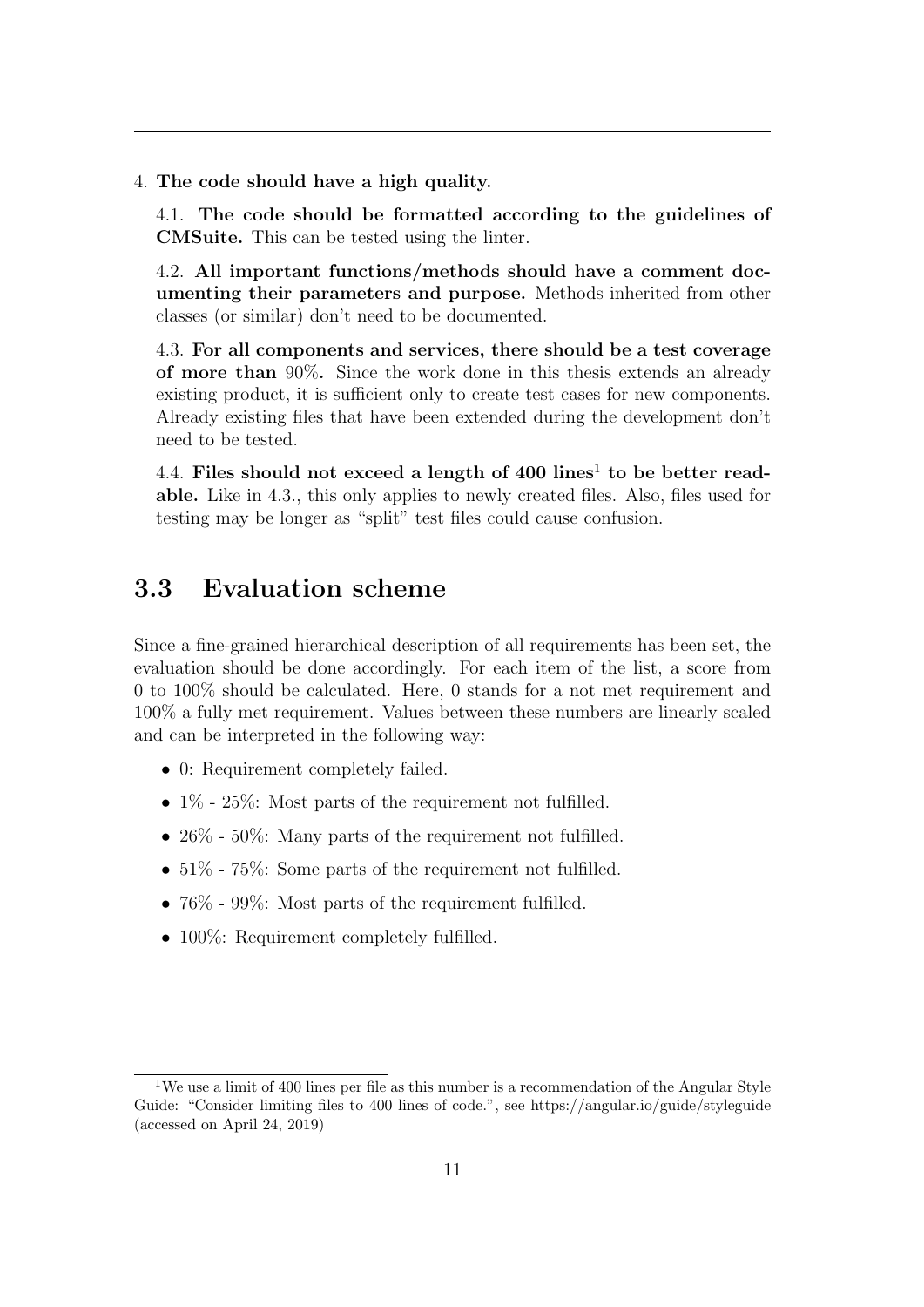4. **The code should have a high quality.**

   4.1. **The code should be formatted according to the guidelines of CMSuite.** This can be tested using the linter.

   4.2. **All important functions/methods should have a comment documenting their parameters and purpose.** Methods inherited from other classes (or similar) don't need to be documented.

   4.3. **For all components and services, there should be a test coverage of more than** 90%**.** Since the work done in this thesis extends an already existing product, it is sufficient only to create test cases for new components. Already existing files that have been extended during the development don't need to be tested.

   4.4. **Files should not exceed a length of 400 lines**[1] **to be better readable.** Like in 4.3., this only applies to newly created files. Also, files used for testing may be longer as "split" test files could cause confusion.

## 3.3 Evaluation scheme

Since a fine-grained hierarchical description of all requirements has been set, the evaluation should be done accordingly. For each item of the list, a score from 0 to 100% should be calculated. Here, 0 stands for a not met requirement and 100% a fully met requirement. Values between these numbers are linearly scaled and can be interpreted in the following way:

- 0: Requirement completely failed.
- 1% - 25%: Most parts of the requirement not fulfilled.
- 26% - 50%: Many parts of the requirement not fulfilled.
- 51% - 75%: Some parts of the requirement not fulfilled.
- 76% - 99%: Most parts of the requirement fulfilled.
- 100%: Requirement completely fulfilled.

[1] We use a limit of 400 lines per file as this number is a recommendation of the Angular Style Guide: "Consider limiting files to 400 lines of code.", see https://angular.io/guide/styleguide (accessed on April 24, 2019)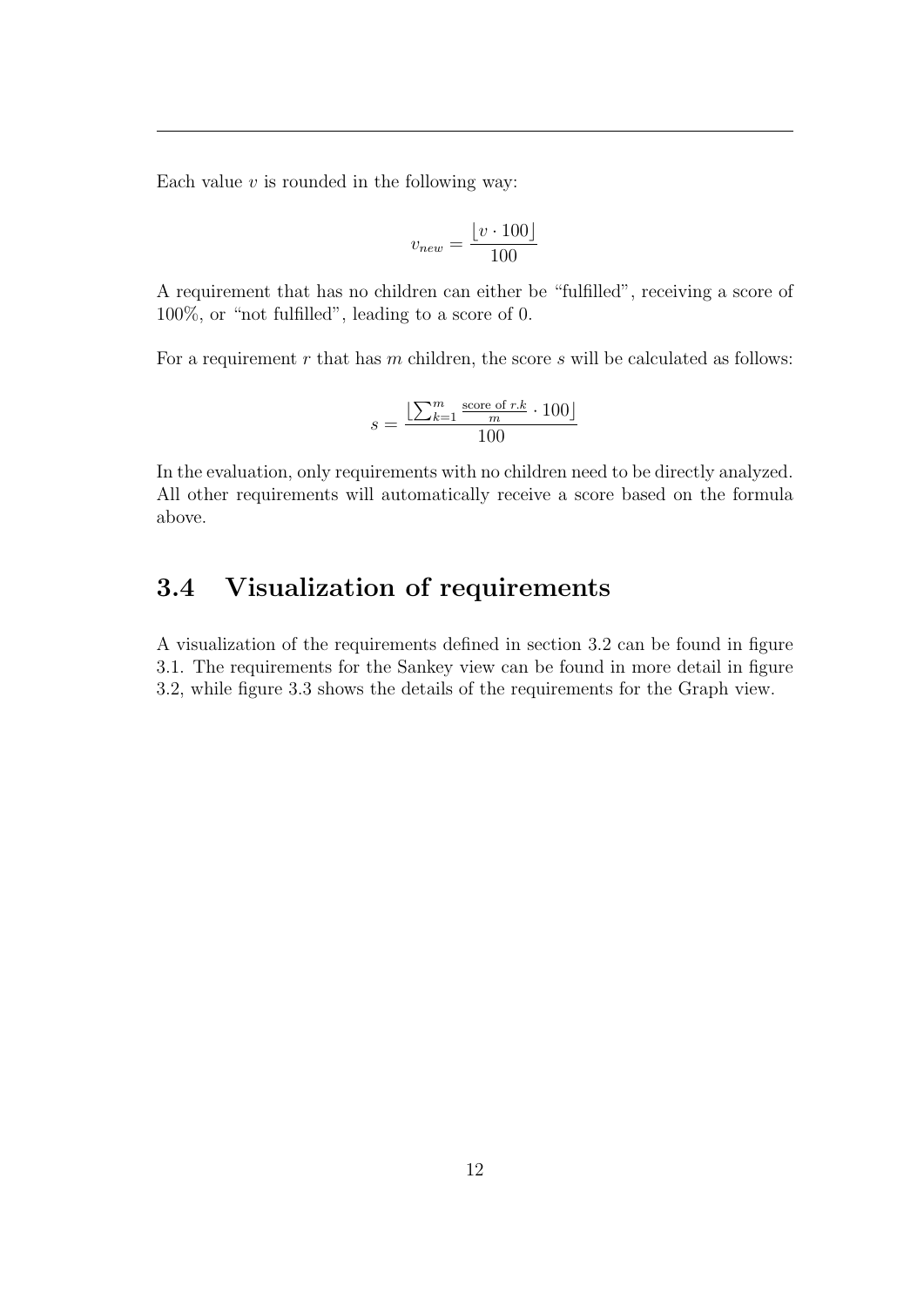Each value $v$ is rounded in the following way:

$$v_{new} = \frac{\lfloor v \cdot 100 \rfloor}{100}$$

A requirement that has no children can either be “fulfilled”, receiving a score of 100%, or “not fulfilled”, leading to a score of 0.

For a requirement $r$ that has $m$ children, the score $s$ will be calculated as follows:

$$s = \frac{\lfloor \sum_{k=1}^{m} \frac{\text{score of } r.k}{m} \cdot 100 \rfloor}{100}$$

In the evaluation, only requirements with no children need to be directly analyzed. All other requirements will automatically receive a score based on the formula above.

## 3.4 Visualization of requirements

A visualization of the requirements defined in section 3.2 can be found in figure 3.1. The requirements for the Sankey view can be found in more detail in figure 3.2, while figure 3.3 shows the details of the requirements for the Graph view.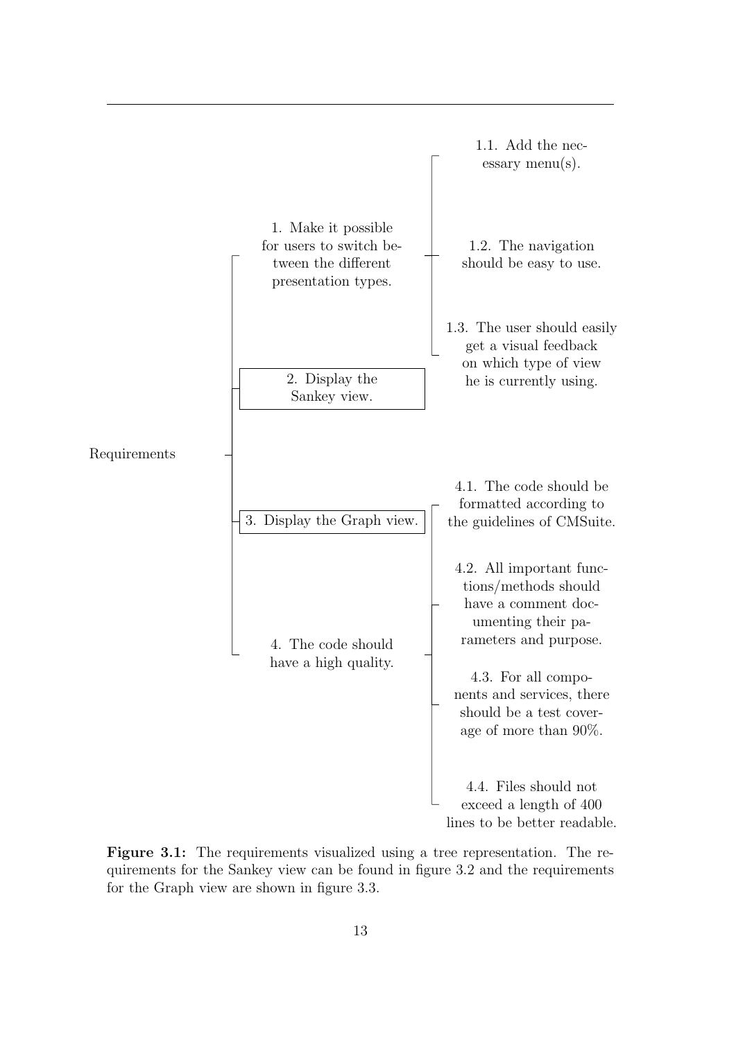- Requirements
  - 1. Make it possible for users to switch between the different presentation types.
    - 1.1. Add the necessary menu(s).
    - 1.2. The navigation should be easy to use.
    - 1.3. The user should easily get a visual feedback on which type of view he is currently using.
  - 2. Display the Sankey view.
  - 3. Display the Graph view.
  - 4. The code should have a high quality.
    - 4.1. The code should be formatted according to the guidelines of CMSuite.
    - 4.2. All important functions/methods should have a comment documenting their parameters and purpose.
    - 4.3. For all components and services, there should be a test coverage of more than 90%.
    - 4.4. Files should not exceed a length of 400 lines to be better readable.

**Figure 3.1:** The requirements visualized using a tree representation. The requirements for the Sankey view can be found in figure 3.2 and the requirements for the Graph view are shown in figure 3.3.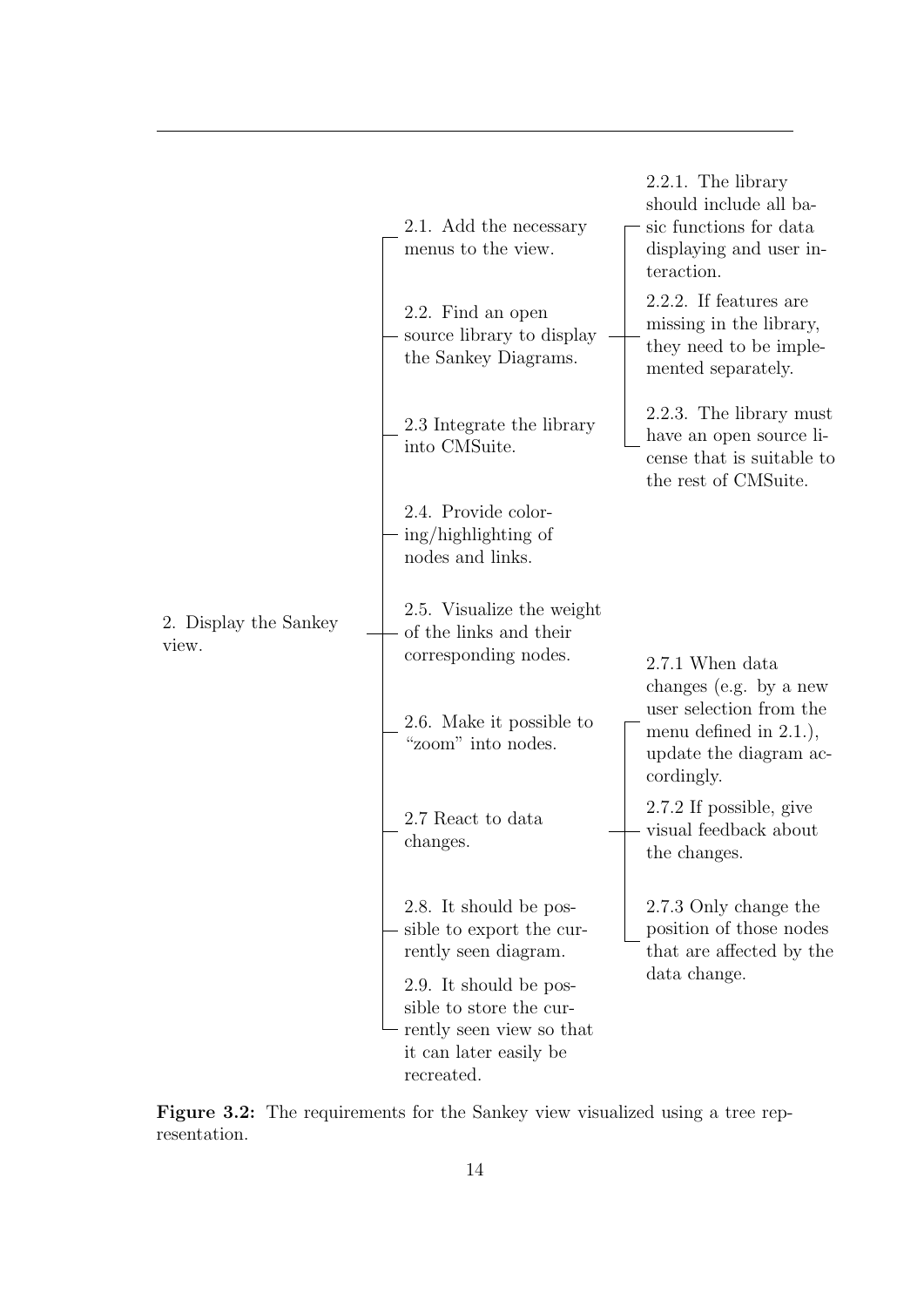- 2. Display the Sankey view.
  - 2.1. Add the necessary menus to the view.
  - 2.2. Find an open source library to display the Sankey Diagrams.
    - 2.2.1. The library should include all basic functions for data displaying and user interaction.
    - 2.2.2. If features are missing in the library, they need to be implemented separately.
    - 2.2.3. The library must have an open source license that is suitable to the rest of CMSuite.
  - 2.3 Integrate the library into CMSuite.
  - 2.4. Provide coloring/highlighting of nodes and links.
  - 2.5. Visualize the weight of the links and their corresponding nodes.
  - 2.6. Make it possible to "zoom" into nodes.
  - 2.7 React to data changes.
    - 2.7.1 When data changes (e.g. by a new user selection from the menu defined in 2.1.), update the diagram accordingly.
    - 2.7.2 If possible, give visual feedback about the changes.
    - 2.7.3 Only change the position of those nodes that are affected by the data change.
  - 2.8. It should be possible to export the currently seen diagram.
  - 2.9. It should be possible to store the currently seen view so that it can later easily be recreated.

**Figure 3.2:** The requirements for the Sankey view visualized using a tree representation.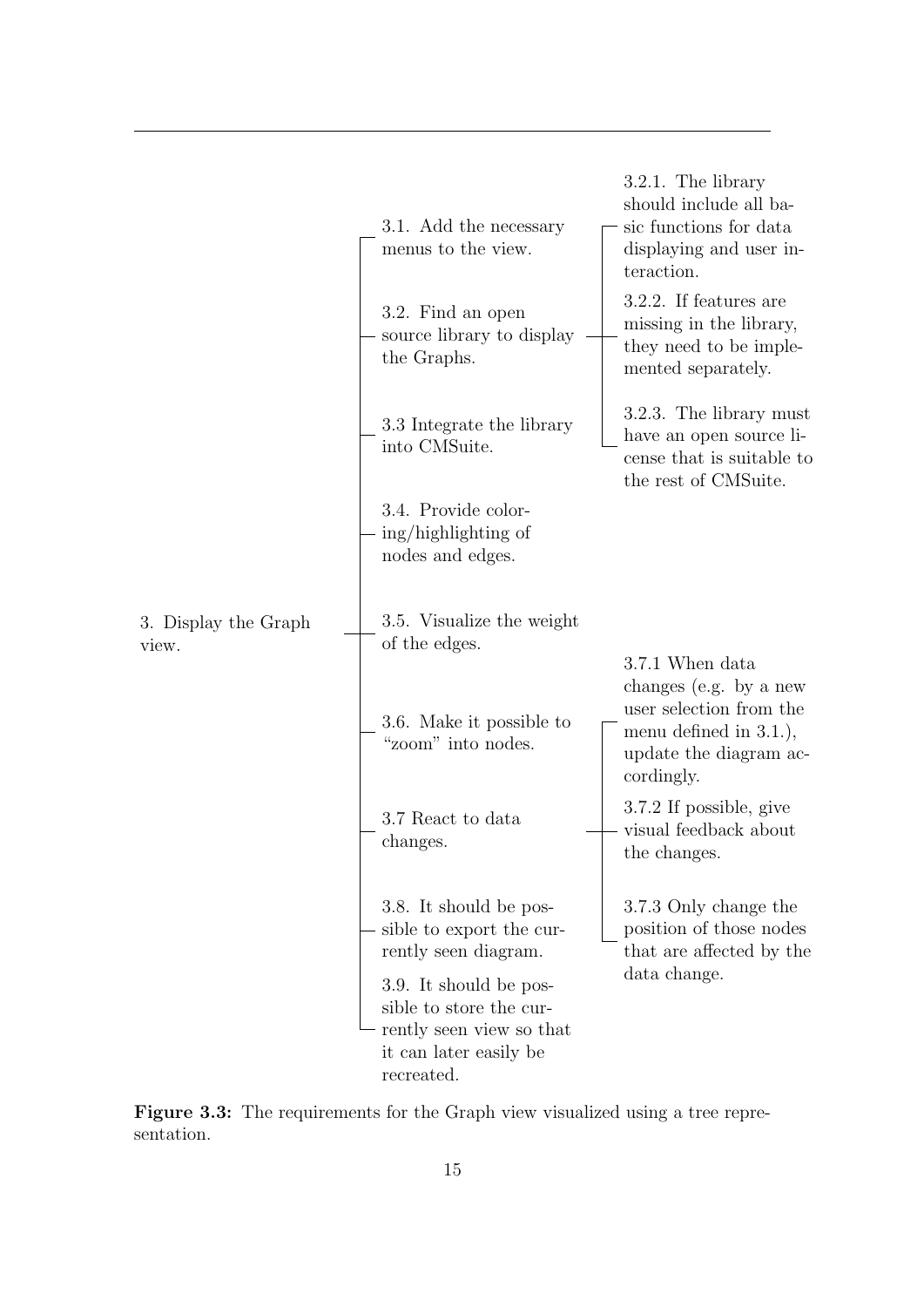- 3. Display the Graph view.
  - 3.1. Add the necessary menus to the view.
  - 3.2. Find an open source library to display the Graphs.
    - 3.2.1. The library should include all basic functions for data displaying and user interaction.
    - 3.2.2. If features are missing in the library, they need to be implemented separately.
    - 3.2.3. The library must have an open source license that is suitable to the rest of CMSuite.
  - 3.3 Integrate the library into CMSuite.
  - 3.4. Provide coloring/highlighting of nodes and edges.
  - 3.5. Visualize the weight of the edges.
  - 3.6. Make it possible to "zoom" into nodes.
  - 3.7 React to data changes.
    - 3.7.1 When data changes (e.g. by a new user selection from the menu defined in 3.1.), update the diagram accordingly.
    - 3.7.2 If possible, give visual feedback about the changes.
    - 3.7.3 Only change the position of those nodes that are affected by the data change.
  - 3.8. It should be possible to export the currently seen diagram.
  - 3.9. It should be possible to store the currently seen view so that it can later easily be recreated.

**Figure 3.3:** The requirements for the Graph view visualized using a tree representation.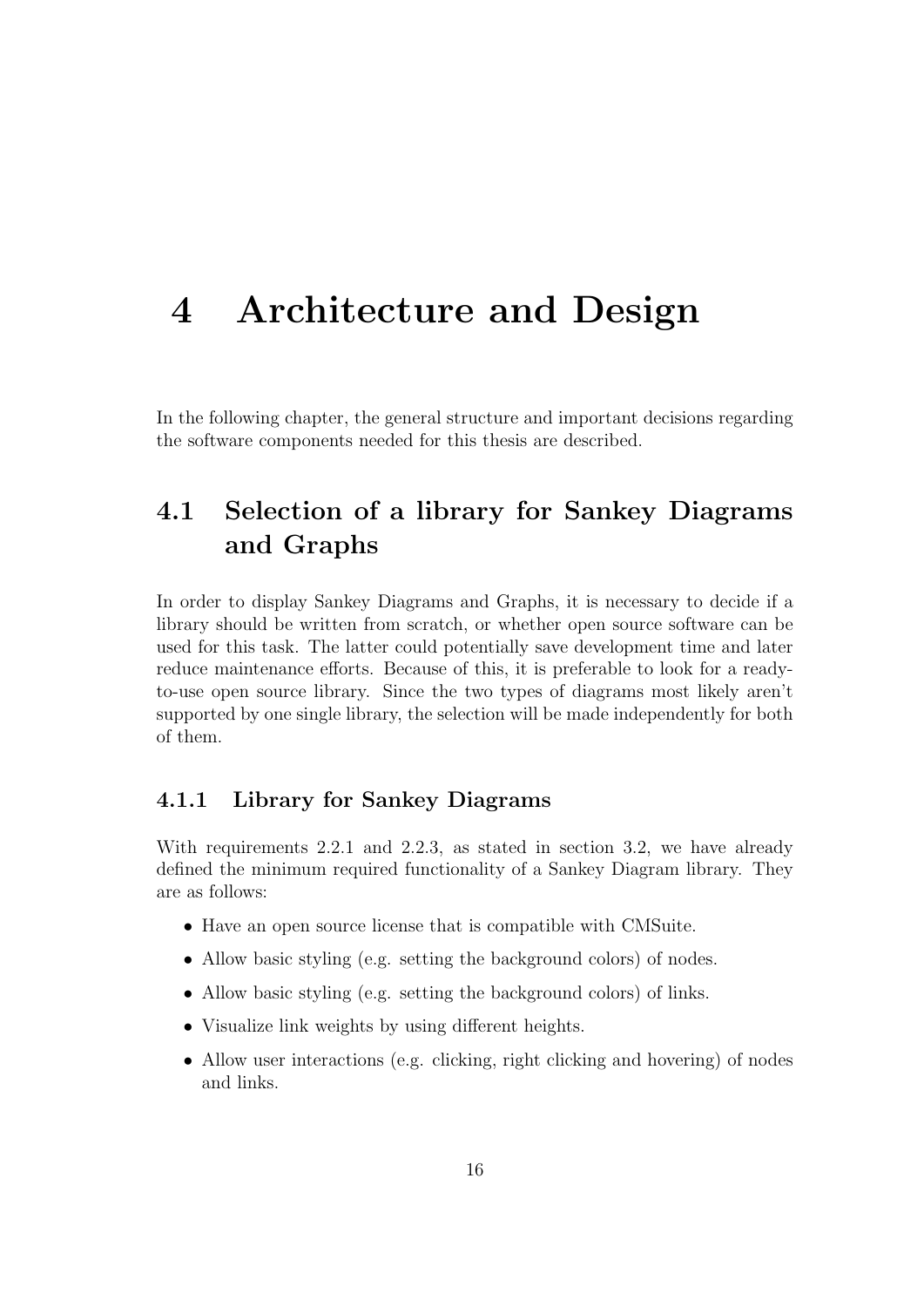# 4 Architecture and Design

In the following chapter, the general structure and important decisions regarding the software components needed for this thesis are described.

## 4.1 Selection of a library for Sankey Diagrams and Graphs

In order to display Sankey Diagrams and Graphs, it is necessary to decide if a library should be written from scratch, or whether open source software can be used for this task. The latter could potentially save development time and later reduce maintenance efforts. Because of this, it is preferable to look for a ready-to-use open source library. Since the two types of diagrams most likely aren't supported by one single library, the selection will be made independently for both of them.

### 4.1.1 Library for Sankey Diagrams

With requirements 2.2.1 and 2.2.3, as stated in section 3.2, we have already defined the minimum required functionality of a Sankey Diagram library. They are as follows:

- Have an open source license that is compatible with CMSuite.
- Allow basic styling (e.g. setting the background colors) of nodes.
- Allow basic styling (e.g. setting the background colors) of links.
- Visualize link weights by using different heights.
- Allow user interactions (e.g. clicking, right clicking and hovering) of nodes and links.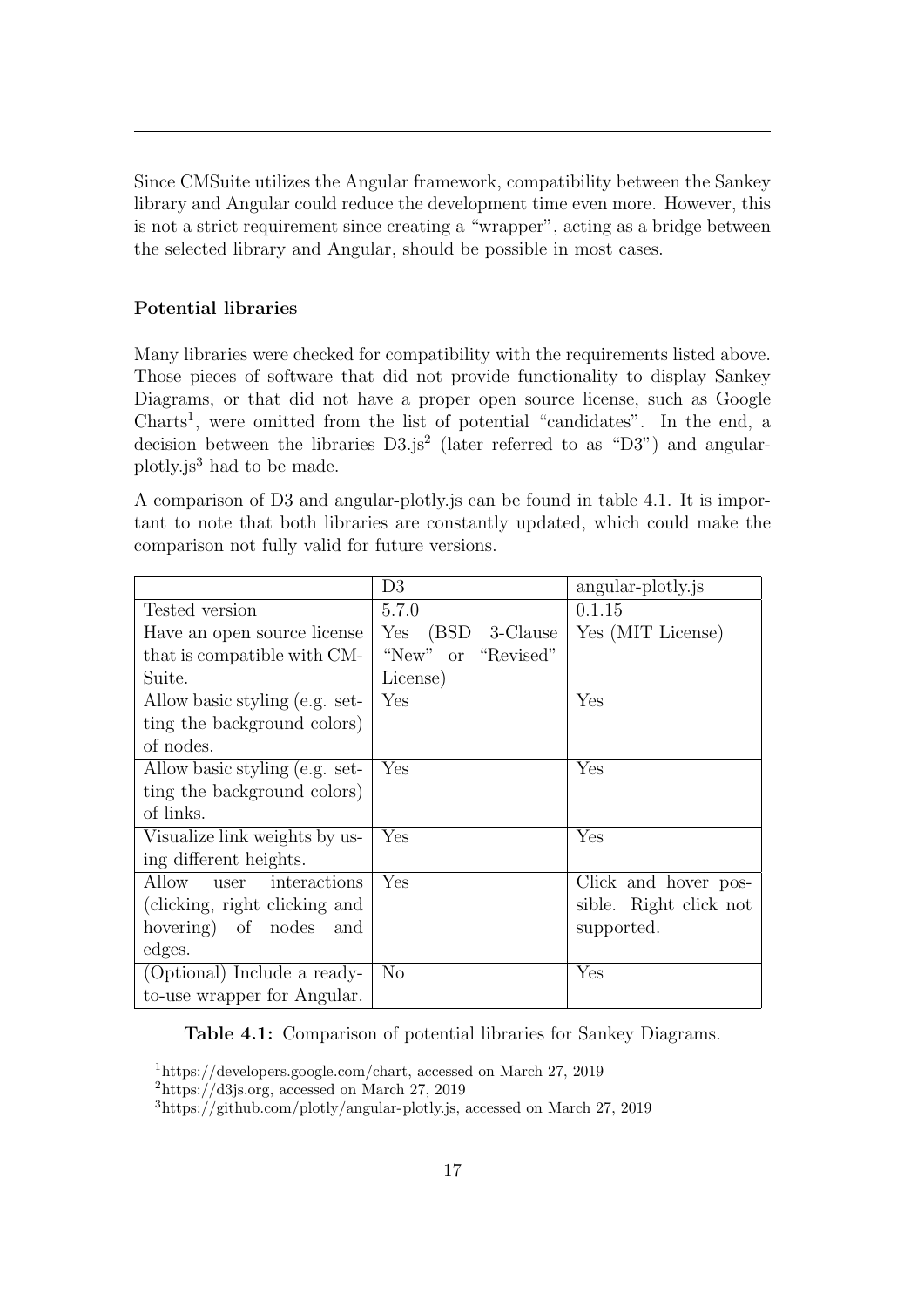Since CMSuite utilizes the Angular framework, compatibility between the Sankey library and Angular could reduce the development time even more. However, this is not a strict requirement since creating a "wrapper", acting as a bridge between the selected library and Angular, should be possible in most cases.

**Potential libraries**

Many libraries were checked for compatibility with the requirements listed above. Those pieces of software that did not provide functionality to display Sankey Diagrams, or that did not have a proper open source license, such as Google Charts[1], were omitted from the list of potential "candidates". In the end, a decision between the libraries D3.js[2] (later referred to as "D3") and angular-plotly.js[3] had to be made.

A comparison of D3 and angular-plotly.js can be found in table 4.1. It is important to note that both libraries are constantly updated, which could make the comparison not fully valid for future versions.

| | D3 | angular-plotly.js |
|---|---|---|
| Tested version | 5.7.0 | 0.1.15 |
| Have an open source license that is compatible with CM-Suite. | Yes (BSD 3-Clause "New" or "Revised" License) | Yes (MIT License) |
| Allow basic styling (e.g. setting the background colors) of nodes. | Yes | Yes |
| Allow basic styling (e.g. setting the background colors) of links. | Yes | Yes |
| Visualize link weights by using different heights. | Yes | Yes |
| Allow user interactions (clicking, right clicking and hovering) of nodes and edges. | Yes | Click and hover possible. Right click not supported. |
| (Optional) Include a ready-to-use wrapper for Angular. | No | Yes |

**Table 4.1:** Comparison of potential libraries for Sankey Diagrams.

[1] https://developers.google.com/chart, accessed on March 27, 2019

[2] https://d3js.org, accessed on March 27, 2019

[3] https://github.com/plotly/angular-plotly.js, accessed on March 27, 2019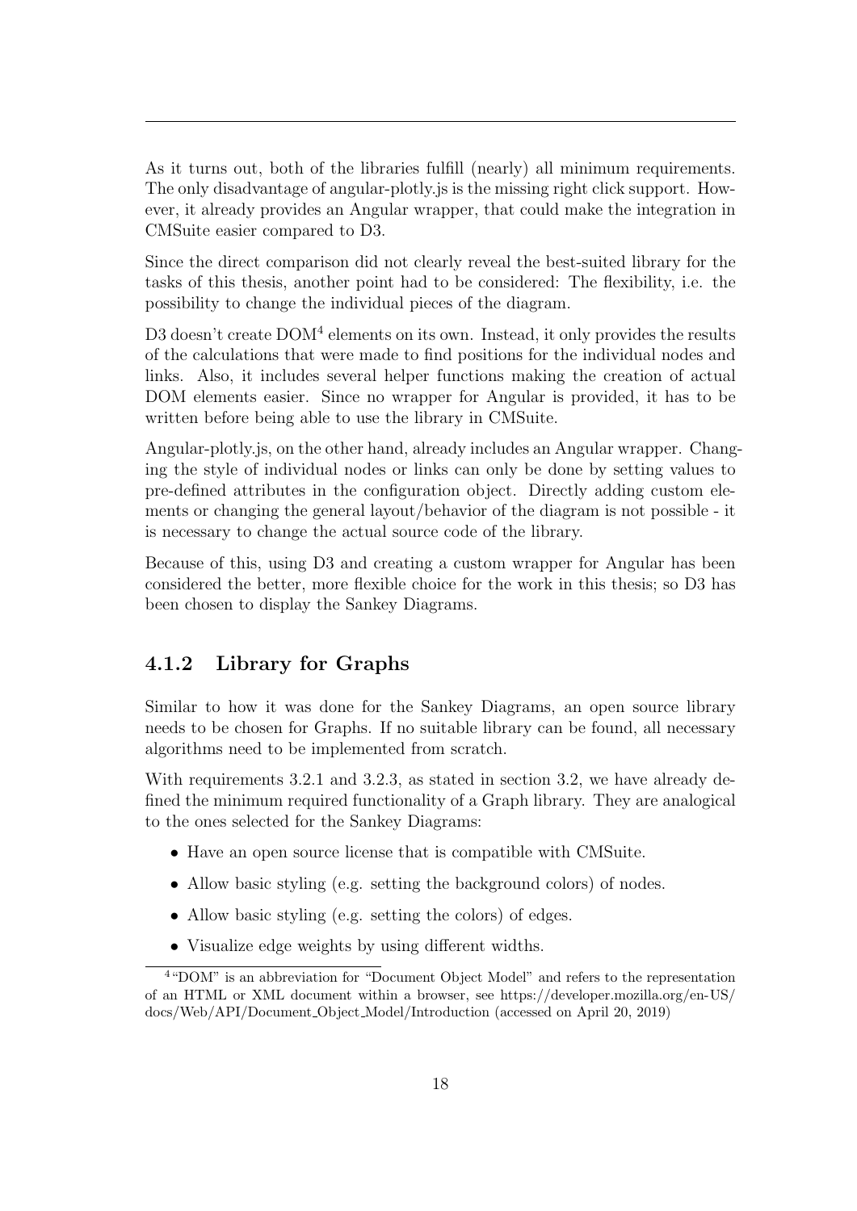As it turns out, both of the libraries fulfill (nearly) all minimum requirements. The only disadvantage of angular-plotly.js is the missing right click support. However, it already provides an Angular wrapper, that could make the integration in CMSuite easier compared to D3.

Since the direct comparison did not clearly reveal the best-suited library for the tasks of this thesis, another point had to be considered: The flexibility, i.e. the possibility to change the individual pieces of the diagram.

D3 doesn't create DOM[4] elements on its own. Instead, it only provides the results of the calculations that were made to find positions for the individual nodes and links. Also, it includes several helper functions making the creation of actual DOM elements easier. Since no wrapper for Angular is provided, it has to be written before being able to use the library in CMSuite.

Angular-plotly.js, on the other hand, already includes an Angular wrapper. Changing the style of individual nodes or links can only be done by setting values to pre-defined attributes in the configuration object. Directly adding custom elements or changing the general layout/behavior of the diagram is not possible - it is necessary to change the actual source code of the library.

Because of this, using D3 and creating a custom wrapper for Angular has been considered the better, more flexible choice for the work in this thesis; so D3 has been chosen to display the Sankey Diagrams.

### 4.1.2 Library for Graphs

Similar to how it was done for the Sankey Diagrams, an open source library needs to be chosen for Graphs. If no suitable library can be found, all necessary algorithms need to be implemented from scratch.

With requirements 3.2.1 and 3.2.3, as stated in section 3.2, we have already defined the minimum required functionality of a Graph library. They are analogical to the ones selected for the Sankey Diagrams:

- Have an open source license that is compatible with CMSuite.
- Allow basic styling (e.g. setting the background colors) of nodes.
- Allow basic styling (e.g. setting the colors) of edges.
- Visualize edge weights by using different widths.

[4] "DOM" is an abbreviation for "Document Object Model" and refers to the representation of an HTML or XML document within a browser, see https://developer.mozilla.org/en-US/docs/Web/API/Document_Object_Model/Introduction (accessed on April 20, 2019)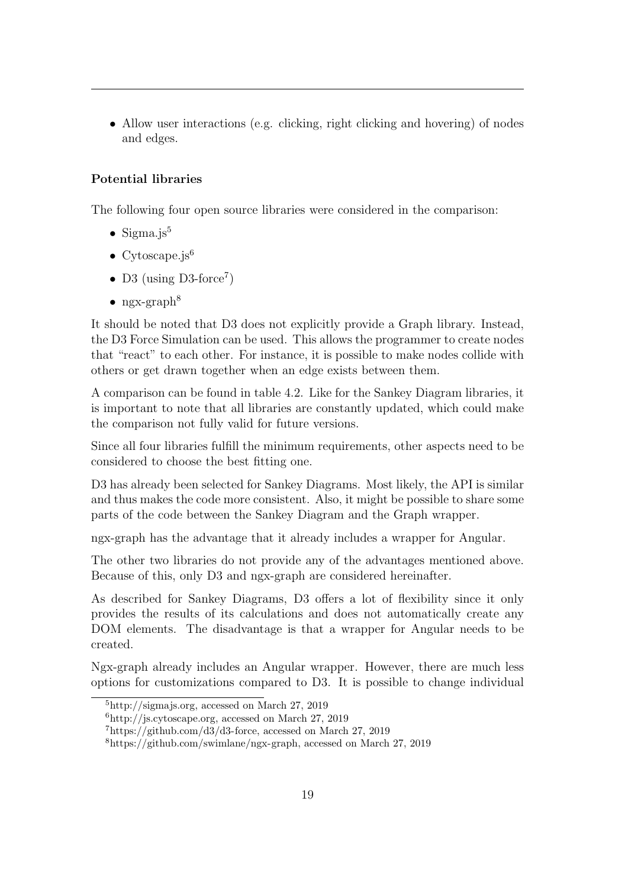- Allow user interactions (e.g. clicking, right clicking and hovering) of nodes and edges.

**Potential libraries**

The following four open source libraries were considered in the comparison:

- Sigma.js[5]
- Cytoscape.js[6]
- D3 (using D3-force[7])
- ngx-graph[8]

It should be noted that D3 does not explicitly provide a Graph library. Instead, the D3 Force Simulation can be used. This allows the programmer to create nodes that "react" to each other. For instance, it is possible to make nodes collide with others or get drawn together when an edge exists between them.

A comparison can be found in table 4.2. Like for the Sankey Diagram libraries, it is important to note that all libraries are constantly updated, which could make the comparison not fully valid for future versions.

Since all four libraries fulfill the minimum requirements, other aspects need to be considered to choose the best fitting one.

D3 has already been selected for Sankey Diagrams. Most likely, the API is similar and thus makes the code more consistent. Also, it might be possible to share some parts of the code between the Sankey Diagram and the Graph wrapper.

ngx-graph has the advantage that it already includes a wrapper for Angular.

The other two libraries do not provide any of the advantages mentioned above. Because of this, only D3 and ngx-graph are considered hereinafter.

As described for Sankey Diagrams, D3 offers a lot of flexibility since it only provides the results of its calculations and does not automatically create any DOM elements. The disadvantage is that a wrapper for Angular needs to be created.

Ngx-graph already includes an Angular wrapper. However, there are much less options for customizations compared to D3. It is possible to change individual

[5] http://sigmajs.org, accessed on March 27, 2019

[6] http://js.cytoscape.org, accessed on March 27, 2019

[7] https://github.com/d3/d3-force, accessed on March 27, 2019

[8] https://github.com/swimlane/ngx-graph, accessed on March 27, 2019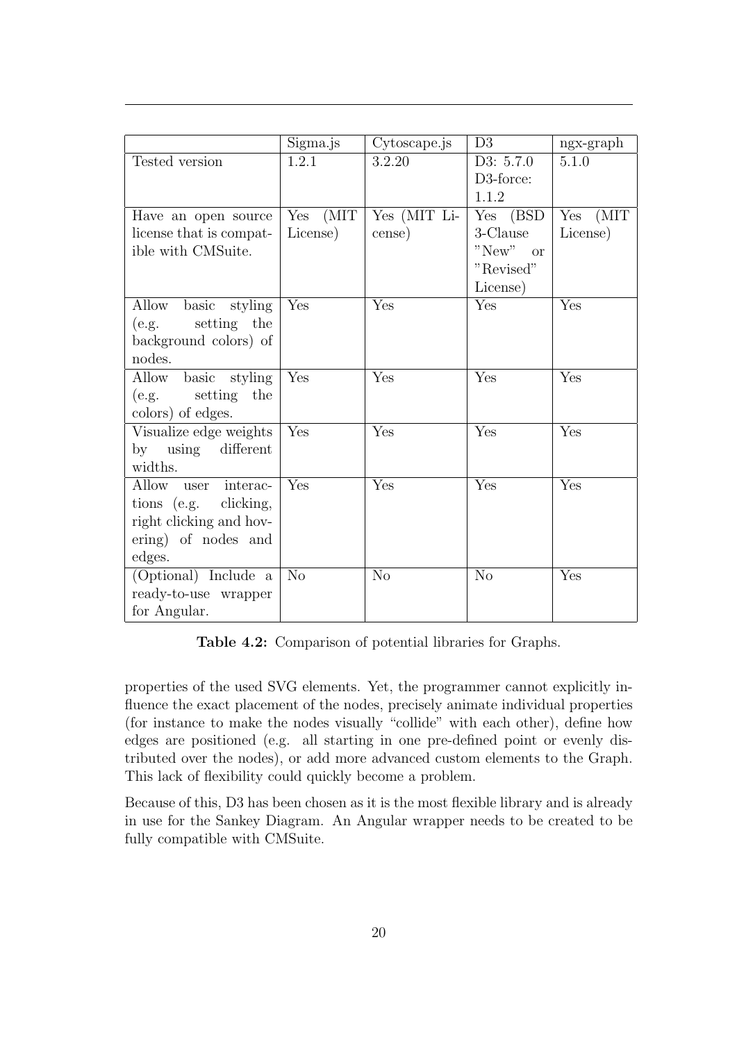| | Sigma.js | Cytoscape.js | D3 | ngx-graph |
|---|---|---|---|---|
| Tested version | 1.2.1 | 3.2.20 | D3: 5.7.0 D3-force: 1.1.2 | 5.1.0 |
| Have an open source license that is compatible with CMSuite. | Yes (MIT License) | Yes (MIT License) | Yes (BSD 3-Clause "New" or "Revised" License) | Yes (MIT License) |
| Allow basic styling (e.g. setting the background colors) of nodes. | Yes | Yes | Yes | Yes |
| Allow basic styling (e.g. setting the colors) of edges. | Yes | Yes | Yes | Yes |
| Visualize edge weights by using different widths. | Yes | Yes | Yes | Yes |
| Allow user interactions (e.g. clicking, right clicking and hovering) of nodes and edges. | Yes | Yes | Yes | Yes |
| (Optional) Include a ready-to-use wrapper for Angular. | No | No | No | Yes |

**Table 4.2:** Comparison of potential libraries for Graphs.

properties of the used SVG elements. Yet, the programmer cannot explicitly influence the exact placement of the nodes, precisely animate individual properties (for instance to make the nodes visually "collide" with each other), define how edges are positioned (e.g. all starting in one pre-defined point or evenly distributed over the nodes), or add more advanced custom elements to the Graph. This lack of flexibility could quickly become a problem.

Because of this, D3 has been chosen as it is the most flexible library and is already in use for the Sankey Diagram. An Angular wrapper needs to be created to be fully compatible with CMSuite.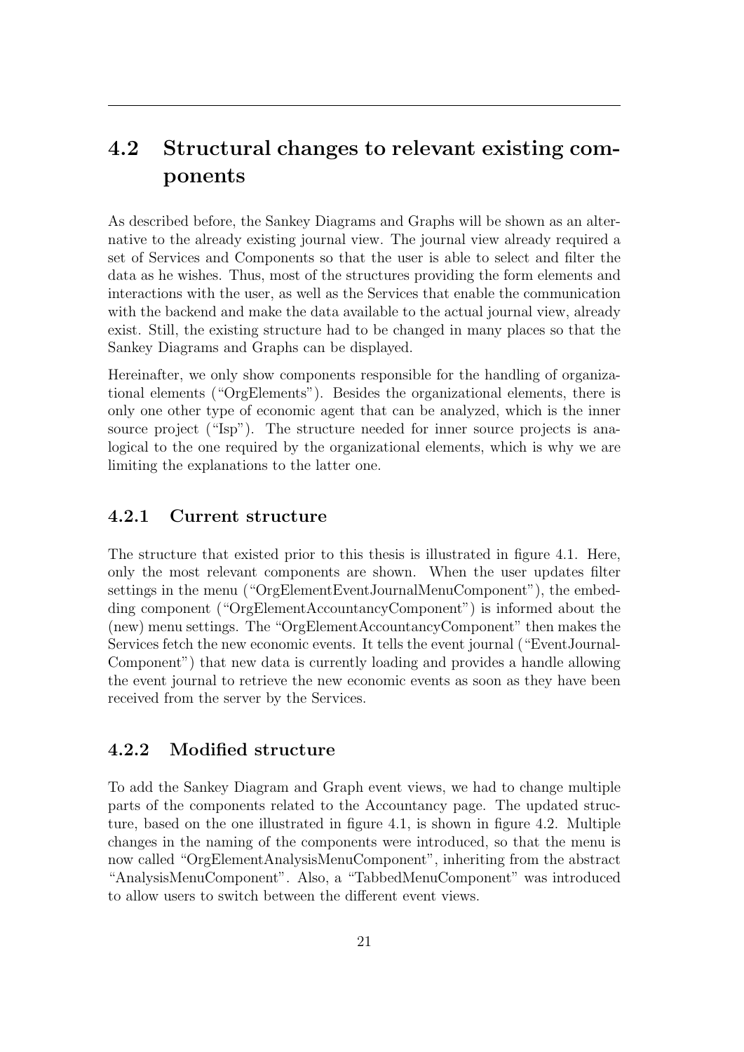## 4.2 Structural changes to relevant existing components

As described before, the Sankey Diagrams and Graphs will be shown as an alternative to the already existing journal view. The journal view already required a set of Services and Components so that the user is able to select and filter the data as he wishes. Thus, most of the structures providing the form elements and interactions with the user, as well as the Services that enable the communication with the backend and make the data available to the actual journal view, already exist. Still, the existing structure had to be changed in many places so that the Sankey Diagrams and Graphs can be displayed.

Hereinafter, we only show components responsible for the handling of organizational elements ("OrgElements"). Besides the organizational elements, there is only one other type of economic agent that can be analyzed, which is the inner source project ("Isp"). The structure needed for inner source projects is analogical to the one required by the organizational elements, which is why we are limiting the explanations to the latter one.

### 4.2.1 Current structure

The structure that existed prior to this thesis is illustrated in figure 4.1. Here, only the most relevant components are shown. When the user updates filter settings in the menu ("OrgElementEventJournalMenuComponent"), the embedding component ("OrgElementAccountancyComponent") is informed about the (new) menu settings. The "OrgElementAccountancyComponent" then makes the Services fetch the new economic events. It tells the event journal ("EventJournalComponent") that new data is currently loading and provides a handle allowing the event journal to retrieve the new economic events as soon as they have been received from the server by the Services.

### 4.2.2 Modified structure

To add the Sankey Diagram and Graph event views, we had to change multiple parts of the components related to the Accountancy page. The updated structure, based on the one illustrated in figure 4.1, is shown in figure 4.2. Multiple changes in the naming of the components were introduced, so that the menu is now called "OrgElementAnalysisMenuComponent", inheriting from the abstract "AnalysisMenuComponent". Also, a "TabbedMenuComponent" was introduced to allow users to switch between the different event views.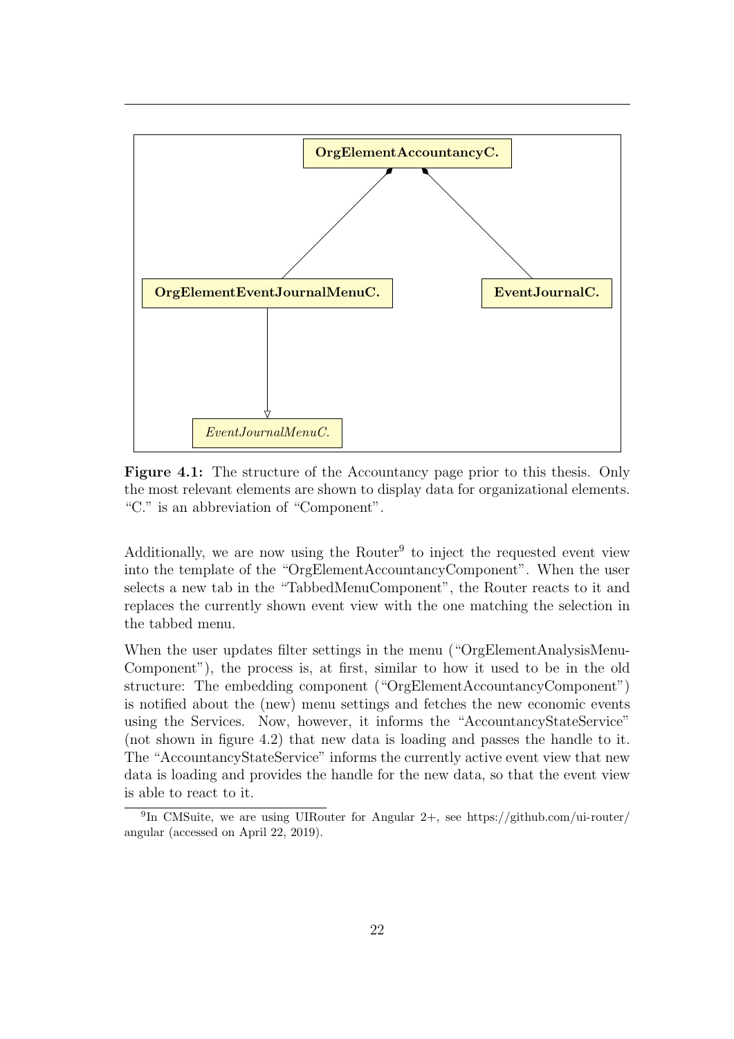**Figure 4.1:** The structure of the Accountancy page prior to this thesis. Only the most relevant elements are shown to display data for organizational elements. "C." is an abbreviation of "Component".

Additionally, we are now using the Router[9] to inject the requested event view into the template of the "OrgElementAccountancyComponent". When the user selects a new tab in the "TabbedMenuComponent", the Router reacts to it and replaces the currently shown event view with the one matching the selection in the tabbed menu.

When the user updates filter settings in the menu ("OrgElementAnalysisMenuComponent"), the process is, at first, similar to how it used to be in the old structure: The embedding component ("OrgElementAccountancyComponent") is notified about the (new) menu settings and fetches the new economic events using the Services. Now, however, it informs the "AccountancyStateService" (not shown in figure 4.2) that new data is loading and passes the handle to it. The "AccountancyStateService" informs the currently active event view that new data is loading and provides the handle for the new data, so that the event view is able to react to it.

[9] In CMSuite, we are using UIRouter for Angular 2+, see https://github.com/ui-router/angular (accessed on April 22, 2019).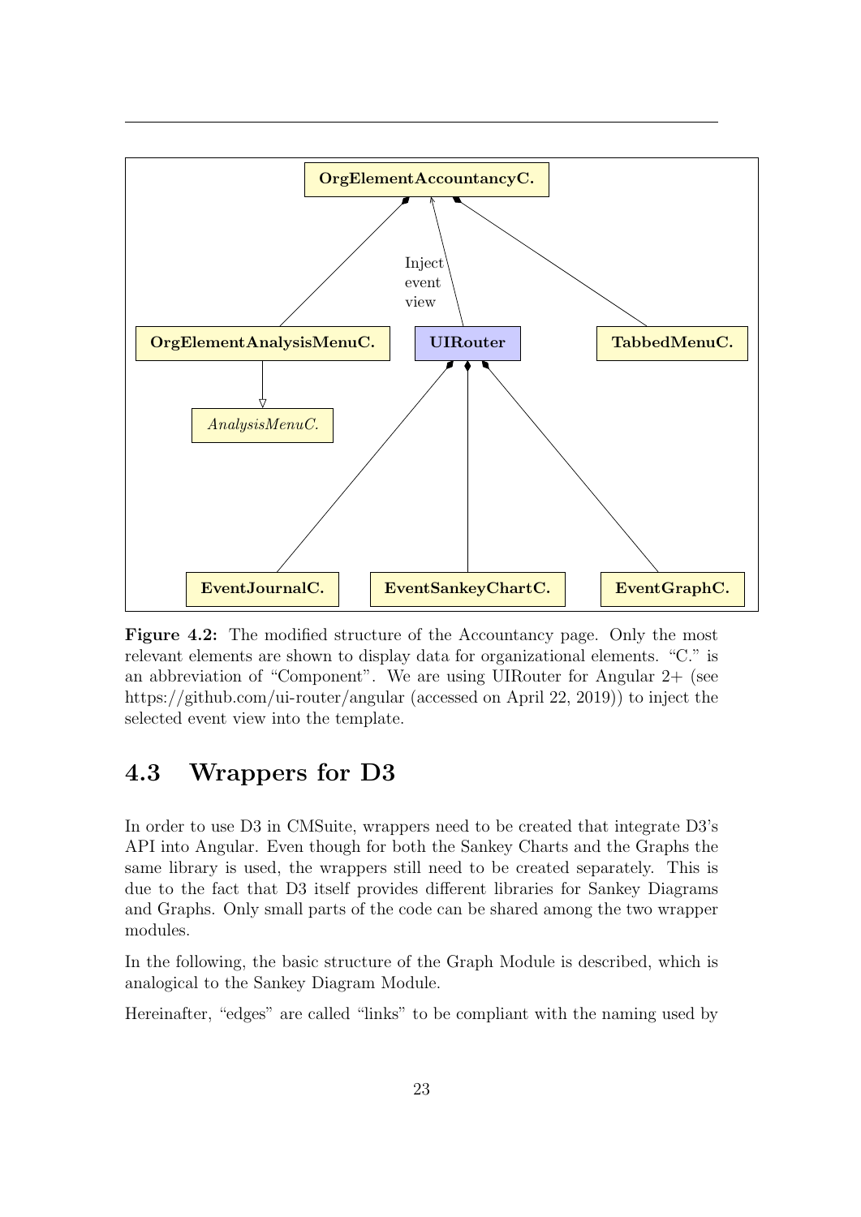**Figure 4.2:** The modified structure of the Accountancy page. Only the most relevant elements are shown to display data for organizational elements. "C." is an abbreviation of "Component". We are using UIRouter for Angular 2+ (see https://github.com/ui-router/angular (accessed on April 22, 2019)) to inject the selected event view into the template.

## 4.3 Wrappers for D3

In order to use D3 in CMSuite, wrappers need to be created that integrate D3's API into Angular. Even though for both the Sankey Charts and the Graphs the same library is used, the wrappers still need to be created separately. This is due to the fact that D3 itself provides different libraries for Sankey Diagrams and Graphs. Only small parts of the code can be shared among the two wrapper modules.

In the following, the basic structure of the Graph Module is described, which is analogical to the Sankey Diagram Module.

Hereinafter, "edges" are called "links" to be compliant with the naming used by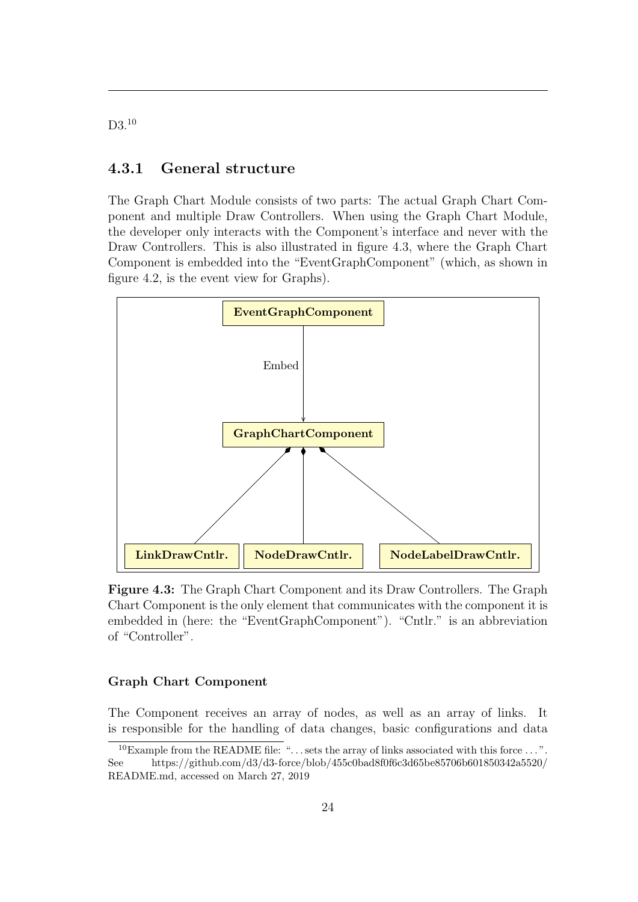D3.[10]

### 4.3.1 General structure

The Graph Chart Module consists of two parts: The actual Graph Chart Component and multiple Draw Controllers. When using the Graph Chart Module, the developer only interacts with the Component's interface and never with the Draw Controllers. This is also illustrated in figure 4.3, where the Graph Chart Component is embedded into the "EventGraphComponent" (which, as shown in figure 4.2, is the event view for Graphs).

**Figure 4.3:** The Graph Chart Component and its Draw Controllers. The Graph Chart Component is the only element that communicates with the component it is embedded in (here: the "EventGraphComponent"). "Cntlr." is an abbreviation of "Controller".

#### Graph Chart Component

The Component receives an array of nodes, as well as an array of links. It is responsible for the handling of data changes, basic configurations and data

[10] Example from the README file: "...sets the array of links associated with this force ...". See https://github.com/d3/d3-force/blob/455c0bad8f0f6c3d65be85706b601850342a5520/README.md, accessed on March 27, 2019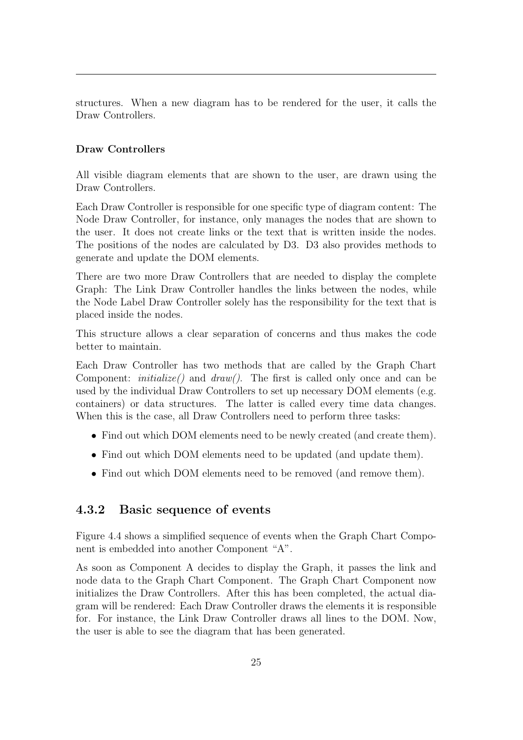structures. When a new diagram has to be rendered for the user, it calls the Draw Controllers.

**Draw Controllers**

All visible diagram elements that are shown to the user, are drawn using the Draw Controllers.

Each Draw Controller is responsible for one specific type of diagram content: The Node Draw Controller, for instance, only manages the nodes that are shown to the user. It does not create links or the text that is written inside the nodes. The positions of the nodes are calculated by D3. D3 also provides methods to generate and update the DOM elements.

There are two more Draw Controllers that are needed to display the complete Graph: The Link Draw Controller handles the links between the nodes, while the Node Label Draw Controller solely has the responsibility for the text that is placed inside the nodes.

This structure allows a clear separation of concerns and thus makes the code better to maintain.

Each Draw Controller has two methods that are called by the Graph Chart Component: *initialize()* and *draw()*. The first is called only once and can be used by the individual Draw Controllers to set up necessary DOM elements (e.g. containers) or data structures. The latter is called every time data changes. When this is the case, all Draw Controllers need to perform three tasks:

- Find out which DOM elements need to be newly created (and create them).
- Find out which DOM elements need to be updated (and update them).
- Find out which DOM elements need to be removed (and remove them).

### 4.3.2 Basic sequence of events

Figure 4.4 shows a simplified sequence of events when the Graph Chart Component is embedded into another Component "A".

As soon as Component A decides to display the Graph, it passes the link and node data to the Graph Chart Component. The Graph Chart Component now initializes the Draw Controllers. After this has been completed, the actual diagram will be rendered: Each Draw Controller draws the elements it is responsible for. For instance, the Link Draw Controller draws all lines to the DOM. Now, the user is able to see the diagram that has been generated.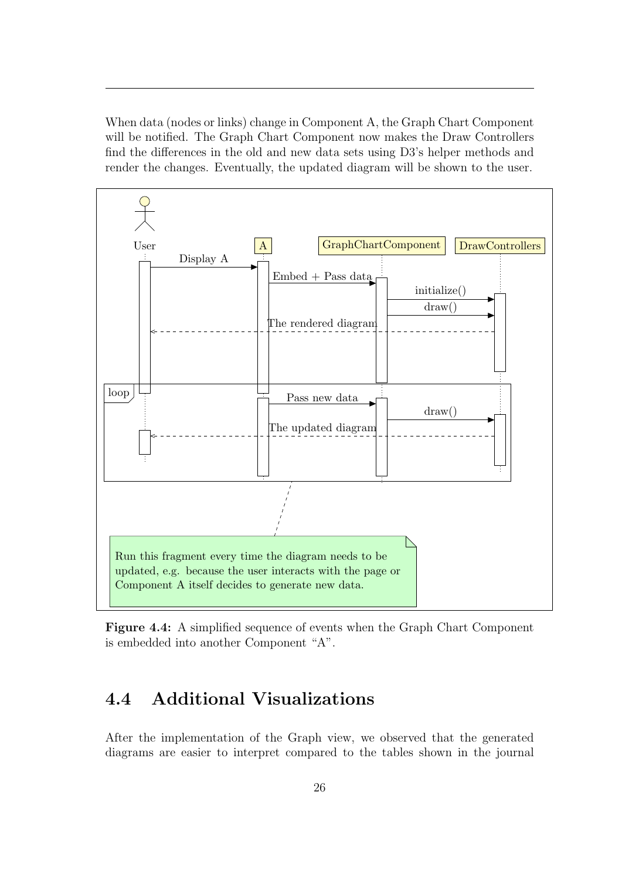When data (nodes or links) change in Component A, the Graph Chart Component will be notified. The Graph Chart Component now makes the Draw Controllers find the differences in the old and new data sets using D3's helper methods and render the changes. Eventually, the updated diagram will be shown to the user.

**Figure 4.4:** A simplified sequence of events when the Graph Chart Component is embedded into another Component "A".

## 4.4 Additional Visualizations

After the implementation of the Graph view, we observed that the generated diagrams are easier to interpret compared to the tables shown in the journal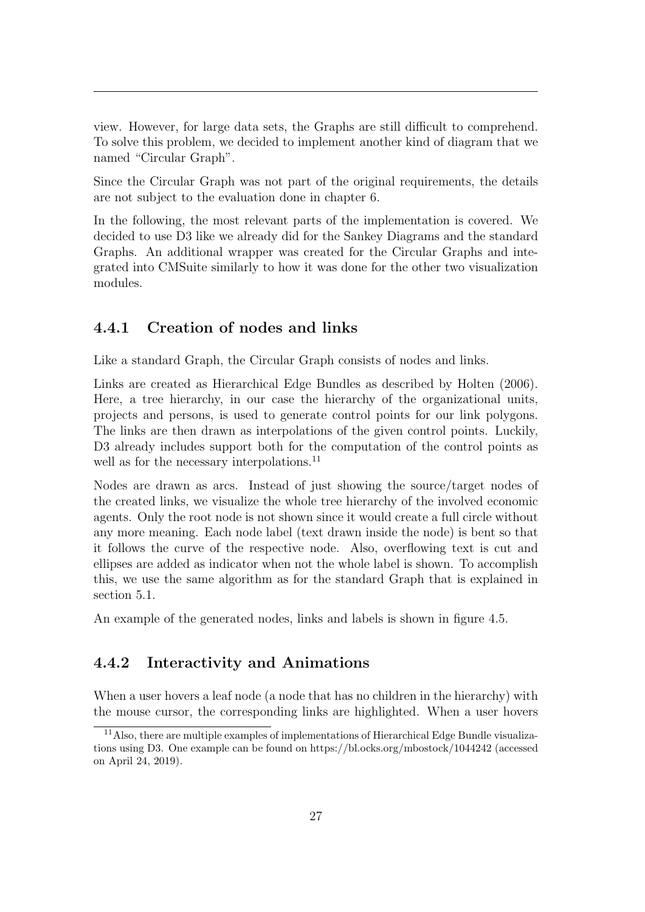view. However, for large data sets, the Graphs are still difficult to comprehend. To solve this problem, we decided to implement another kind of diagram that we named "Circular Graph".

Since the Circular Graph was not part of the original requirements, the details are not subject to the evaluation done in chapter 6.

In the following, the most relevant parts of the implementation is covered. We decided to use D3 like we already did for the Sankey Diagrams and the standard Graphs. An additional wrapper was created for the Circular Graphs and integrated into CMSuite similarly to how it was done for the other two visualization modules.

### 4.4.1 Creation of nodes and links

Like a standard Graph, the Circular Graph consists of nodes and links.

Links are created as Hierarchical Edge Bundles as described by Holten (2006). Here, a tree hierarchy, in our case the hierarchy of the organizational units, projects and persons, is used to generate control points for our link polygons. The links are then drawn as interpolations of the given control points. Luckily, D3 already includes support both for the computation of the control points as well as for the necessary interpolations.[11]

Nodes are drawn as arcs. Instead of just showing the source/target nodes of the created links, we visualize the whole tree hierarchy of the involved economic agents. Only the root node is not shown since it would create a full circle without any more meaning. Each node label (text drawn inside the node) is bent so that it follows the curve of the respective node. Also, overflowing text is cut and ellipses are added as indicator when not the whole label is shown. To accomplish this, we use the same algorithm as for the standard Graph that is explained in section 5.1.

An example of the generated nodes, links and labels is shown in figure 4.5.

### 4.4.2 Interactivity and Animations

When a user hovers a leaf node (a node that has no children in the hierarchy) with the mouse cursor, the corresponding links are highlighted. When a user hovers

[11] Also, there are multiple examples of implementations of Hierarchical Edge Bundle visualizations using D3. One example can be found on https://bl.ocks.org/mbostock/1044242 (accessed on April 24, 2019).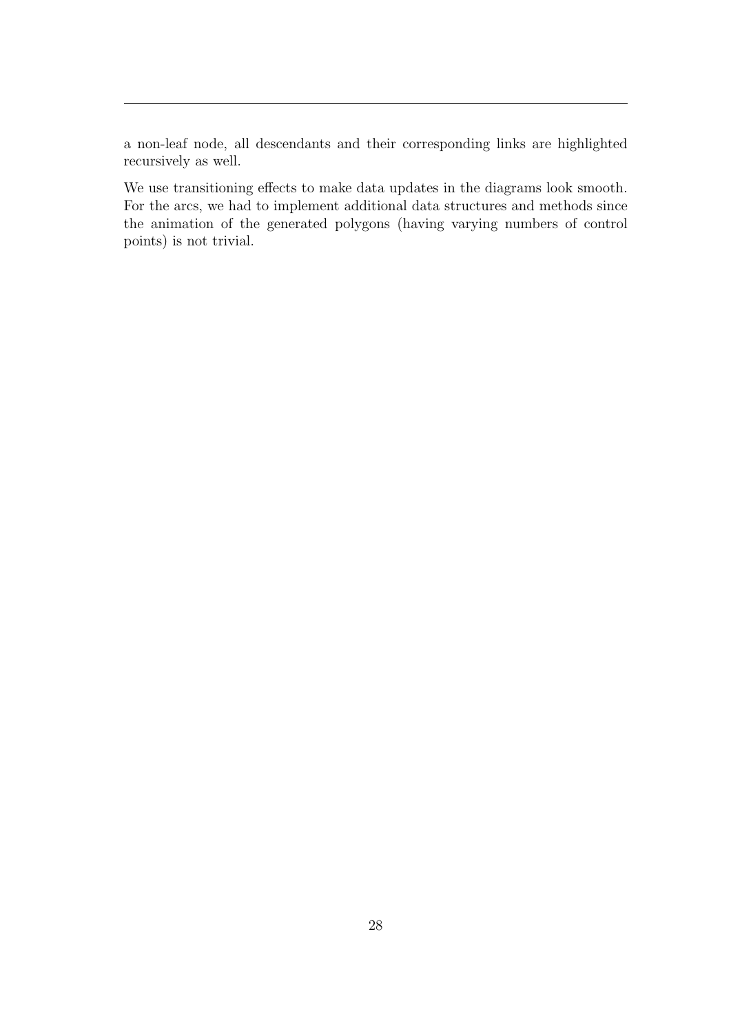a non-leaf node, all descendants and their corresponding links are highlighted recursively as well.

We use transitioning effects to make data updates in the diagrams look smooth. For the arcs, we had to implement additional data structures and methods since the animation of the generated polygons (having varying numbers of control points) is not trivial.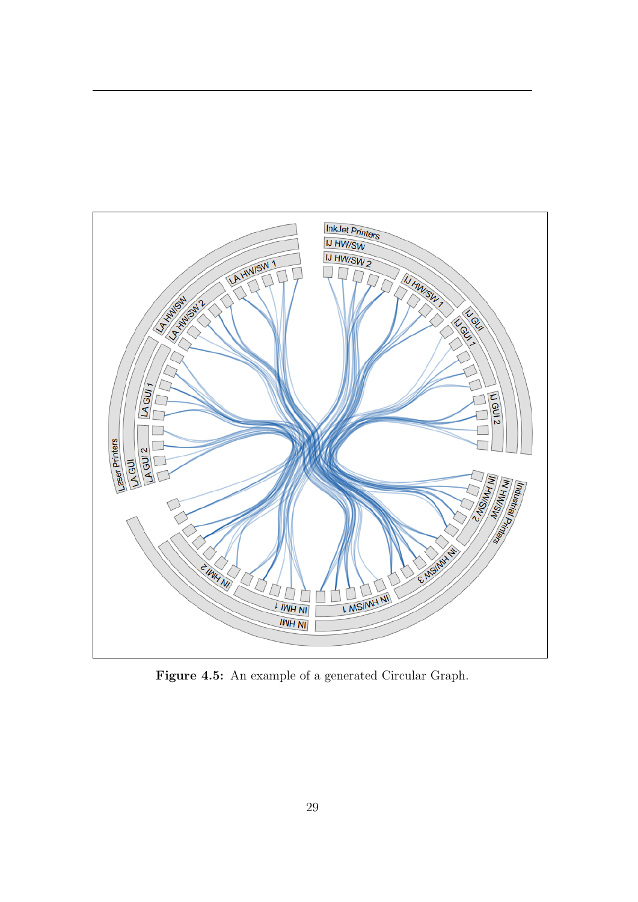**Figure 4.5:** An example of a generated Circular Graph.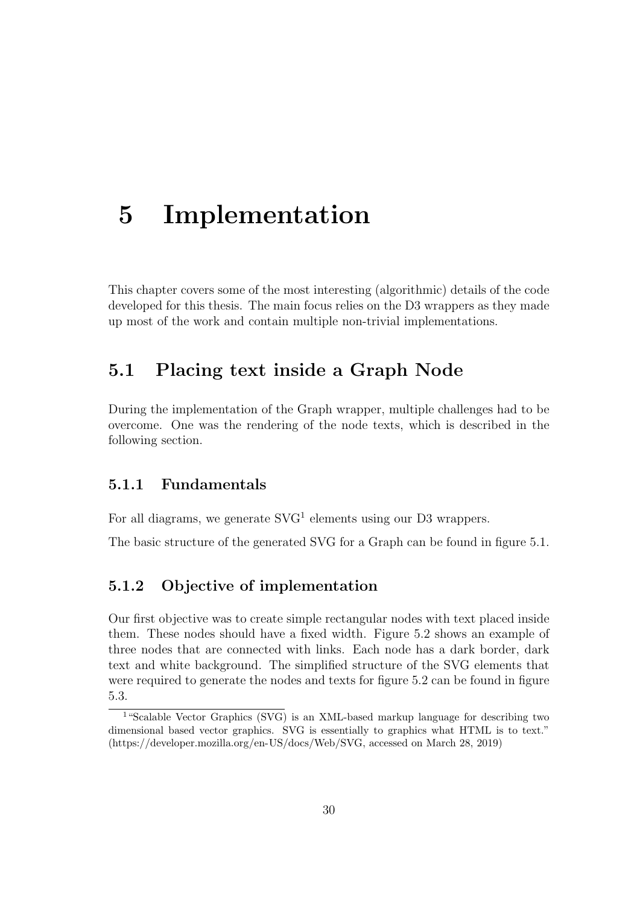# 5 Implementation

This chapter covers some of the most interesting (algorithmic) details of the code developed for this thesis. The main focus relies on the D3 wrappers as they made up most of the work and contain multiple non-trivial implementations.

## 5.1 Placing text inside a Graph Node

During the implementation of the Graph wrapper, multiple challenges had to be overcome. One was the rendering of the node texts, which is described in the following section.

### 5.1.1 Fundamentals

For all diagrams, we generate SVG[1] elements using our D3 wrappers.

The basic structure of the generated SVG for a Graph can be found in figure 5.1.

### 5.1.2 Objective of implementation

Our first objective was to create simple rectangular nodes with text placed inside them. These nodes should have a fixed width. Figure 5.2 shows an example of three nodes that are connected with links. Each node has a dark border, dark text and white background. The simplified structure of the SVG elements that were required to generate the nodes and texts for figure 5.2 can be found in figure 5.3.

[1] "Scalable Vector Graphics (SVG) is an XML-based markup language for describing two dimensional based vector graphics. SVG is essentially to graphics what HTML is to text." (https://developer.mozilla.org/en-US/docs/Web/SVG, accessed on March 28, 2019)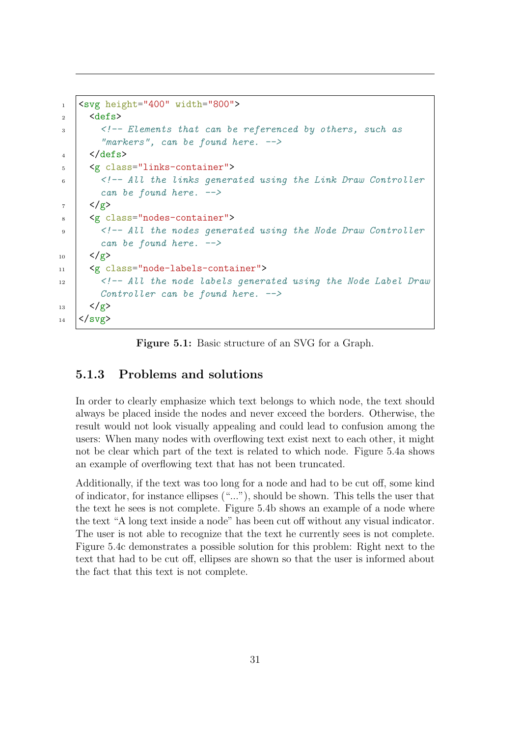```
<svg height="400" width="800">
  <defs>
    <!-- Elements that can be referenced by others, such as
    "markers", can be found here. -->
  </defs>
  <g class="links-container">
    <!-- All the links generated using the Link Draw Controller
    can be found here. -->
  </g>
  <g class="nodes-container">
    <!-- All the nodes generated using the Node Draw Controller
    can be found here. -->
  </g>
  <g class="node-labels-container">
    <!-- All the node labels generated using the Node Label Draw
    Controller can be found here. -->
  </g>
</svg>
```

**Figure 5.1:** Basic structure of an SVG for a Graph.

### 5.1.3 Problems and solutions

In order to clearly emphasize which text belongs to which node, the text should always be placed inside the nodes and never exceed the borders. Otherwise, the result would not look visually appealing and could lead to confusion among the users: When many nodes with overflowing text exist next to each other, it might not be clear which part of the text is related to which node. Figure 5.4a shows an example of overflowing text that has not been truncated.

Additionally, if the text was too long for a node and had to be cut off, some kind of indicator, for instance ellipses ("..."), should be shown. This tells the user that the text he sees is not complete. Figure 5.4b shows an example of a node where the text "A long text inside a node" has been cut off without any visual indicator. The user is not able to recognize that the text he currently sees is not complete. Figure 5.4c demonstrates a possible solution for this problem: Right next to the text that had to be cut off, ellipses are shown so that the user is informed about the fact that this text is not complete.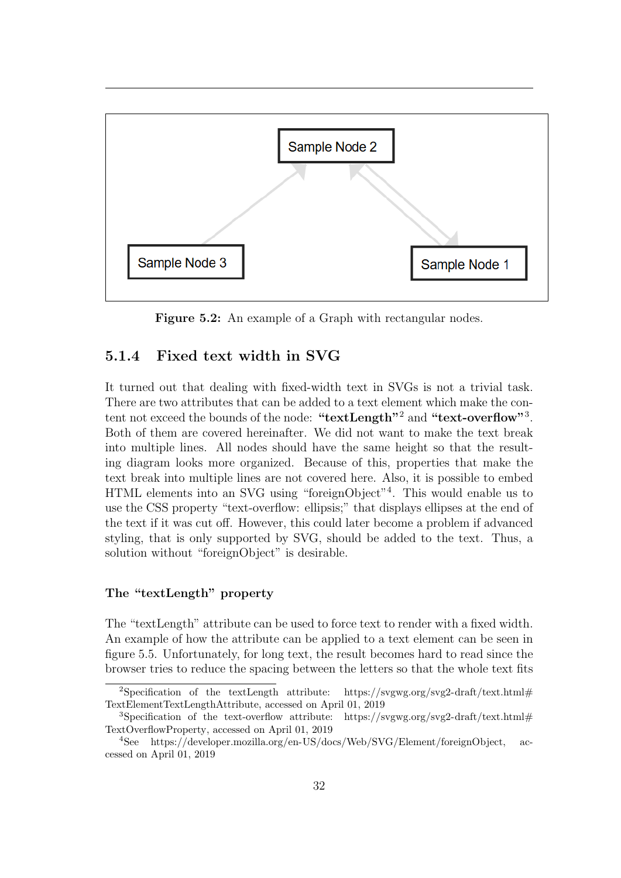Sample Node 2

Sample Node 3

Sample Node 1

**Figure 5.2:** An example of a Graph with rectangular nodes.

### 5.1.4 Fixed text width in SVG

It turned out that dealing with fixed-width text in SVGs is not a trivial task. There are two attributes that can be added to a text element which make the content not exceed the bounds of the node: **"textLength"**[2] and **"text-overflow"**[3]. Both of them are covered hereinafter. We did not want to make the text break into multiple lines. All nodes should have the same height so that the resulting diagram looks more organized. Because of this, properties that make the text break into multiple lines are not covered here. Also, it is possible to embed HTML elements into an SVG using "foreignObject"[4]. This would enable us to use the CSS property "text-overflow: ellipsis;" that displays ellipses at the end of the text if it was cut off. However, this could later become a problem if advanced styling, that is only supported by SVG, should be added to the text. Thus, a solution without "foreignObject" is desirable.

#### The "textLength" property

The "textLength" attribute can be used to force text to render with a fixed width. An example of how the attribute can be applied to a text element can be seen in figure 5.5. Unfortunately, for long text, the result becomes hard to read since the browser tries to reduce the spacing between the letters so that the whole text fits

[2] Specification of the textLength attribute: https://svgwg.org/svg2-draft/text.html#TextElementTextLengthAttribute, accessed on April 01, 2019

[3] Specification of the text-overflow attribute: https://svgwg.org/svg2-draft/text.html#TextOverflowProperty, accessed on April 01, 2019

[4] See https://developer.mozilla.org/en-US/docs/Web/SVG/Element/foreignObject, accessed on April 01, 2019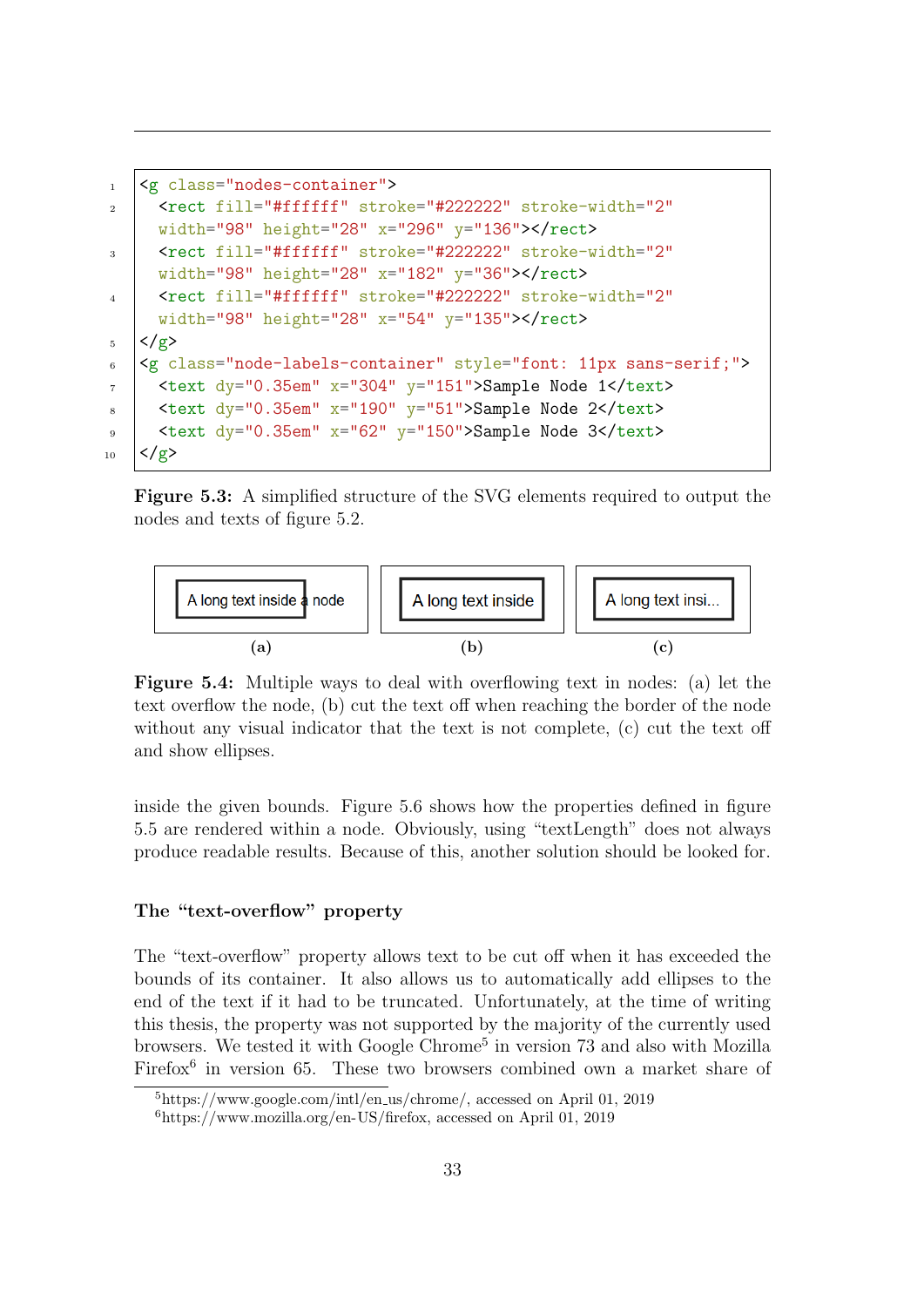```
<g class="nodes-container">
  <rect fill="#ffffff" stroke="#222222" stroke-width="2"
  width="98" height="28" x="296" y="136"></rect>
  <rect fill="#ffffff" stroke="#222222" stroke-width="2"
  width="98" height="28" x="182" y="36"></rect>
  <rect fill="#ffffff" stroke="#222222" stroke-width="2"
  width="98" height="28" x="54" y="135"></rect>
</g>
<g class="node-labels-container" style="font: 11px sans-serif;">
  <text dy="0.35em" x="304" y="151">Sample Node 1</text>
  <text dy="0.35em" x="190" y="51">Sample Node 2</text>
  <text dy="0.35em" x="62" y="150">Sample Node 3</text>
</g>
```

**Figure 5.3:** A simplified structure of the SVG elements required to output the nodes and texts of figure 5.2.

A long text inside a node

**(a)**

A long text inside

**(b)**

A long text insi...

**(c)**

**Figure 5.4:** Multiple ways to deal with overflowing text in nodes: (a) let the text overflow the node, (b) cut the text off when reaching the border of the node without any visual indicator that the text is not complete, (c) cut the text off and show ellipses.

inside the given bounds. Figure 5.6 shows how the properties defined in figure 5.5 are rendered within a node. Obviously, using "textLength" does not always produce readable results. Because of this, another solution should be looked for.

### The "text-overflow" property

The "text-overflow" property allows text to be cut off when it has exceeded the bounds of its container. It also allows us to automatically add ellipses to the end of the text if it had to be truncated. Unfortunately, at the time of writing this thesis, the property was not supported by the majority of the currently used browsers. We tested it with Google Chrome[5] in version 73 and also with Mozilla Firefox[6] in version 65. These two browsers combined own a market share of

[5] https://www.google.com/intl/en_us/chrome/, accessed on April 01, 2019

[6] https://www.mozilla.org/en-US/firefox, accessed on April 01, 2019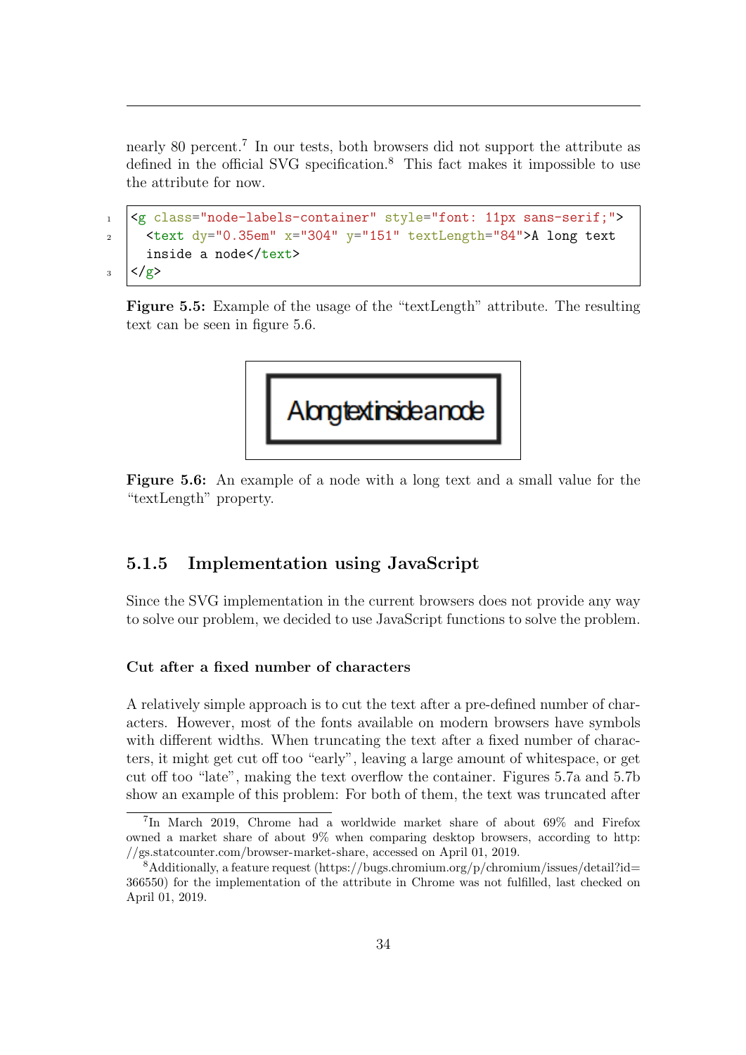nearly 80 percent.[7] In our tests, both browsers did not support the attribute as defined in the official SVG specification.[8] This fact makes it impossible to use the attribute for now.

```
<g class="node-labels-container" style="font: 11px sans-serif;">
  <text dy="0.35em" x="304" y="151" textLength="84">A long text
  inside a node</text>
</g>
```

**Figure 5.5:** Example of the usage of the "textLength" attribute. The resulting text can be seen in figure 5.6.

**Figure 5.6:** An example of a node with a long text and a small value for the "textLength" property.

### 5.1.5 Implementation using JavaScript

Since the SVG implementation in the current browsers does not provide any way to solve our problem, we decided to use JavaScript functions to solve the problem.

#### Cut after a fixed number of characters

A relatively simple approach is to cut the text after a pre-defined number of characters. However, most of the fonts available on modern browsers have symbols with different widths. When truncating the text after a fixed number of characters, it might get cut off too "early", leaving a large amount of whitespace, or get cut off too "late", making the text overflow the container. Figures 5.7a and 5.7b show an example of this problem: For both of them, the text was truncated after

[7] In March 2019, Chrome had a worldwide market share of about 69% and Firefox owned a market share of about 9% when comparing desktop browsers, according to http://gs.statcounter.com/browser-market-share, accessed on April 01, 2019.

[8] Additionally, a feature request (https://bugs.chromium.org/p/chromium/issues/detail?id=366550) for the implementation of the attribute in Chrome was not fulfilled, last checked on April 01, 2019.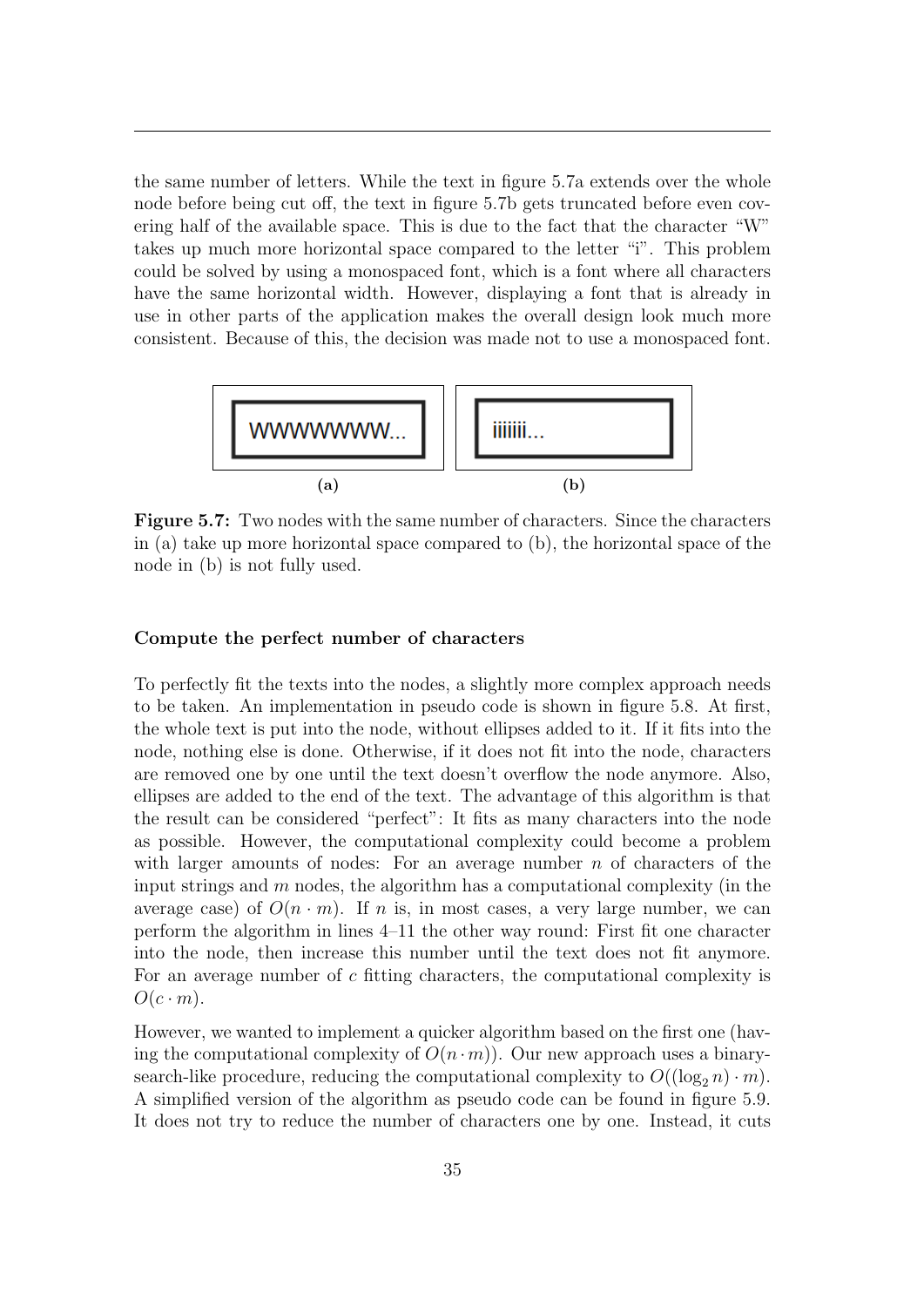the same number of letters. While the text in figure 5.7a extends over the whole node before being cut off, the text in figure 5.7b gets truncated before even covering half of the available space. This is due to the fact that the character "W" takes up much more horizontal space compared to the letter "i". This problem could be solved by using a monospaced font, which is a font where all characters have the same horizontal width. However, displaying a font that is already in use in other parts of the application makes the overall design look much more consistent. Because of this, the decision was made not to use a monospaced font.

WWWWWWW...

(a)

iiiiiii...

(b)

**Figure 5.7:** Two nodes with the same number of characters. Since the characters in (a) take up more horizontal space compared to (b), the horizontal space of the node in (b) is not fully used.

#### Compute the perfect number of characters

To perfectly fit the texts into the nodes, a slightly more complex approach needs to be taken. An implementation in pseudo code is shown in figure 5.8. At first, the whole text is put into the node, without ellipses added to it. If it fits into the node, nothing else is done. Otherwise, if it does not fit into the node, characters are removed one by one until the text doesn't overflow the node anymore. Also, ellipses are added to the end of the text. The advantage of this algorithm is that the result can be considered "perfect": It fits as many characters into the node as possible. However, the computational complexity could become a problem with larger amounts of nodes: For an average number $n$ of characters of the input strings and $m$ nodes, the algorithm has a computational complexity (in the average case) of $O(n \cdot m)$. If $n$ is, in most cases, a very large number, we can perform the algorithm in lines 4–11 the other way round: First fit one character into the node, then increase this number until the text does not fit anymore. For an average number of $c$ fitting characters, the computational complexity is $O(c \cdot m)$.

However, we wanted to implement a quicker algorithm based on the first one (having the computational complexity of $O(n \cdot m)$). Our new approach uses a binary-search-like procedure, reducing the computational complexity to $O((\log_2 n) \cdot m)$. A simplified version of the algorithm as pseudo code can be found in figure 5.9. It does not try to reduce the number of characters one by one. Instead, it cuts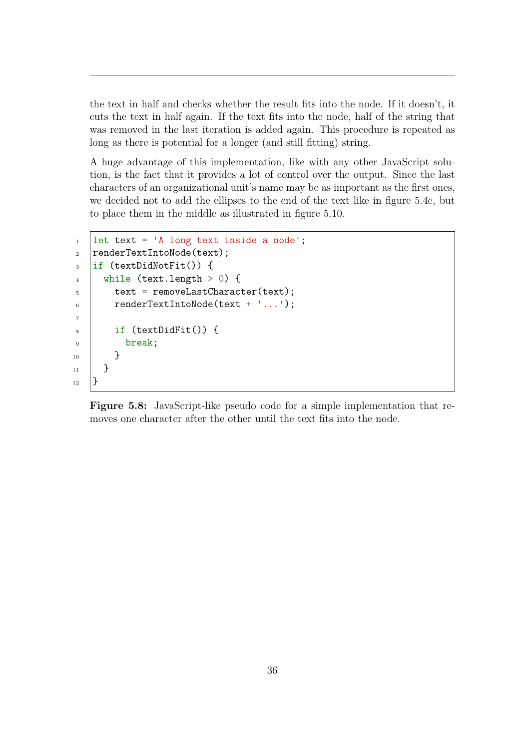the text in half and checks whether the result fits into the node. If it doesn't, it cuts the text in half again. If the text fits into the node, half of the string that was removed in the last iteration is added again. This procedure is repeated as long as there is potential for a longer (and still fitting) string.

A huge advantage of this implementation, like with any other JavaScript solution, is the fact that it provides a lot of control over the output. Since the last characters of an organizational unit's name may be as important as the first ones, we decided not to add the ellipses to the end of the text like in figure 5.4c, but to place them in the middle as illustrated in figure 5.10.

```
let text = 'A long text inside a node';
renderTextIntoNode(text);
if (textDidNotFit()) {
  while (text.length > 0) {
    text = removeLastCharacter(text);
    renderTextIntoNode(text + '...');

    if (textDidFit()) {
      break;
    }
  }
}
```

**Figure 5.8:** JavaScript-like pseudo code for a simple implementation that removes one character after the other until the text fits into the node.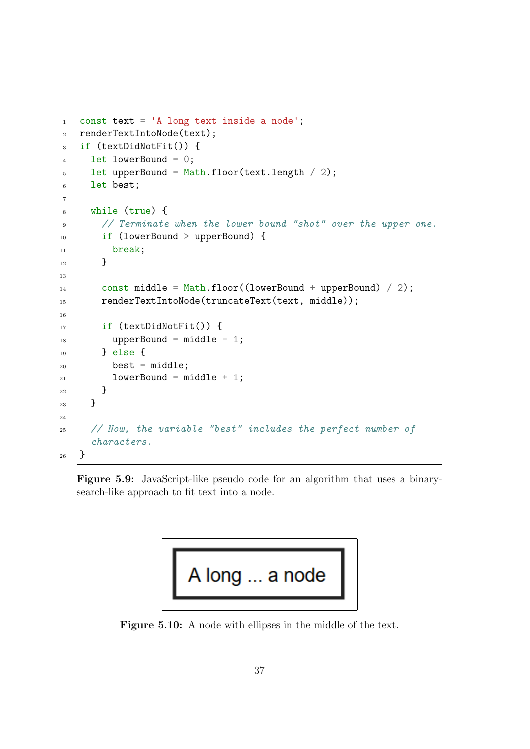```javascript
const text = 'A long text inside a node';
renderTextIntoNode(text);
if (textDidNotFit()) {
  let lowerBound = 0;
  let upperBound = Math.floor(text.length / 2);
  let best;

  while (true) {
    // Terminate when the lower bound "shot" over the upper one.
    if (lowerBound > upperBound) {
      break;
    }

    const middle = Math.floor((lowerBound + upperBound) / 2);
    renderTextIntoNode(truncateText(text, middle));

    if (textDidNotFit()) {
      upperBound = middle - 1;
    } else {
      best = middle;
      lowerBound = middle + 1;
    }
  }

  // Now, the variable "best" includes the perfect number of characters.
}
```

**Figure 5.9:** JavaScript-like pseudo code for an algorithm that uses a binary-search-like approach to fit text into a node.

A long ... a node

**Figure 5.10:** A node with ellipses in the middle of the text.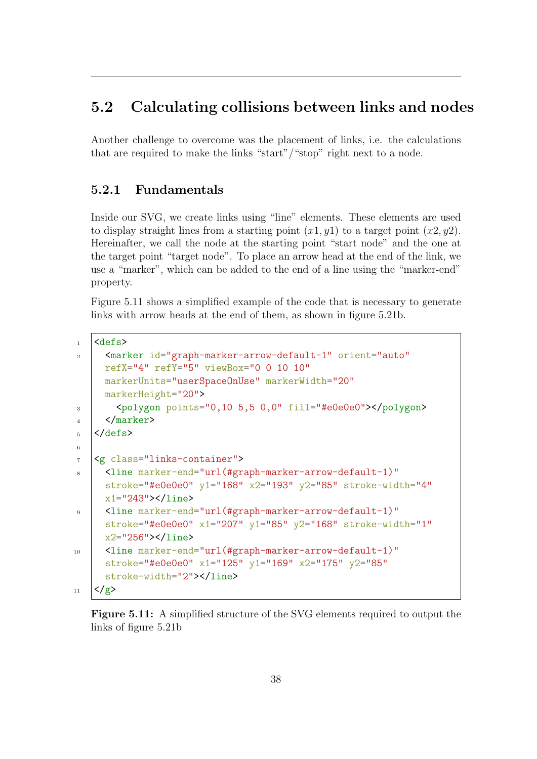## 5.2 Calculating collisions between links and nodes

Another challenge to overcome was the placement of links, i.e. the calculations that are required to make the links "start"/"stop" right next to a node.

### 5.2.1 Fundamentals

Inside our SVG, we create links using "line" elements. These elements are used to display straight lines from a starting point $(x1, y1)$ to a target point $(x2, y2)$. Hereinafter, we call the node at the starting point "start node" and the one at the target point "target node". To place an arrow head at the end of the link, we use a "marker", which can be added to the end of a line using the "marker-end" property.

Figure 5.11 shows a simplified example of the code that is necessary to generate links with arrow heads at the end of them, as shown in figure 5.21b.

```
<defs>
  <marker id="graph-marker-arrow-default-1" orient="auto"
  refX="4" refY="5" viewBox="0 0 10 10"
  markerUnits="userSpaceOnUse" markerWidth="20"
  markerHeight="20">
    <polygon points="0,10 5,5 0,0" fill="#e0e0e0"></polygon>
  </marker>
</defs>

<g class="links-container">
  <line marker-end="url(#graph-marker-arrow-default-1)"
  stroke="#e0e0e0" y1="168" x2="193" y2="85" stroke-width="4"
  x1="243"></line>
  <line marker-end="url(#graph-marker-arrow-default-1)"
  stroke="#e0e0e0" x1="207" y1="85" y2="168" stroke-width="1"
  x2="256"></line>
  <line marker-end="url(#graph-marker-arrow-default-1)"
  stroke="#e0e0e0" x1="125" y1="169" x2="175" y2="85"
  stroke-width="2"></line>
</g>
```

**Figure 5.11:** A simplified structure of the SVG elements required to output the links of figure 5.21b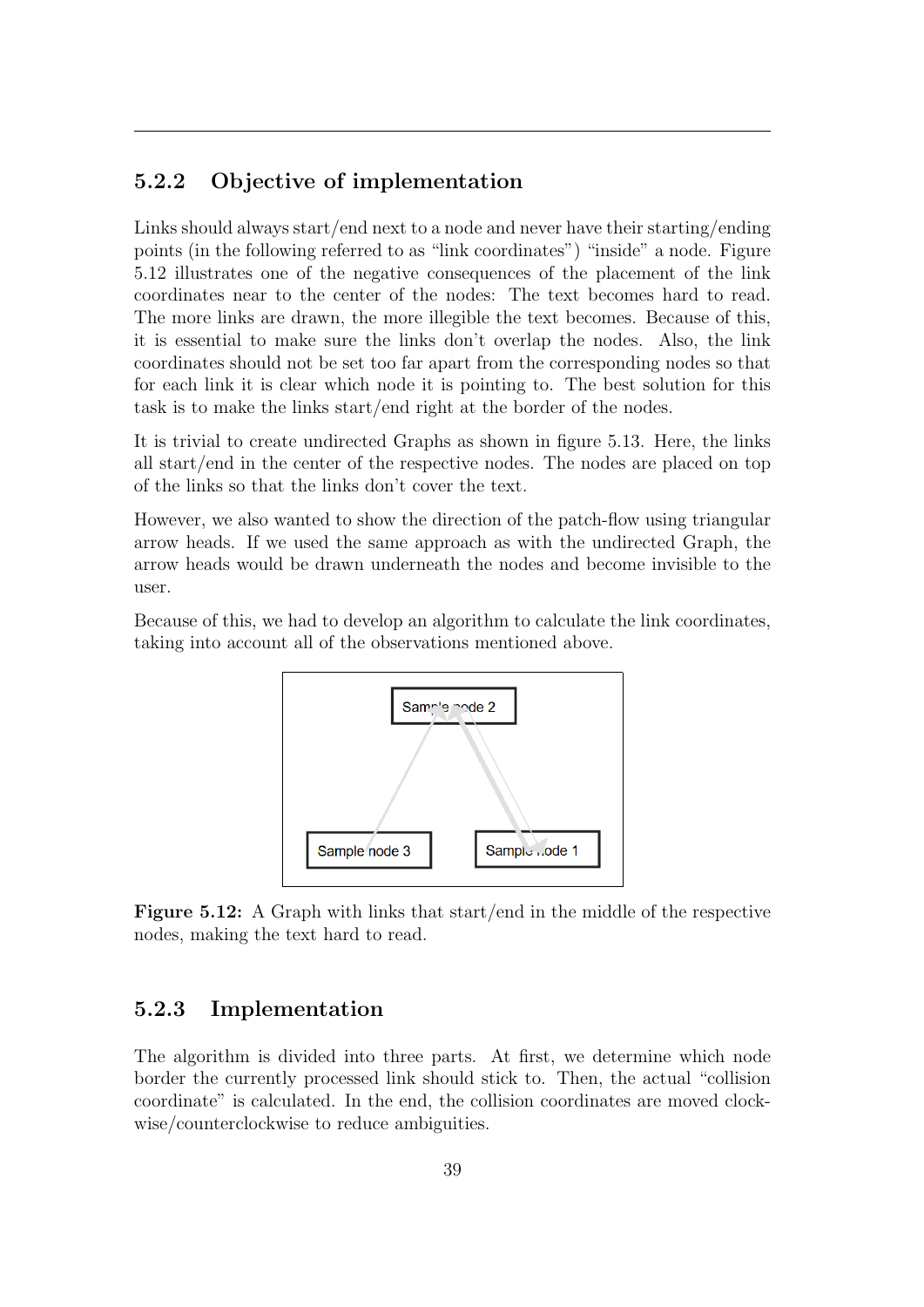### 5.2.2 Objective of implementation

Links should always start/end next to a node and never have their starting/ending points (in the following referred to as "link coordinates") "inside" a node. Figure 5.12 illustrates one of the negative consequences of the placement of the link coordinates near to the center of the nodes: The text becomes hard to read. The more links are drawn, the more illegible the text becomes. Because of this, it is essential to make sure the links don't overlap the nodes. Also, the link coordinates should not be set too far apart from the corresponding nodes so that for each link it is clear which node it is pointing to. The best solution for this task is to make the links start/end right at the border of the nodes.

It is trivial to create undirected Graphs as shown in figure 5.13. Here, the links all start/end in the center of the respective nodes. The nodes are placed on top of the links so that the links don't cover the text.

However, we also wanted to show the direction of the patch-flow using triangular arrow heads. If we used the same approach as with the undirected Graph, the arrow heads would be drawn underneath the nodes and become invisible to the user.

Because of this, we had to develop an algorithm to calculate the link coordinates, taking into account all of the observations mentioned above.

**Figure 5.12:** A Graph with links that start/end in the middle of the respective nodes, making the text hard to read.

### 5.2.3 Implementation

The algorithm is divided into three parts. At first, we determine which node border the currently processed link should stick to. Then, the actual "collision coordinate" is calculated. In the end, the collision coordinates are moved clockwise/counterclockwise to reduce ambiguities.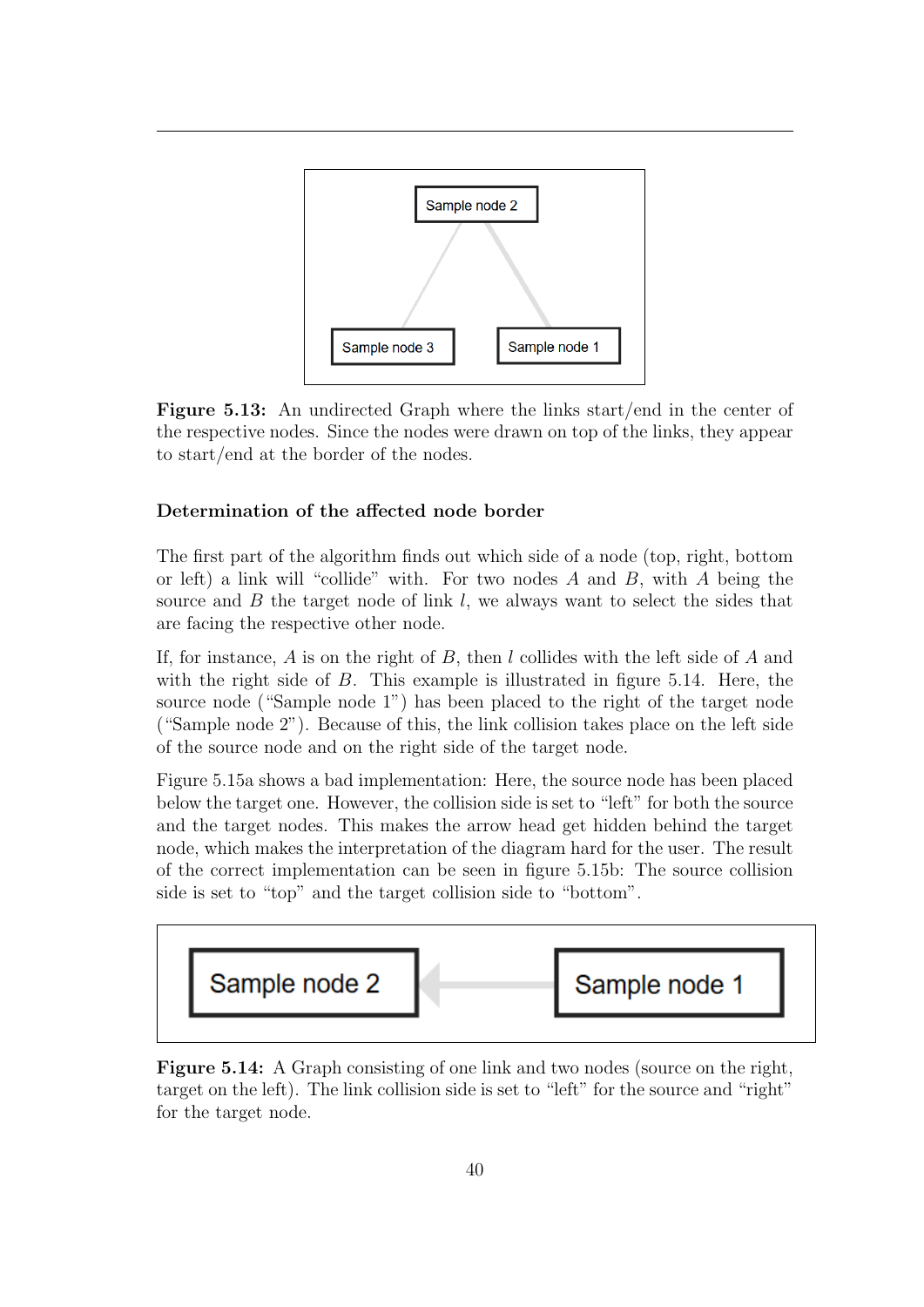**Figure 5.13:** An undirected Graph where the links start/end in the center of the respective nodes. Since the nodes were drawn on top of the links, they appear to start/end at the border of the nodes.

#### Determination of the affected node border

The first part of the algorithm finds out which side of a node (top, right, bottom or left) a link will "collide" with. For two nodes $A$ and $B$, with $A$ being the source and $B$ the target node of link $l$, we always want to select the sides that are facing the respective other node.

If, for instance, $A$ is on the right of $B$, then $l$ collides with the left side of $A$ and with the right side of $B$. This example is illustrated in figure 5.14. Here, the source node ("Sample node 1") has been placed to the right of the target node ("Sample node 2"). Because of this, the link collision takes place on the left side of the source node and on the right side of the target node.

Figure 5.15a shows a bad implementation: Here, the source node has been placed below the target one. However, the collision side is set to "left" for both the source and the target nodes. This makes the arrow head get hidden behind the target node, which makes the interpretation of the diagram hard for the user. The result of the correct implementation can be seen in figure 5.15b: The source collision side is set to "top" and the target collision side to "bottom".

**Figure 5.14:** A Graph consisting of one link and two nodes (source on the right, target on the left). The link collision side is set to "left" for the source and "right" for the target node.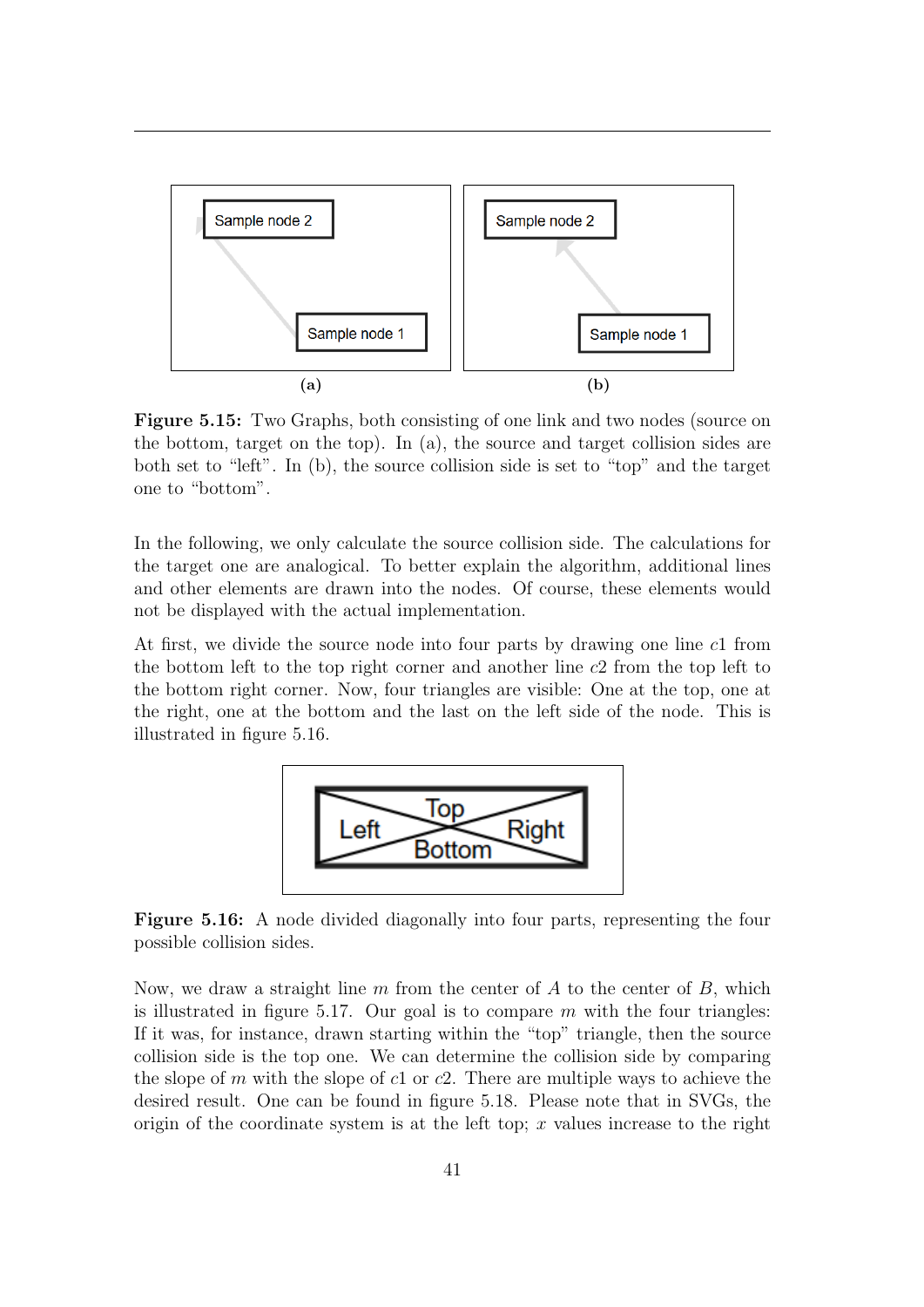**Figure 5.15:** Two Graphs, both consisting of one link and two nodes (source on the bottom, target on the top). In (a), the source and target collision sides are both set to "left". In (b), the source collision side is set to "top" and the target one to "bottom".

In the following, we only calculate the source collision side. The calculations for the target one are analogical. To better explain the algorithm, additional lines and other elements are drawn into the nodes. Of course, these elements would not be displayed with the actual implementation.

At first, we divide the source node into four parts by drawing one line $c1$ from the bottom left to the top right corner and another line $c2$ from the top left to the bottom right corner. Now, four triangles are visible: One at the top, one at the right, one at the bottom and the last on the left side of the node. This is illustrated in figure 5.16.

**Figure 5.16:** A node divided diagonally into four parts, representing the four possible collision sides.

Now, we draw a straight line $m$ from the center of $A$ to the center of $B$, which is illustrated in figure 5.17. Our goal is to compare $m$ with the four triangles: If it was, for instance, drawn starting within the "top" triangle, then the source collision side is the top one. We can determine the collision side by comparing the slope of $m$ with the slope of $c1$ or $c2$. There are multiple ways to achieve the desired result. One can be found in figure 5.18. Please note that in SVGs, the origin of the coordinate system is at the left top; $x$ values increase to the right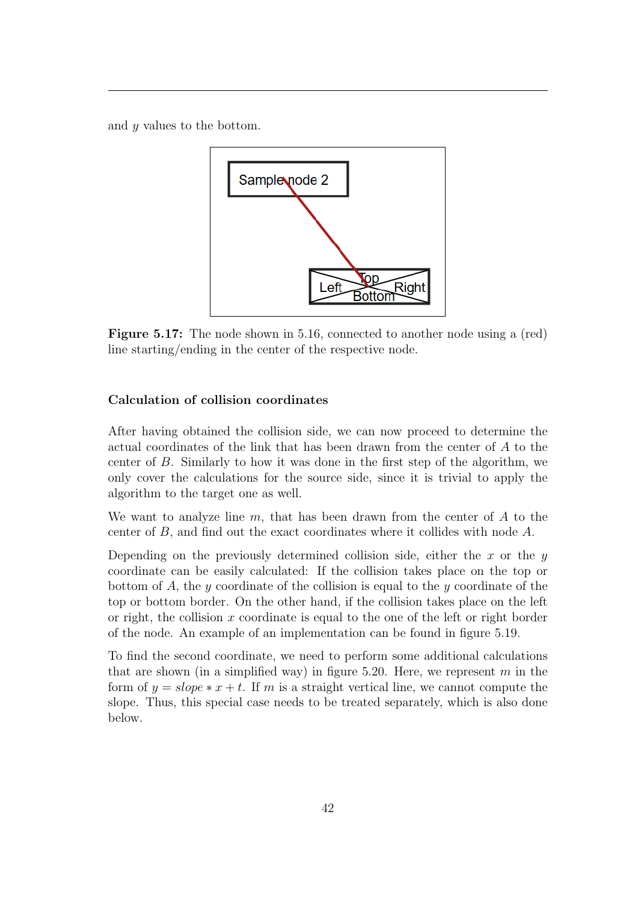and $y$ values to the bottom.

**Figure 5.17:** The node shown in 5.16, connected to another node using a (red) line starting/ending in the center of the respective node.

#### Calculation of collision coordinates

After having obtained the collision side, we can now proceed to determine the actual coordinates of the link that has been drawn from the center of $A$ to the center of $B$. Similarly to how it was done in the first step of the algorithm, we only cover the calculations for the source side, since it is trivial to apply the algorithm to the target one as well.

We want to analyze line $m$, that has been drawn from the center of $A$ to the center of $B$, and find out the exact coordinates where it collides with node $A$.

Depending on the previously determined collision side, either the $x$ or the $y$ coordinate can be easily calculated: If the collision takes place on the top or bottom of $A$, the $y$ coordinate of the collision is equal to the $y$ coordinate of the top or bottom border. On the other hand, if the collision takes place on the left or right, the collision $x$ coordinate is equal to the one of the left or right border of the node. An example of an implementation can be found in figure 5.19.

To find the second coordinate, we need to perform some additional calculations that are shown (in a simplified way) in figure 5.20. Here, we represent $m$ in the form of $y = slope * x + t$. If $m$ is a straight vertical line, we cannot compute the slope. Thus, this special case needs to be treated separately, which is also done below.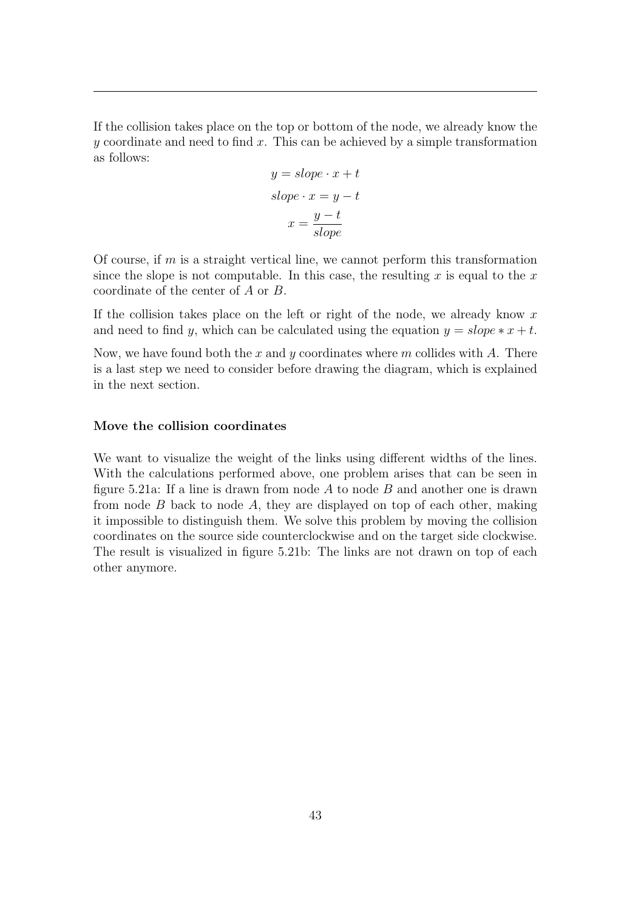If the collision takes place on the top or bottom of the node, we already know the $y$ coordinate and need to find $x$. This can be achieved by a simple transformation as follows:

$$y = slope \cdot x + t$$

$$slope \cdot x = y - t$$

$$x = \frac{y - t}{slope}$$

Of course, if $m$ is a straight vertical line, we cannot perform this transformation since the slope is not computable. In this case, the resulting $x$ is equal to the $x$ coordinate of the center of $A$ or $B$.

If the collision takes place on the left or right of the node, we already know $x$ and need to find $y$, which can be calculated using the equation $y = slope * x + t$.

Now, we have found both the $x$ and $y$ coordinates where $m$ collides with $A$. There is a last step we need to consider before drawing the diagram, which is explained in the next section.

#### Move the collision coordinates

We want to visualize the weight of the links using different widths of the lines. With the calculations performed above, one problem arises that can be seen in figure 5.21a: If a line is drawn from node $A$ to node $B$ and another one is drawn from node $B$ back to node $A$, they are displayed on top of each other, making it impossible to distinguish them. We solve this problem by moving the collision coordinates on the source side counterclockwise and on the target side clockwise. The result is visualized in figure 5.21b: The links are not drawn on top of each other anymore.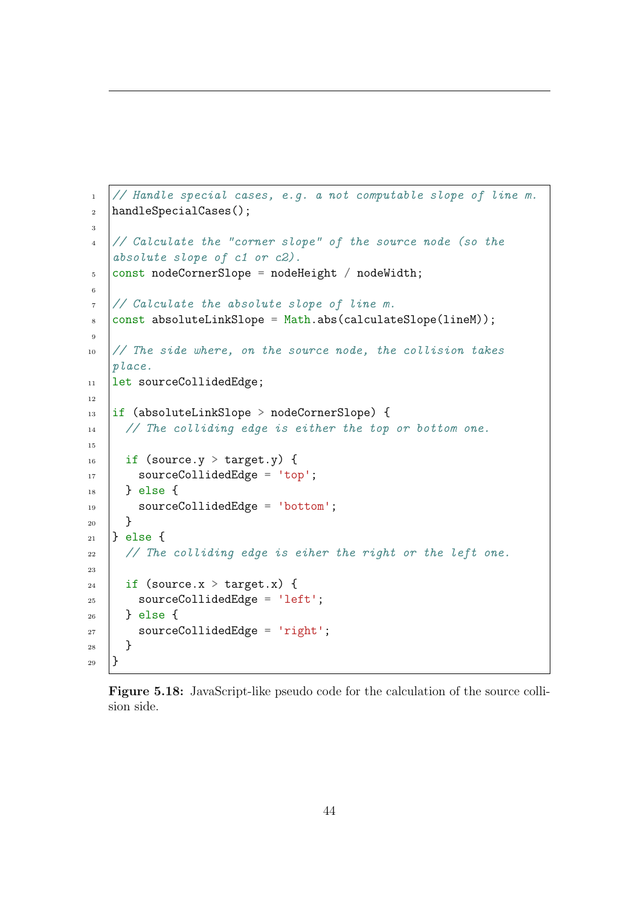```
// Handle special cases, e.g. a not computable slope of line m.
handleSpecialCases();

// Calculate the "corner slope" of the source node (so the
absolute slope of c1 or c2).
const nodeCornerSlope = nodeHeight / nodeWidth;

// Calculate the absolute slope of line m.
const absoluteLinkSlope = Math.abs(calculateSlope(lineM));

// The side where, on the source node, the collision takes
place.
let sourceCollidedEdge;

if (absoluteLinkSlope > nodeCornerSlope) {
  // The colliding edge is either the top or bottom one.

  if (source.y > target.y) {
    sourceCollidedEdge = 'top';
  } else {
    sourceCollidedEdge = 'bottom';
  }
} else {
  // The colliding edge is eiher the right or the left one.

  if (source.x > target.x) {
    sourceCollidedEdge = 'left';
  } else {
    sourceCollidedEdge = 'right';
  }
}
```

**Figure 5.18:** JavaScript-like pseudo code for the calculation of the source collision side.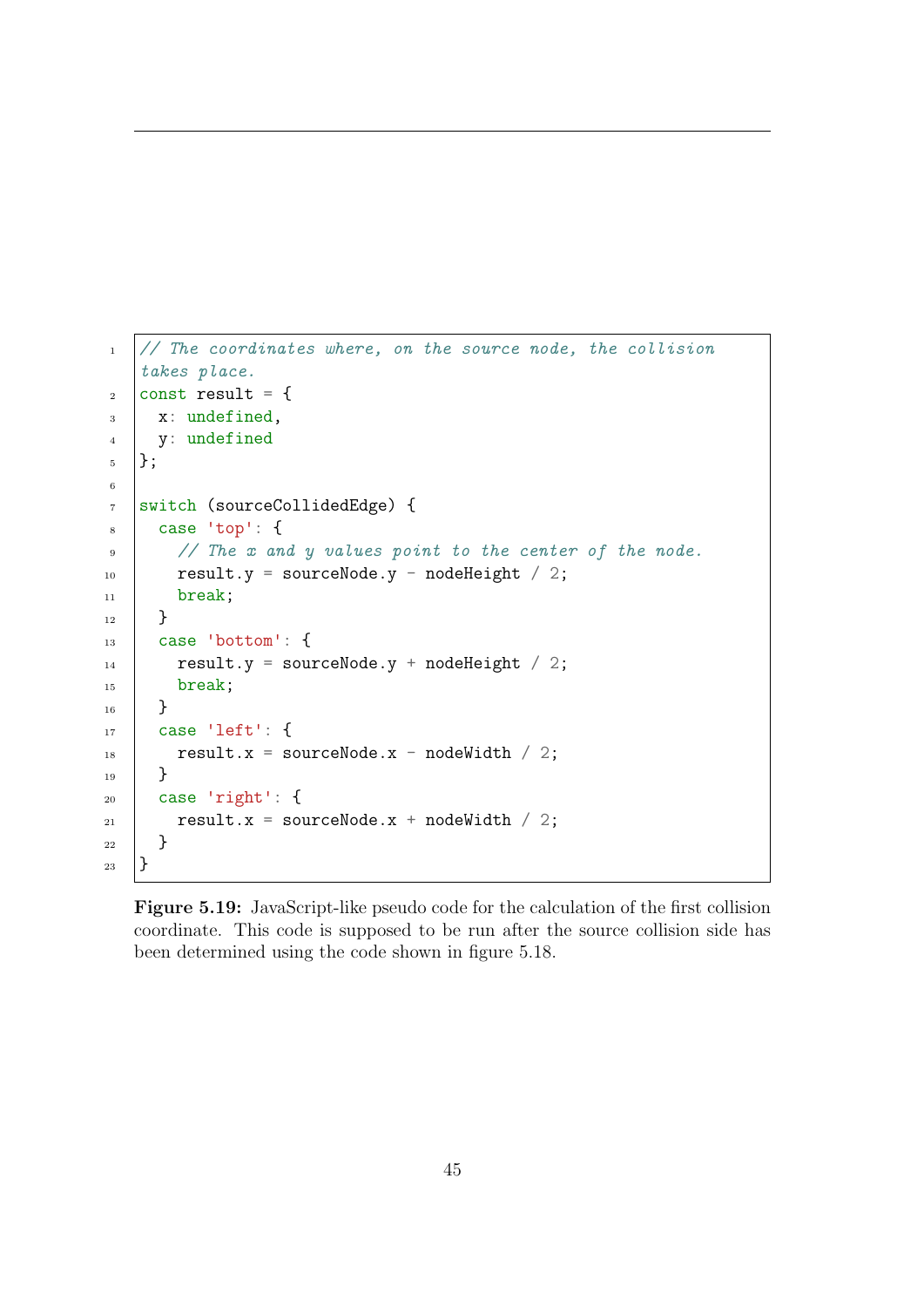```
// The coordinates where, on the source node, the collision takes place.
const result = {
  x: undefined,
  y: undefined
};

switch (sourceCollidedEdge) {
  case 'top': {
    // The x and y values point to the center of the node.
    result.y = sourceNode.y - nodeHeight / 2;
    break;
  }
  case 'bottom': {
    result.y = sourceNode.y + nodeHeight / 2;
    break;
  }
  case 'left': {
    result.x = sourceNode.x - nodeWidth / 2;
  }
  case 'right': {
    result.x = sourceNode.x + nodeWidth / 2;
  }
}
```

**Figure 5.19:** JavaScript-like pseudo code for the calculation of the first collision coordinate. This code is supposed to be run after the source collision side has been determined using the code shown in figure 5.18.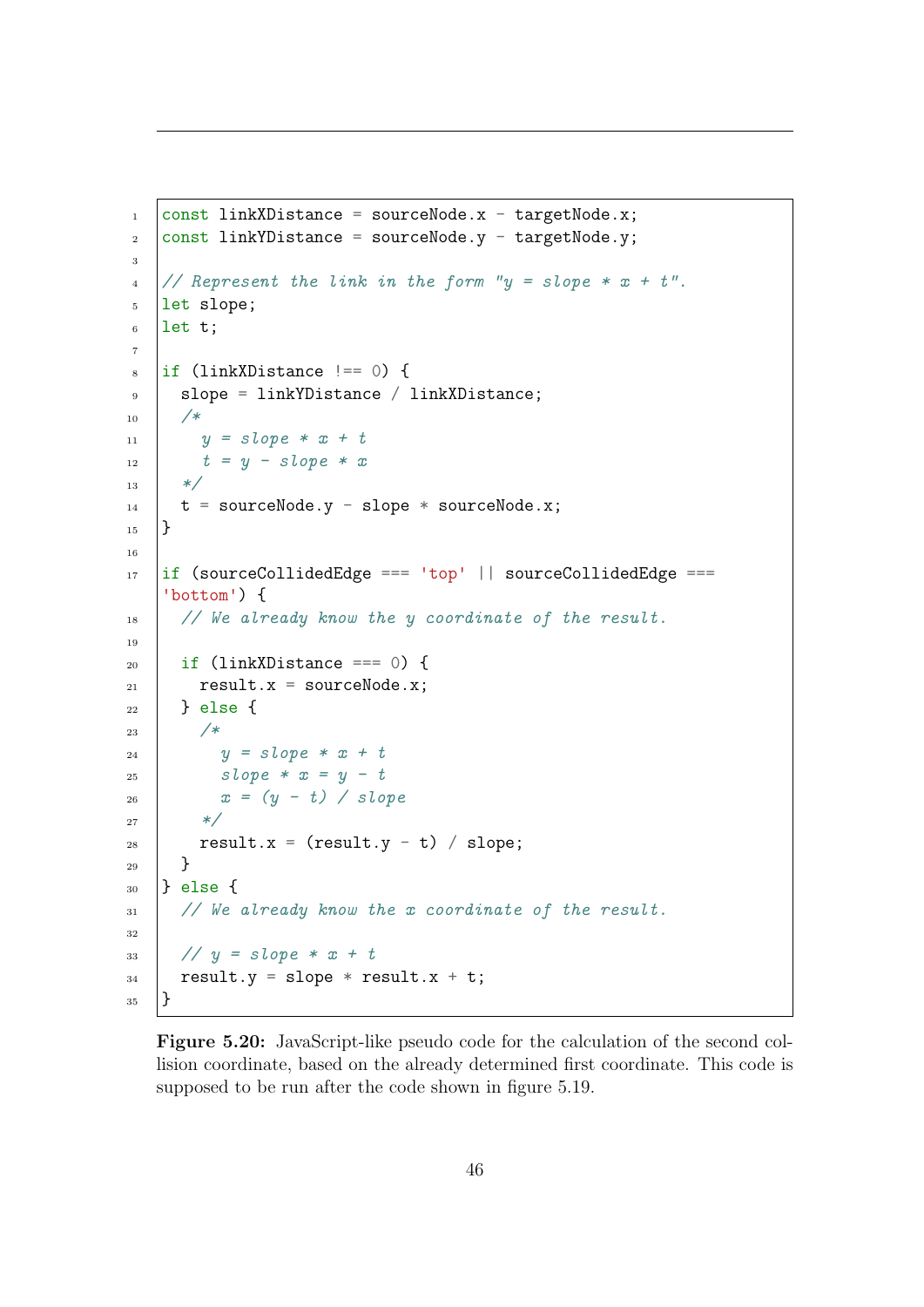```javascript
const linkXDistance = sourceNode.x - targetNode.x;
const linkYDistance = sourceNode.y - targetNode.y;

// Represent the link in the form "y = slope * x + t".
let slope;
let t;

if (linkXDistance !== 0) {
  slope = linkYDistance / linkXDistance;
  /*
    y = slope * x + t
    t = y - slope * x
  */
  t = sourceNode.y - slope * sourceNode.x;
}

if (sourceCollidedEdge === 'top' || sourceCollidedEdge === 'bottom') {
  // We already know the y coordinate of the result.

  if (linkXDistance === 0) {
    result.x = sourceNode.x;
  } else {
    /*
      y = slope * x + t
      slope * x = y - t
      x = (y - t) / slope
    */
    result.x = (result.y - t) / slope;
  }
} else {
  // We already know the x coordinate of the result.

  // y = slope * x + t
  result.y = slope * result.x + t;
}
```

**Figure 5.20:** JavaScript-like pseudo code for the calculation of the second collision coordinate, based on the already determined first coordinate. This code is supposed to be run after the code shown in figure 5.19.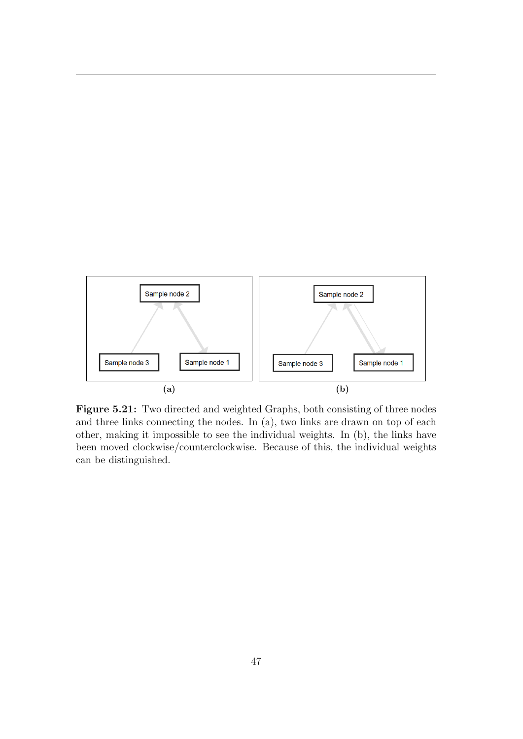(a)

(b)

**Figure 5.21:** Two directed and weighted Graphs, both consisting of three nodes and three links connecting the nodes. In (a), two links are drawn on top of each other, making it impossible to see the individual weights. In (b), the links have been moved clockwise/counterclockwise. Because of this, the individual weights can be distinguished.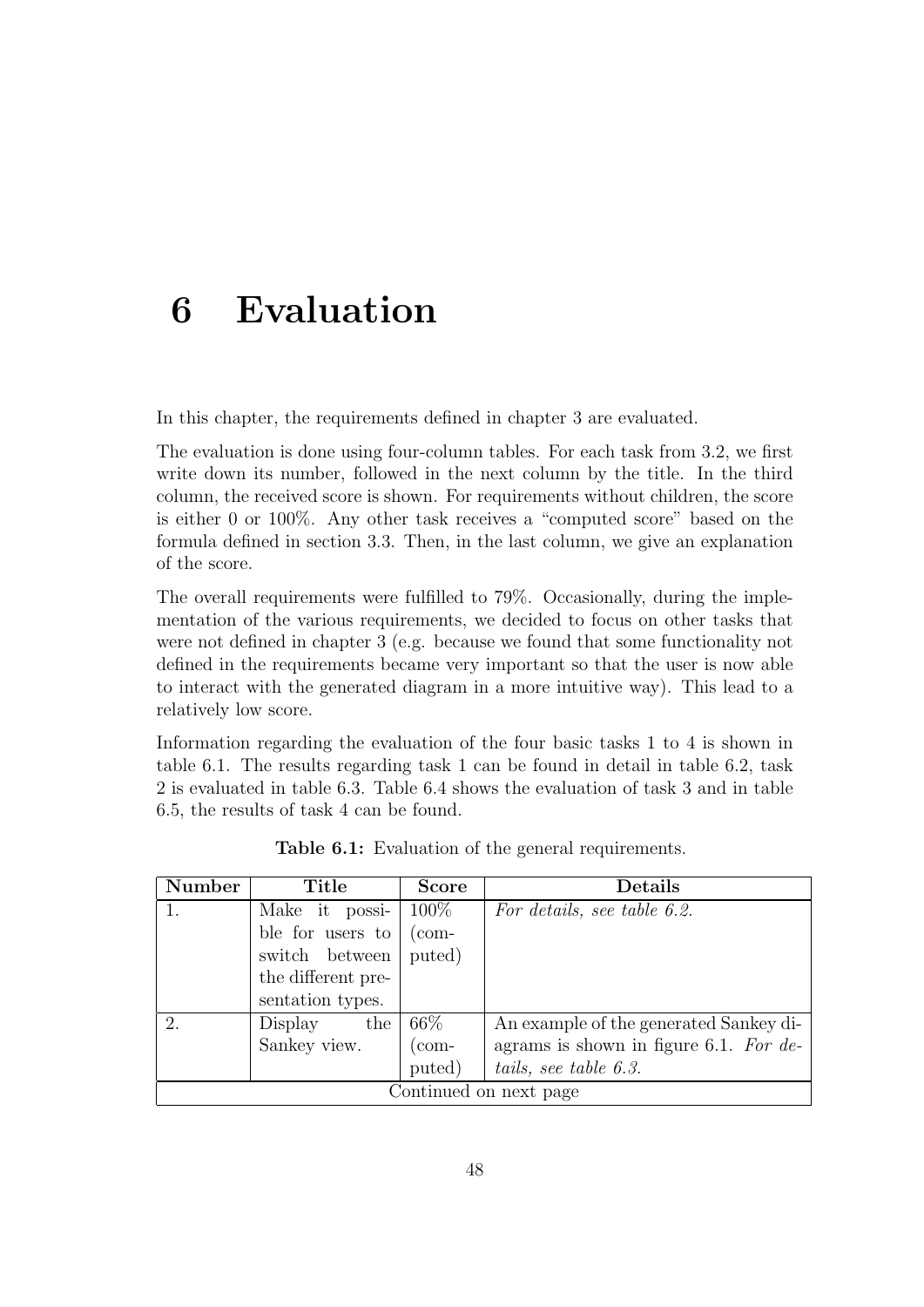# 6 Evaluation

In this chapter, the requirements defined in chapter 3 are evaluated.

The evaluation is done using four-column tables. For each task from 3.2, we first write down its number, followed in the next column by the title. In the third column, the received score is shown. For requirements without children, the score is either 0 or 100%. Any other task receives a "computed score" based on the formula defined in section 3.3. Then, in the last column, we give an explanation of the score.

The overall requirements were fulfilled to 79%. Occasionally, during the implementation of the various requirements, we decided to focus on other tasks that were not defined in chapter 3 (e.g. because we found that some functionality not defined in the requirements became very important so that the user is now able to interact with the generated diagram in a more intuitive way). This lead to a relatively low score.

Information regarding the evaluation of the four basic tasks 1 to 4 is shown in table 6.1. The results regarding task 1 can be found in detail in table 6.2, task 2 is evaluated in table 6.3. Table 6.4 shows the evaluation of task 3 and in table 6.5, the results of task 4 can be found.

**Table 6.1:** Evaluation of the general requirements.

| Number | Title | Score | Details |
|---|---|---|---|
| 1. | Make it possible for users to switch between the different presentation types. | 100% (computed) | *For details, see table 6.2.* |
| 2. | Display the Sankey view. | 66% (computed) | An example of the generated Sankey diagrams is shown in figure 6.1. *For details, see table 6.3.* |
| Continued on next page | | | |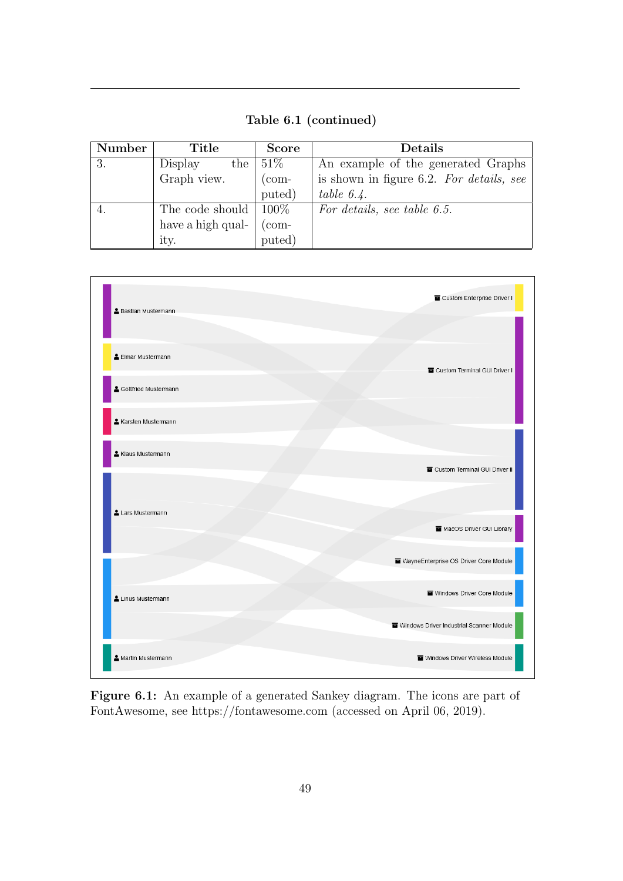**Table 6.1 (continued)**

| Number | Title | Score | Details |
|---|---|---|---|
| 3. | Display the Graph view. | 51% (computed) | An example of the generated Graphs is shown in figure 6.2. *For details, see table 6.4.* |
| 4. | The code should have a high quality. | 100% (computed) | *For details, see table 6.5.* |

**Figure 6.1:** An example of a generated Sankey diagram. The icons are part of FontAwesome, see https://fontawesome.com (accessed on April 06, 2019).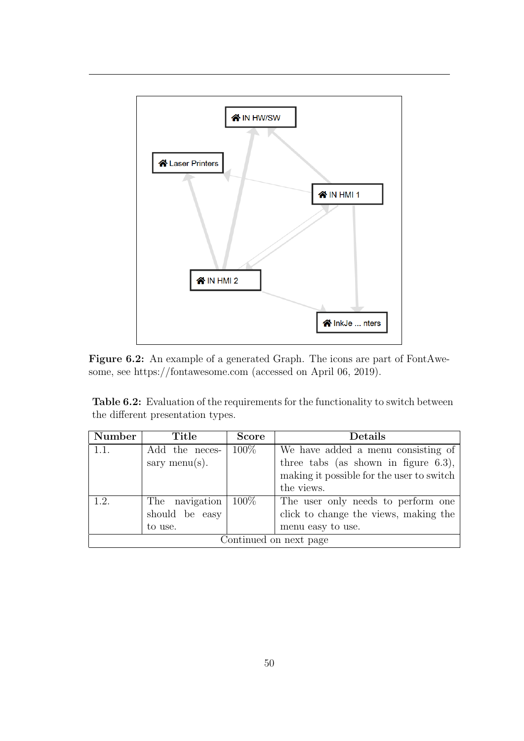**Figure 6.2:** An example of a generated Graph. The icons are part of FontAwesome, see https://fontawesome.com (accessed on April 06, 2019).

**Table 6.2:** Evaluation of the requirements for the functionality to switch between the different presentation types.

| Number | Title | Score | Details |
|---|---|---|---|
| 1.1. | Add the necessary menu(s). | 100% | We have added a menu consisting of three tabs (as shown in figure 6.3), making it possible for the user to switch the views. |
| 1.2. | The navigation should be easy to use. | 100% | The user only needs to perform one click to change the views, making the menu easy to use. |
| Continued on next page | | | |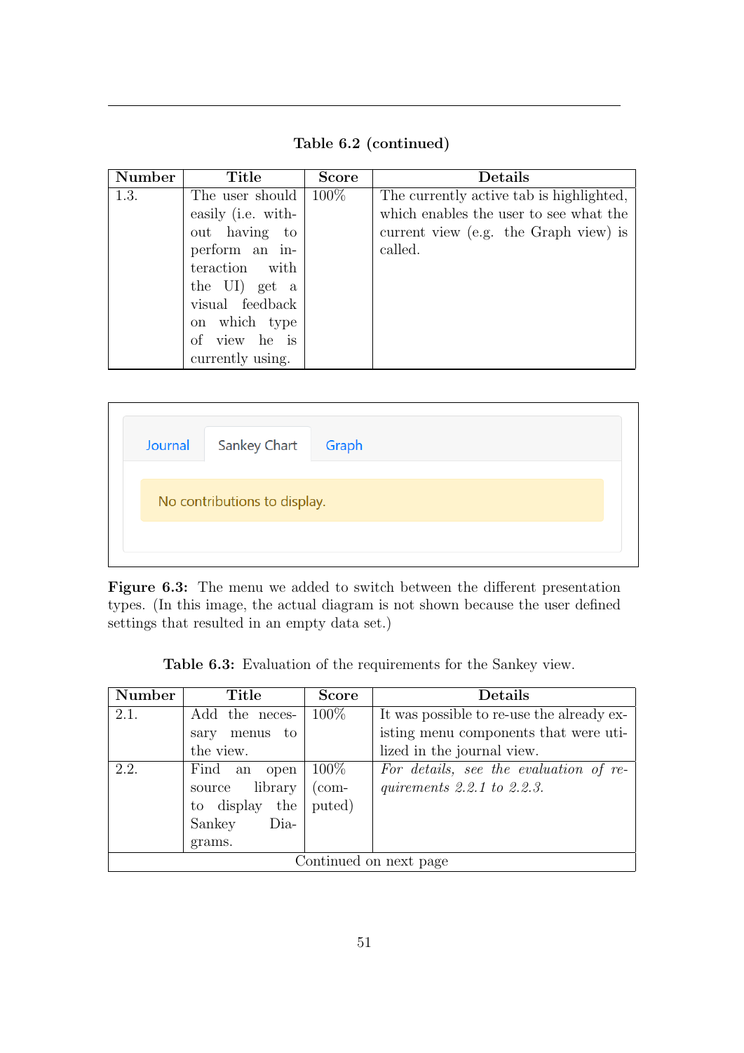**Table 6.2 (continued)**

| Number | Title | Score | Details |
|---|---|---|---|
| 1.3. | The user should easily (i.e. without having to perform an interaction with the UI) get a visual feedback on which type of view he is currently using. | 100% | The currently active tab is highlighted, which enables the user to see what the current view (e.g. the Graph view) is called. |

**Figure 6.3:** The menu we added to switch between the different presentation types. (In this image, the actual diagram is not shown because the user defined settings that resulted in an empty data set.)

**Table 6.3:** Evaluation of the requirements for the Sankey view.

| Number | Title | Score | Details |
|---|---|---|---|
| 2.1. | Add the necessary menus to the view. | 100% | It was possible to re-use the already existing menu components that were utilized in the journal view. |
| 2.2. | Find an open source library to display the Sankey Diagrams. | 100% (computed) | *For details, see the evaluation of requirements 2.2.1 to 2.2.3.* |
| Continued on next page | | | |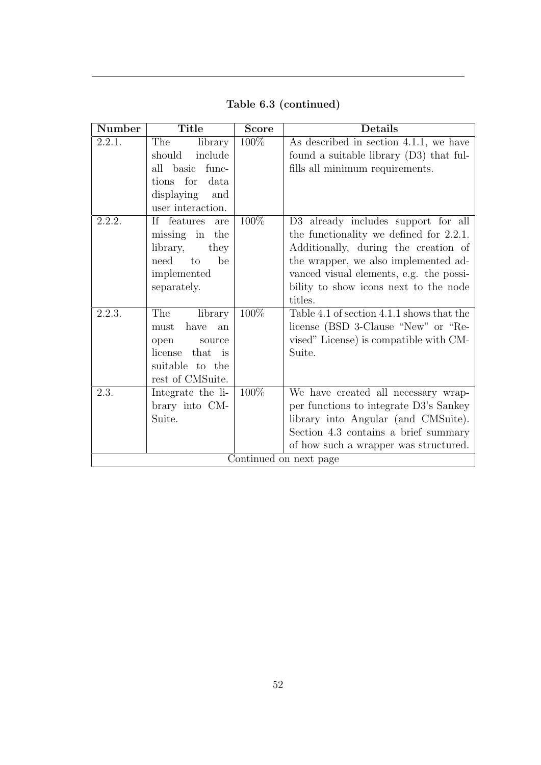**Table 6.3 (continued)**

| Number | Title | Score | Details |
|---|---|---|---|
| 2.2.1. | The library should include all basic functions for data displaying and user interaction. | 100% | As described in section 4.1.1, we have found a suitable library (D3) that fulfills all minimum requirements. |
| 2.2.2. | If features are missing in the library, they need to be implemented separately. | 100% | D3 already includes support for all the functionality we defined for 2.2.1. Additionally, during the creation of the wrapper, we also implemented advanced visual elements, e.g. the possibility to show icons next to the node titles. |
| 2.2.3. | The library must have an open source license that is suitable to the rest of CMSuite. | 100% | Table 4.1 of section 4.1.1 shows that the license (BSD 3-Clause "New" or "Revised" License) is compatible with CMSuite. |
| 2.3. | Integrate the library into CMSuite. | 100% | We have created all necessary wrapper functions to integrate D3's Sankey library into Angular (and CMSuite). Section 4.3 contains a brief summary of how such a wrapper was structured. |
| Continued on next page | | | |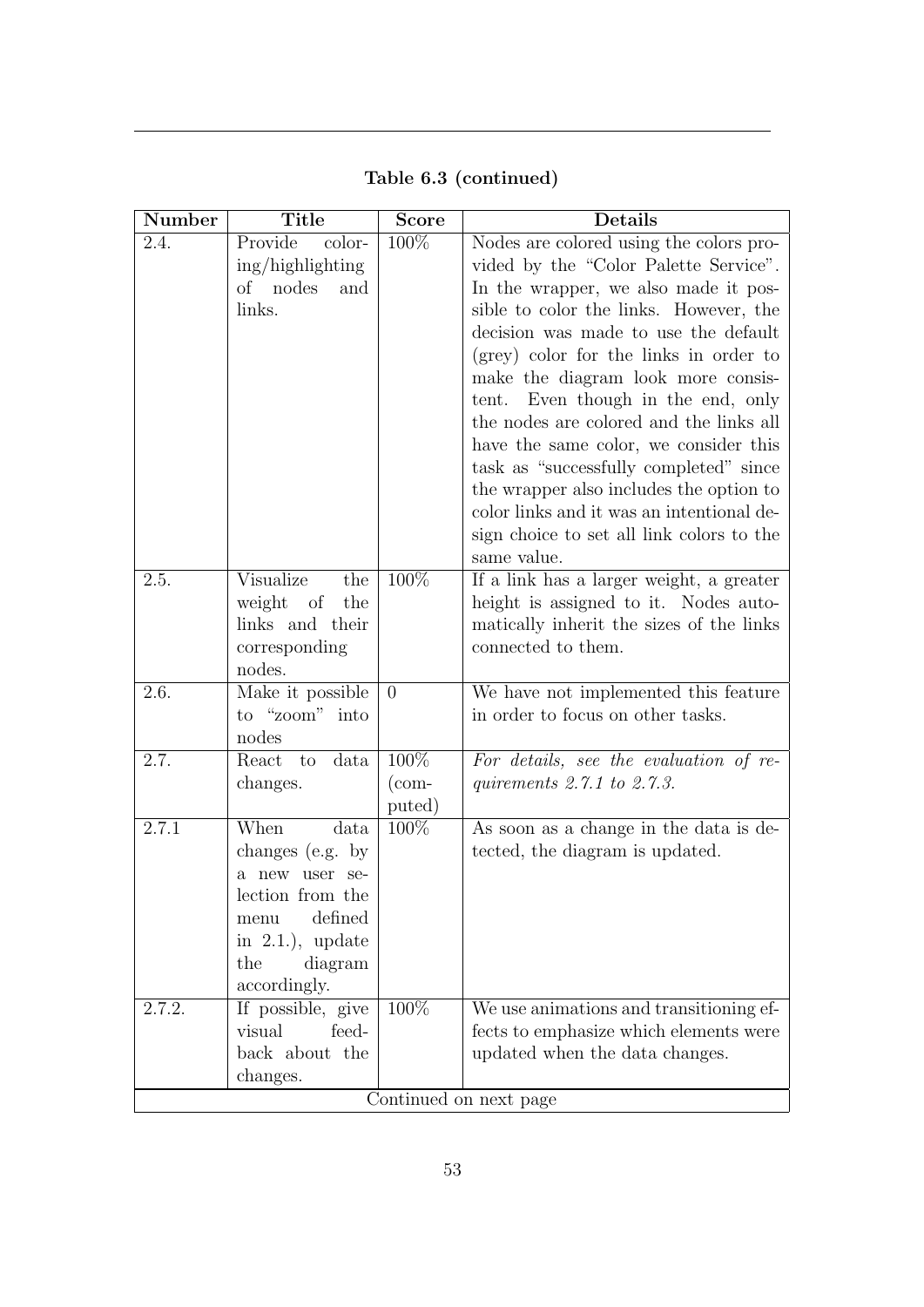**Table 6.3 (continued)**

| Number | Title | Score | Details |
| --- | --- | --- | --- |
| 2.4. | Provide coloring/highlighting of nodes and links. | 100% | Nodes are colored using the colors provided by the "Color Palette Service". In the wrapper, we also made it possible to color the links. However, the decision was made to use the default (grey) color for the links in order to make the diagram look more consistent. Even though in the end, only the nodes are colored and the links all have the same color, we consider this task as "successfully completed" since the wrapper also includes the option to color links and it was an intentional design choice to set all link colors to the same value. |
| 2.5. | Visualize the weight of the links and their corresponding nodes. | 100% | If a link has a larger weight, a greater height is assigned to it. Nodes automatically inherit the sizes of the links connected to them. |
| 2.6. | Make it possible to "zoom" into nodes | 0 | We have not implemented this feature in order to focus on other tasks. |
| 2.7. | React to data changes. | 100% (computed) | *For details, see the evaluation of requirements 2.7.1 to 2.7.3.* |
| 2.7.1 | When data changes (e.g. by a new user selection from the menu defined in 2.1.), update the diagram accordingly. | 100% | As soon as a change in the data is detected, the diagram is updated. |
| 2.7.2. | If possible, give visual feedback about the changes. | 100% | We use animations and transitioning effects to emphasize which elements were updated when the data changes. |
| Continued on next page | | | |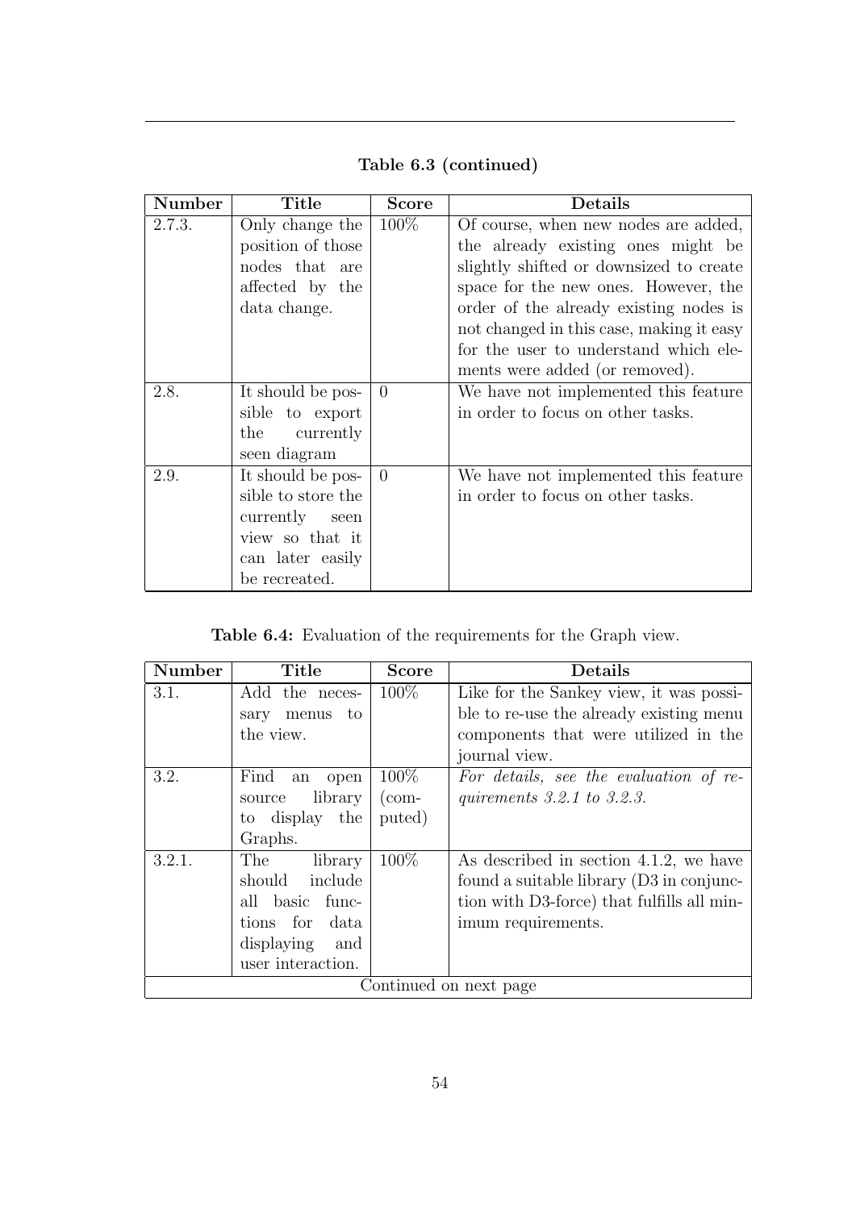**Table 6.3 (continued)**

| Number | Title | Score | Details |
|---|---|---|---|
| 2.7.3. | Only change the position of those nodes that are affected by the data change. | 100% | Of course, when new nodes are added, the already existing ones might be slightly shifted or downsized to create space for the new ones. However, the order of the already existing nodes is not changed in this case, making it easy for the user to understand which elements were added (or removed). |
| 2.8. | It should be possible to export the currently seen diagram | 0 | We have not implemented this feature in order to focus on other tasks. |
| 2.9. | It should be possible to store the currently seen view so that it can later easily be recreated. | 0 | We have not implemented this feature in order to focus on other tasks. |

**Table 6.4:** Evaluation of the requirements for the Graph view.

| Number | Title | Score | Details |
|---|---|---|---|
| 3.1. | Add the necessary menus to the view. | 100% | Like for the Sankey view, it was possible to re-use the already existing menu components that were utilized in the journal view. |
| 3.2. | Find an open source library to display the Graphs. | 100% (computed) | *For details, see the evaluation of requirements 3.2.1 to 3.2.3.* |
| 3.2.1. | The library should include all basic functions for data displaying and user interaction. | 100% | As described in section 4.1.2, we have found a suitable library (D3 in conjunction with D3-force) that fulfills all minimum requirements. |

Continued on next page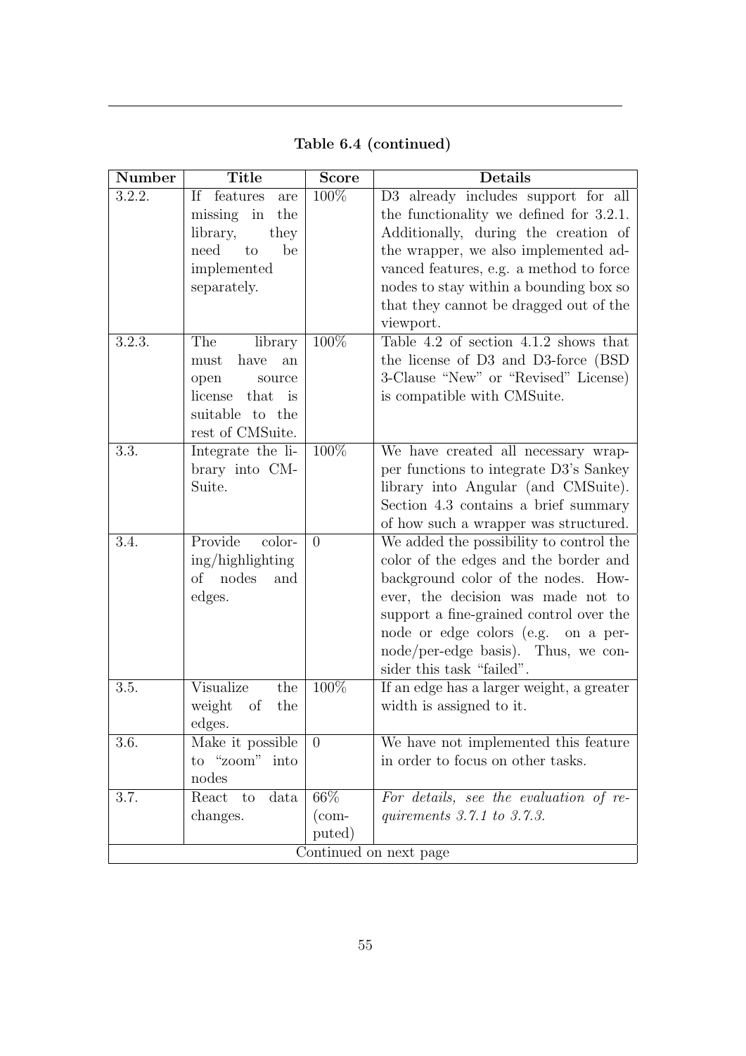**Table 6.4 (continued)**

| Number | Title | Score | Details |
|---|---|---|---|
| 3.2.2. | If features are missing in the library, they need to be implemented separately. | 100% | D3 already includes support for all the functionality we defined for 3.2.1. Additionally, during the creation of the wrapper, we also implemented advanced features, e.g. a method to force nodes to stay within a bounding box so that they cannot be dragged out of the viewport. |
| 3.2.3. | The library must have an open source license that is suitable to the rest of CMSuite. | 100% | Table 4.2 of section 4.1.2 shows that the license of D3 and D3-force (BSD 3-Clause "New" or "Revised" License) is compatible with CMSuite. |
| 3.3. | Integrate the library into CMSuite. | 100% | We have created all necessary wrapper functions to integrate D3's Sankey library into Angular (and CMSuite). Section 4.3 contains a brief summary of how such a wrapper was structured. |
| 3.4. | Provide coloring/highlighting of nodes and edges. | 0 | We added the possibility to control the color of the edges and the border and background color of the nodes. However, the decision was made not to support a fine-grained control over the node or edge colors (e.g. on a per-node/per-edge basis). Thus, we consider this task "failed". |
| 3.5. | Visualize the weight of the edges. | 100% | If an edge has a larger weight, a greater width is assigned to it. |
| 3.6. | Make it possible to "zoom" into nodes | 0 | We have not implemented this feature in order to focus on other tasks. |
| 3.7. | React to data changes. | 66% (computed) | *For details, see the evaluation of requirements 3.7.1 to 3.7.3.* |
| Continued on next page | | | |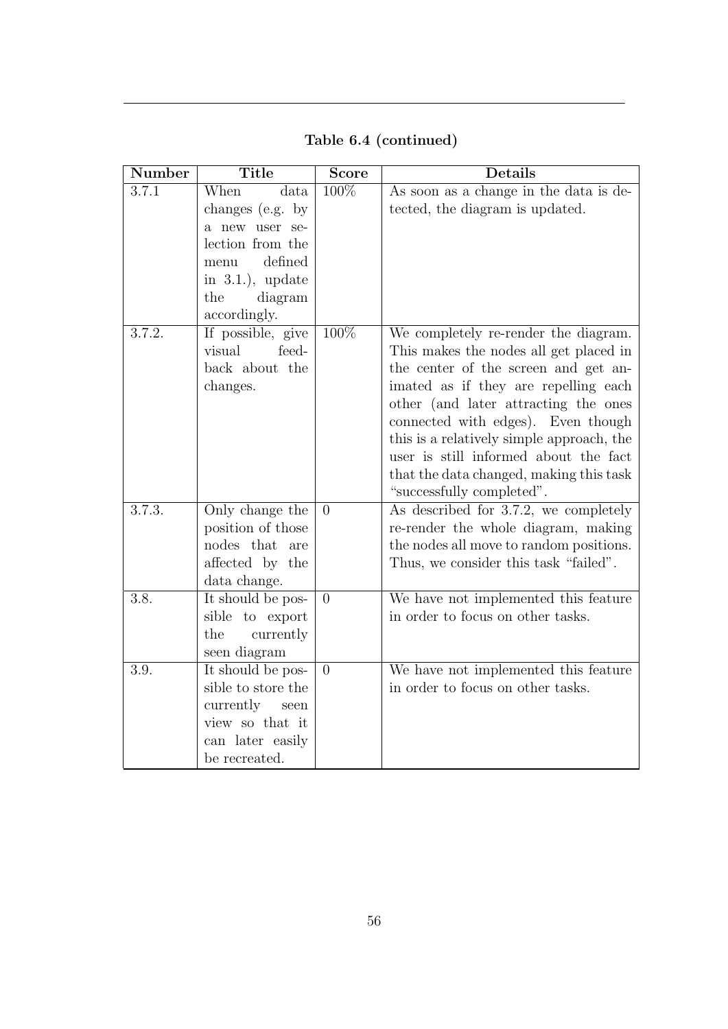**Table 6.4 (continued)**

| Number | Title | Score | Details |
| --- | --- | --- | --- |
| 3.7.1 | When data changes (e.g. by a new user selection from the menu defined in 3.1.), update the diagram accordingly. | 100% | As soon as a change in the data is detected, the diagram is updated. |
| 3.7.2. | If possible, give visual feedback about the changes. | 100% | We completely re-render the diagram. This makes the nodes all get placed in the center of the screen and get animated as if they are repelling each other (and later attracting the ones connected with edges). Even though this is a relatively simple approach, the user is still informed about the fact that the data changed, making this task "successfully completed". |
| 3.7.3. | Only change the position of those nodes that are affected by the data change. | 0 | As described for 3.7.2, we completely re-render the whole diagram, making the nodes all move to random positions. Thus, we consider this task "failed". |
| 3.8. | It should be possible to export the currently seen diagram | 0 | We have not implemented this feature in order to focus on other tasks. |
| 3.9. | It should be possible to store the currently seen view so that it can later easily be recreated. | 0 | We have not implemented this feature in order to focus on other tasks. |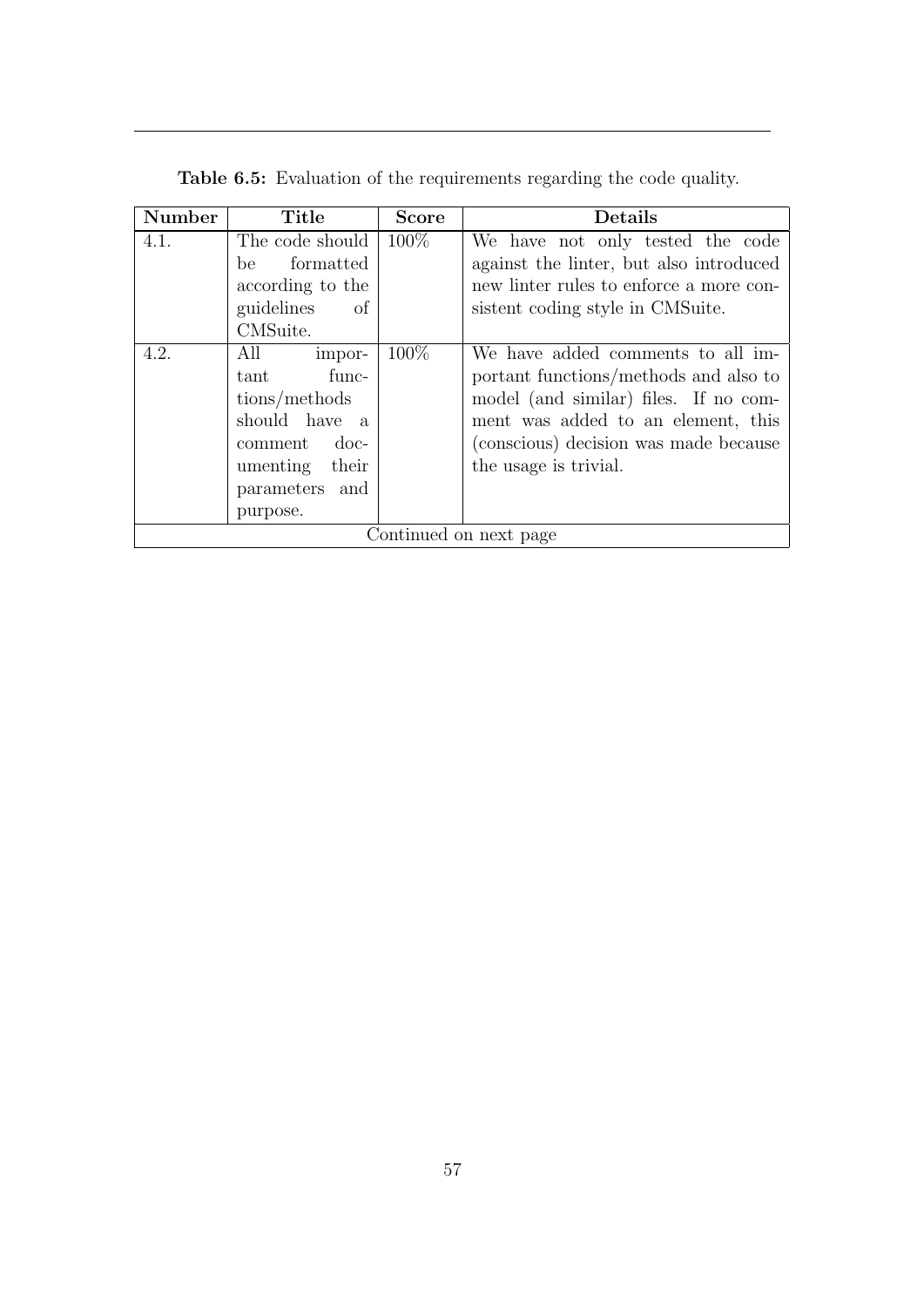**Table 6.5:** Evaluation of the requirements regarding the code quality.

| Number | Title | Score | Details |
|---|---|---|---|
| 4.1. | The code should be formatted according to the guidelines of CMSuite. | 100% | We have not only tested the code against the linter, but also introduced new linter rules to enforce a more consistent coding style in CMSuite. |
| 4.2. | All important functions/methods should have a comment documenting their parameters and purpose. | 100% | We have added comments to all important functions/methods and also to model (and similar) files. If no comment was added to an element, this (conscious) decision was made because the usage is trivial. |

Continued on next page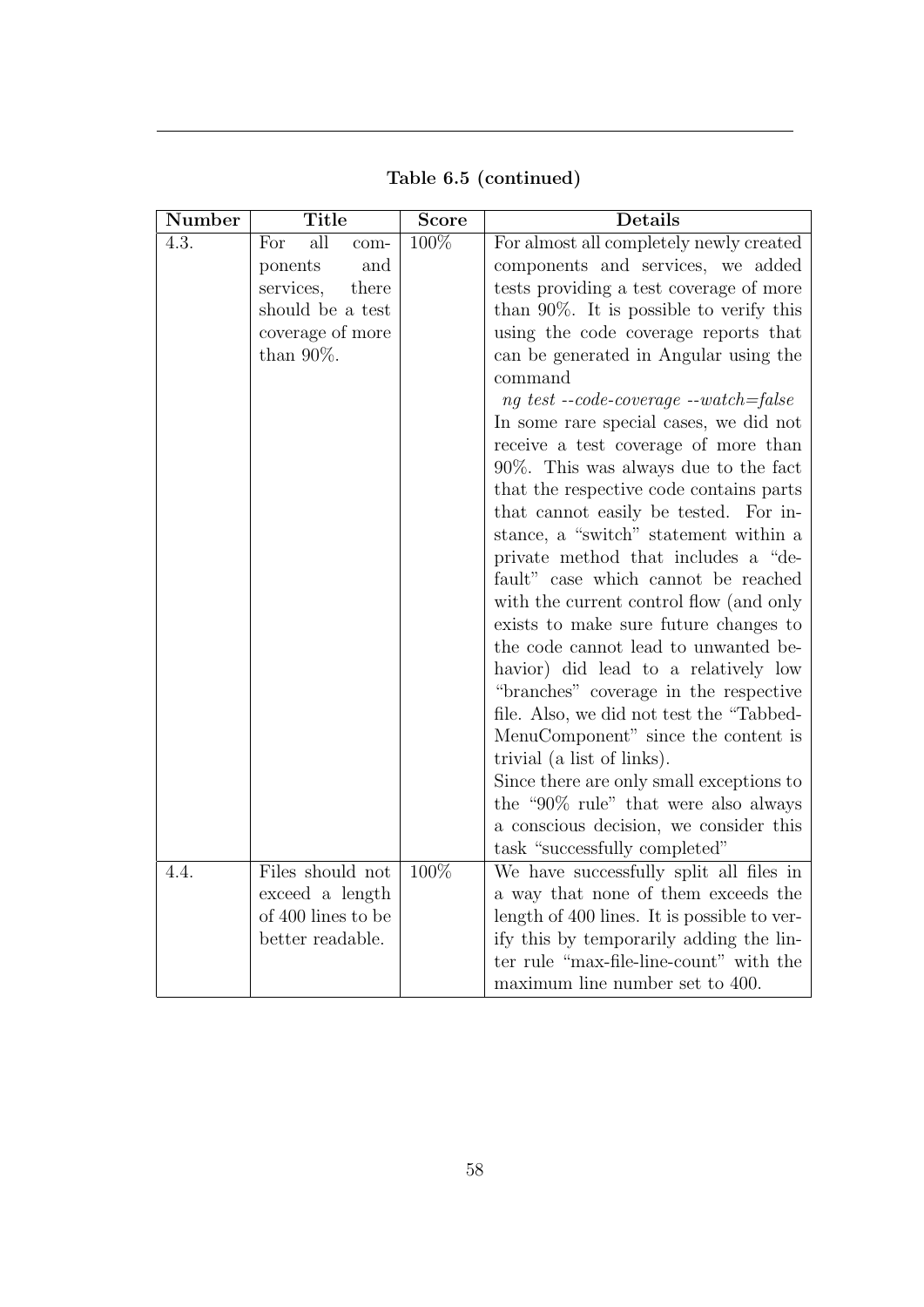**Table 6.5 (continued)**

| Number | Title | Score | Details |
|---|---|---|---|
| 4.3. | For all components and services, there should be a test coverage of more than 90%. | 100% | For almost all completely newly created components and services, we added tests providing a test coverage of more than 90%. It is possible to verify this using the code coverage reports that can be generated in Angular using the command *ng test --code-coverage --watch=false* In some rare special cases, we did not receive a test coverage of more than 90%. This was always due to the fact that the respective code contains parts that cannot easily be tested. For instance, a "switch" statement within a private method that includes a "default" case which cannot be reached with the current control flow (and only exists to make sure future changes to the code cannot lead to unwanted behavior) did lead to a relatively low "branches" coverage in the respective file. Also, we did not test the "TabbedMenuComponent" since the content is trivial (a list of links). Since there are only small exceptions to the "90% rule" that were also always a conscious decision, we consider this task "successfully completed" |
| 4.4. | Files should not exceed a length of 400 lines to be better readable. | 100% | We have successfully split all files in a way that none of them exceeds the length of 400 lines. It is possible to verify this by temporarily adding the linter rule "max-file-line-count" with the maximum line number set to 400. |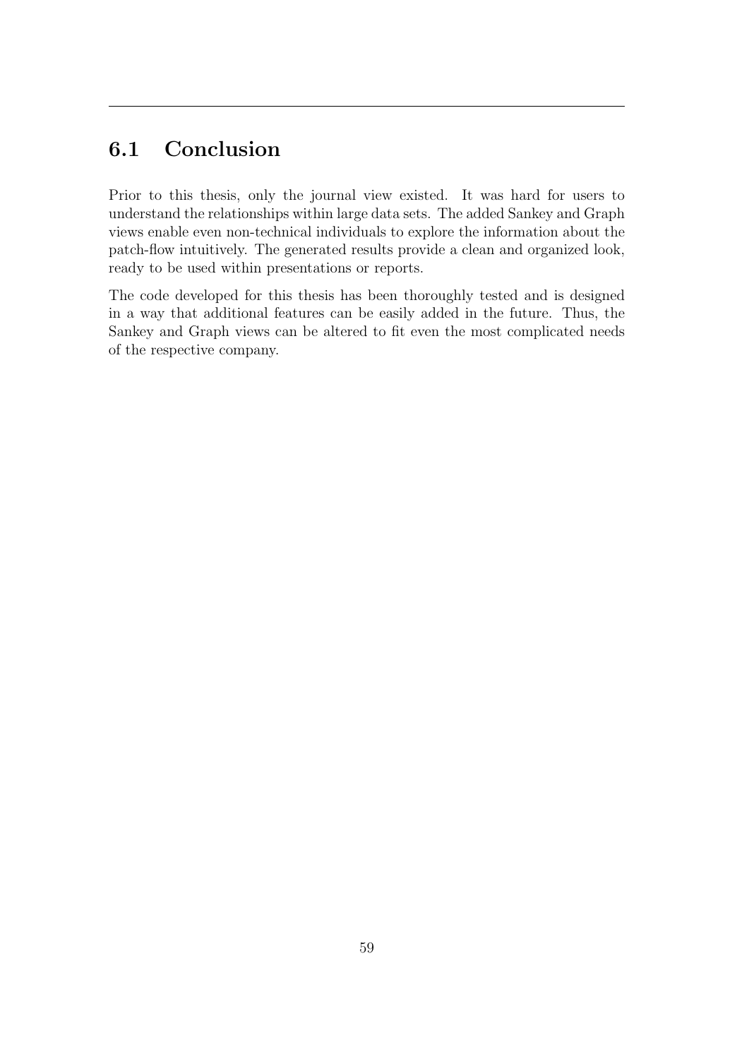## 6.1 Conclusion

Prior to this thesis, only the journal view existed. It was hard for users to understand the relationships within large data sets. The added Sankey and Graph views enable even non-technical individuals to explore the information about the patch-flow intuitively. The generated results provide a clean and organized look, ready to be used within presentations or reports.

The code developed for this thesis has been thoroughly tested and is designed in a way that additional features can be easily added in the future. Thus, the Sankey and Graph views can be altered to fit even the most complicated needs of the respective company.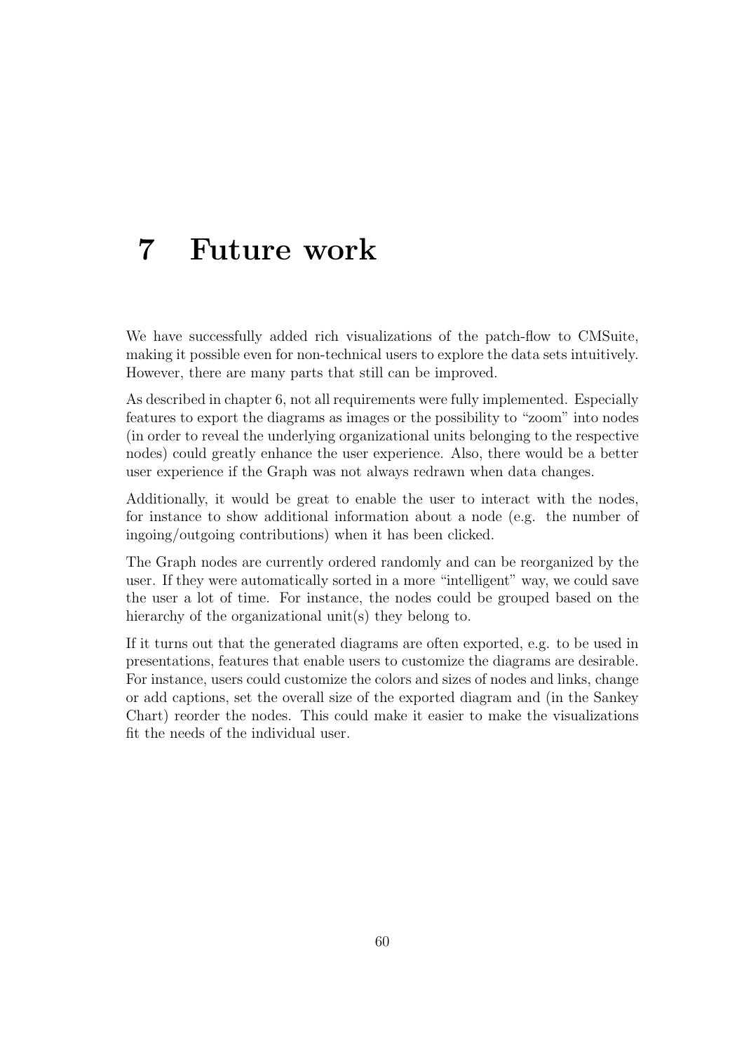# 7 Future work

We have successfully added rich visualizations of the patch-flow to CMSuite, making it possible even for non-technical users to explore the data sets intuitively. However, there are many parts that still can be improved.

As described in chapter 6, not all requirements were fully implemented. Especially features to export the diagrams as images or the possibility to "zoom" into nodes (in order to reveal the underlying organizational units belonging to the respective nodes) could greatly enhance the user experience. Also, there would be a better user experience if the Graph was not always redrawn when data changes.

Additionally, it would be great to enable the user to interact with the nodes, for instance to show additional information about a node (e.g. the number of ingoing/outgoing contributions) when it has been clicked.

The Graph nodes are currently ordered randomly and can be reorganized by the user. If they were automatically sorted in a more "intelligent" way, we could save the user a lot of time. For instance, the nodes could be grouped based on the hierarchy of the organizational unit(s) they belong to.

If it turns out that the generated diagrams are often exported, e.g. to be used in presentations, features that enable users to customize the diagrams are desirable. For instance, users could customize the colors and sizes of nodes and links, change or add captions, set the overall size of the exported diagram and (in the Sankey Chart) reorder the nodes. This could make it easier to make the visualizations fit the needs of the individual user.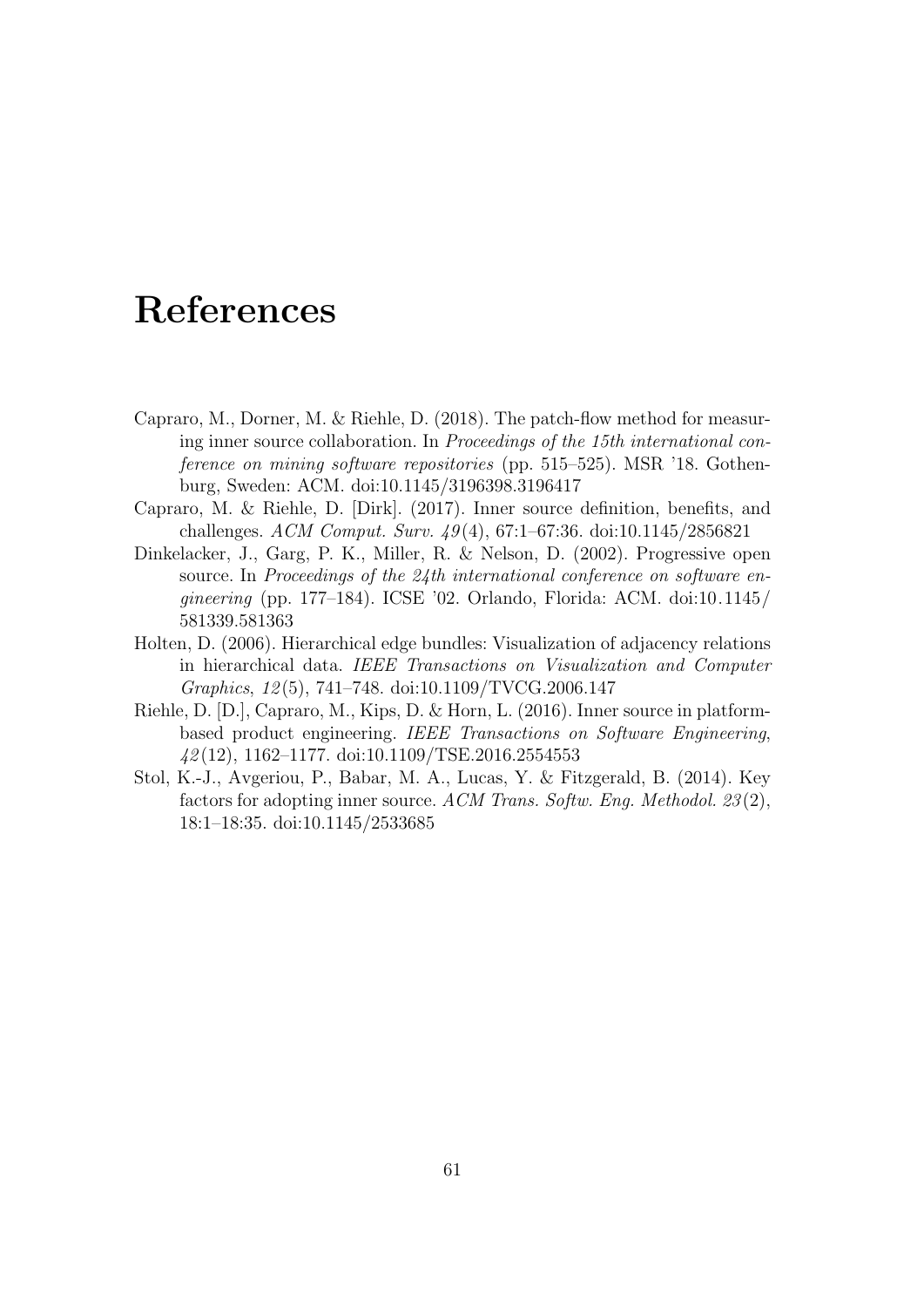# References

Capraro, M., Dorner, M. & Riehle, D. (2018). The patch-flow method for measuring inner source collaboration. In *Proceedings of the 15th international conference on mining software repositories* (pp. 515–525). MSR '18. Gothenburg, Sweden: ACM. doi:10.1145/3196398.3196417

Capraro, M. & Riehle, D. [Dirk]. (2017). Inner source definition, benefits, and challenges. *ACM Comput. Surv. 49*(4), 67:1–67:36. doi:10.1145/2856821

Dinkelacker, J., Garg, P. K., Miller, R. & Nelson, D. (2002). Progressive open source. In *Proceedings of the 24th international conference on software engineering* (pp. 177–184). ICSE '02. Orlando, Florida: ACM. doi:10.1145/581339.581363

Holten, D. (2006). Hierarchical edge bundles: Visualization of adjacency relations in hierarchical data. *IEEE Transactions on Visualization and Computer Graphics, 12*(5), 741–748. doi:10.1109/TVCG.2006.147

Riehle, D. [D.], Capraro, M., Kips, D. & Horn, L. (2016). Inner source in platform-based product engineering. *IEEE Transactions on Software Engineering, 42*(12), 1162–1177. doi:10.1109/TSE.2016.2554553

Stol, K.-J., Avgeriou, P., Babar, M. A., Lucas, Y. & Fitzgerald, B. (2014). Key factors for adopting inner source. *ACM Trans. Softw. Eng. Methodol. 23*(2), 18:1–18:35. doi:10.1145/2533685